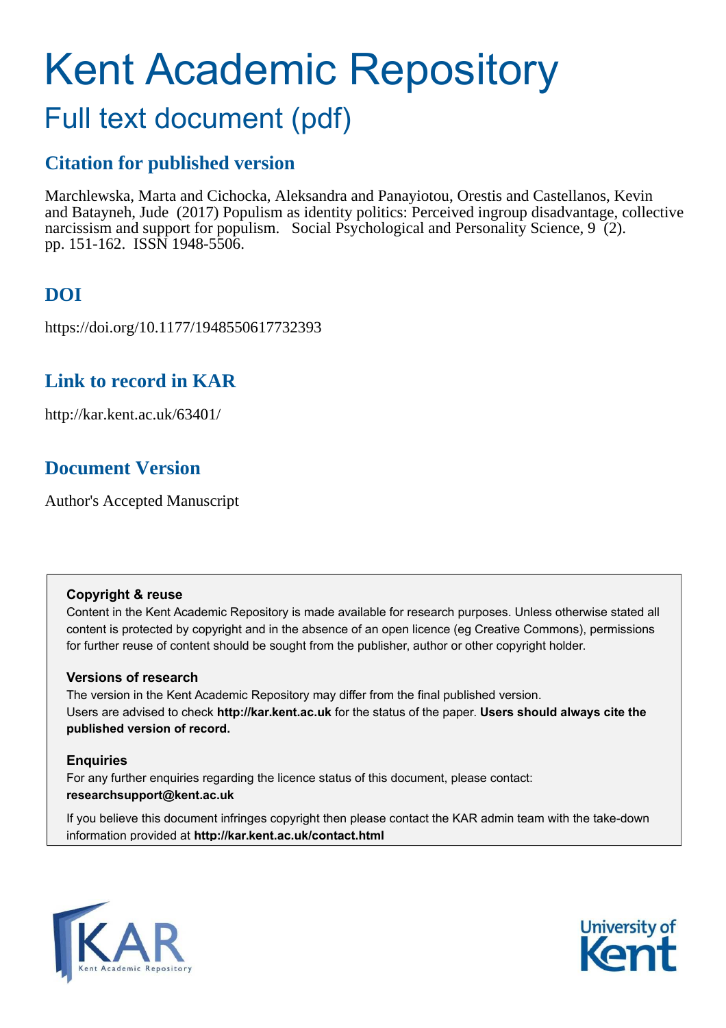# Kent Academic Repository

## Full text document (pdf)

### Citation for published version

Marchlewska, Marta and Cichocka, Aleksandra and Panayiotou, Orestis and Castellanos, Kevin and Batayneh, Jude (2017) Populism as identity politics: Perceived ingroup disadvantage, collective narcissism and support for populism. Social Psychological and Personality Science, 9 (2). pp. 151-162. ISSN 1948-5506.

### DOI

https://doi.org/10.1177/1948550617732393

### Link to record in KAR

http://kar.kent.ac.uk/63401/

### Document Version

Author's Accepted Manuscript

**Copyright & reuse**

Content in the Kent Academic Repository is made available for research purposes. Unless otherwise stated all content is protected by copyright and in the absence of an open licence (eg Creative Commons), permissions for further reuse of content should be sought from the publisher, author or other copyright holder.

**Versions of research**

The version in the Kent Academic Repository may differ from the final published version. Users are advised to check **http://kar.kent.ac.uk** for the status of the paper. **Users should always cite the published version of record.**

**Enquiries**

For any further enquiries regarding the licence status of this document, please contact: **researchsupport@kent.ac.uk**

If you believe this document infringes copyright then please contact the KAR admin team with the take-down information provided at **http://kar.kent.ac.uk/contact.html**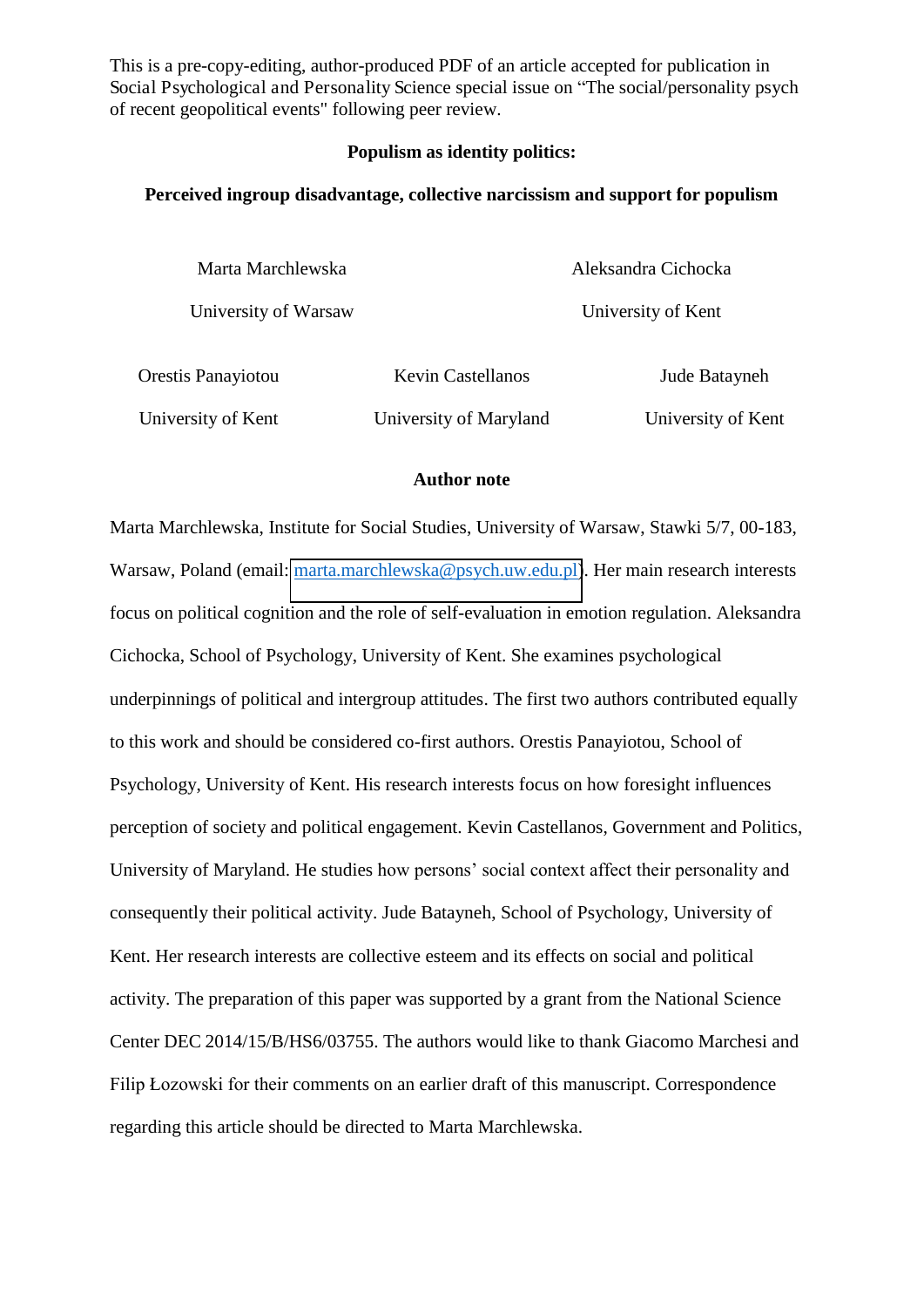This is a pre-copy-editing, author-produced PDF of an article accepted for publication in Social Psychological and Personality Science special issue on "The social/personality psych of recent geopolitical events" following peer review.

**Populism as identity politics:**

**Perceived ingroup disadvantage, collective narcissism and support for populism**

Marta Marchlewska, University of Warsaw

Aleksandra Cichocka, University of Kent

Orestis Panayiotou, University of Kent

Kevin Castellanos, University of Maryland

Jude Batayneh, University of Kent

**Author note**

Marta Marchlewska, Institute for Social Studies, University of Warsaw, Stawki 5/7, 00-183, Warsaw, Poland (email: marta.marchlewska@psych.uw.edu.pl). Her main research interests focus on political cognition and the role of self-evaluation in emotion regulation. Aleksandra Cichocka, School of Psychology, University of Kent. She examines psychological underpinnings of political and intergroup attitudes. The first two authors contributed equally to this work and should be considered co-first authors. Orestis Panayiotou, School of Psychology, University of Kent. His research interests focus on how foresight influences perception of society and political engagement. Kevin Castellanos, Government and Politics, University of Maryland. He studies how persons' social context affect their personality and consequently their political activity. Jude Batayneh, School of Psychology, University of Kent. Her research interests are collective esteem and its effects on social and political activity. The preparation of this paper was supported by a grant from the National Science Center DEC 2014/15/B/HS6/03755. The authors would like to thank Giacomo Marchesi and Filip Łozowski for their comments on an earlier draft of this manuscript. Correspondence regarding this article should be directed to Marta Marchlewska.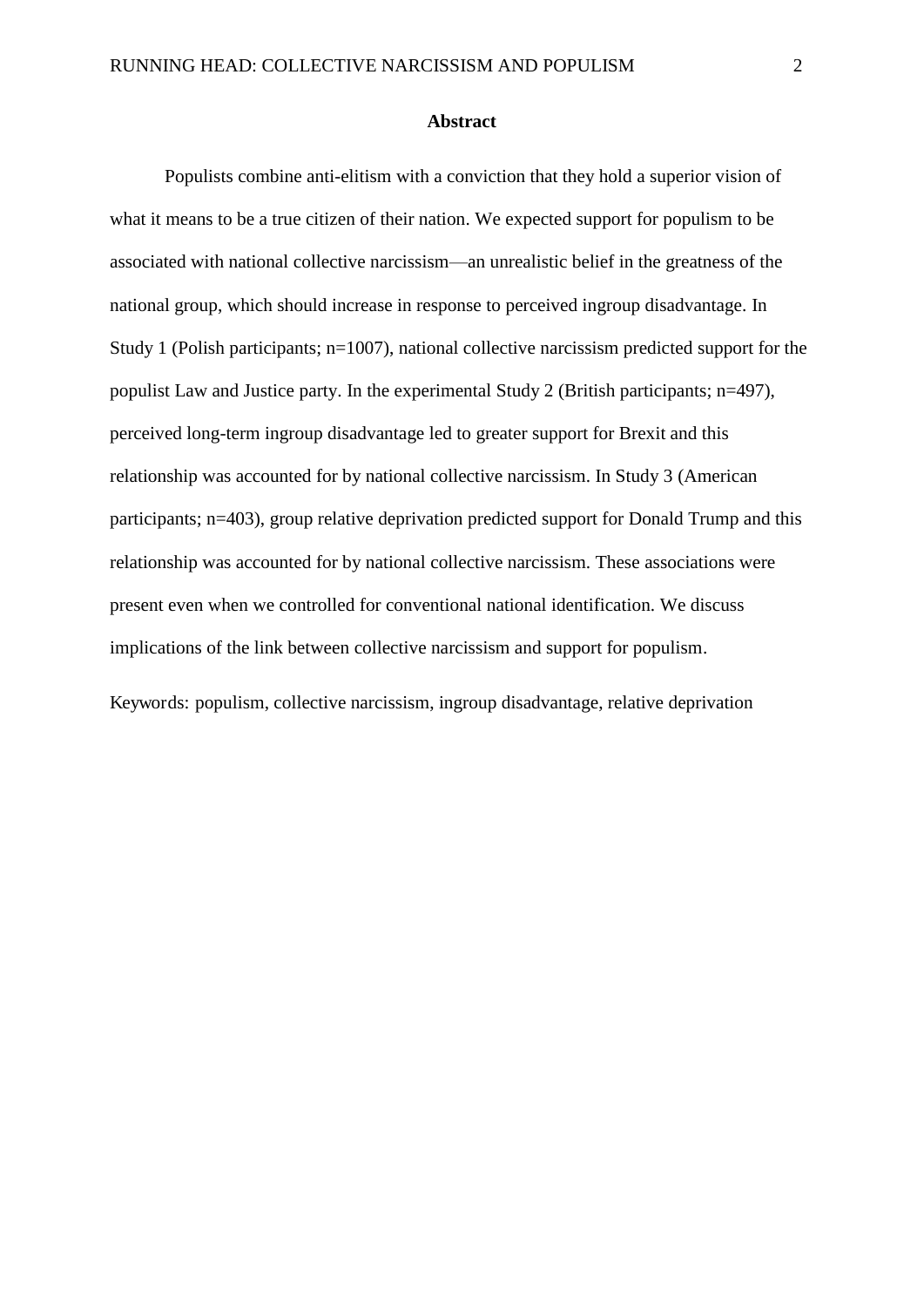## Abstract

Populists combine anti-elitism with a conviction that they hold a superior vision of what it means to be a true citizen of their nation. We expected support for populism to be associated with national collective narcissism—an unrealistic belief in the greatness of the national group, which should increase in response to perceived ingroup disadvantage. In Study 1 (Polish participants; n=1007), national collective narcissism predicted support for the populist Law and Justice party. In the experimental Study 2 (British participants; n=497), perceived long-term ingroup disadvantage led to greater support for Brexit and this relationship was accounted for by national collective narcissism. In Study 3 (American participants; n=403), group relative deprivation predicted support for Donald Trump and this relationship was accounted for by national collective narcissism. These associations were present even when we controlled for conventional national identification. We discuss implications of the link between collective narcissism and support for populism.

Keywords: populism, collective narcissism, ingroup disadvantage, relative deprivation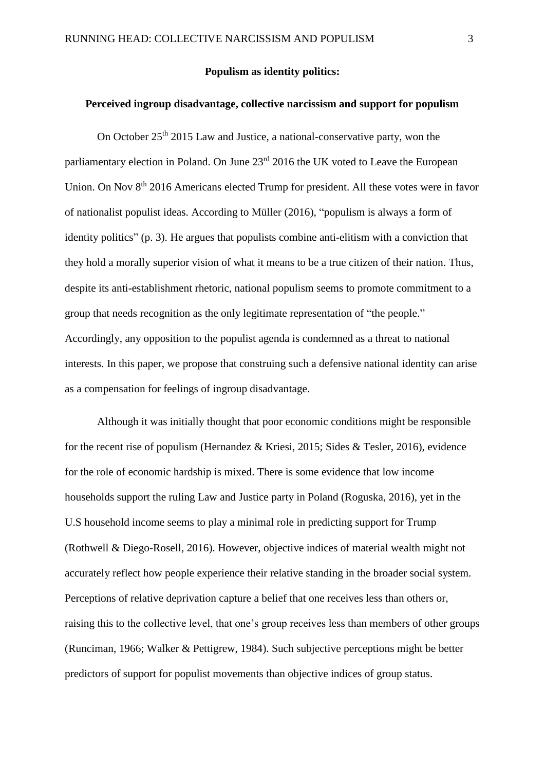**Populism as identity politics:**

**Perceived ingroup disadvantage, collective narcissism and support for populism**

On October 25th 2015 Law and Justice, a national-conservative party, won the parliamentary election in Poland. On June 23rd 2016 the UK voted to Leave the European Union. On Nov 8th 2016 Americans elected Trump for president. All these votes were in favor of nationalist populist ideas. According to Müller (2016), "populism is always a form of identity politics" (p. 3). He argues that populists combine anti-elitism with a conviction that they hold a morally superior vision of what it means to be a true citizen of their nation. Thus, despite its anti-establishment rhetoric, national populism seems to promote commitment to a group that needs recognition as the only legitimate representation of "the people." Accordingly, any opposition to the populist agenda is condemned as a threat to national interests. In this paper, we propose that construing such a defensive national identity can arise as a compensation for feelings of ingroup disadvantage.

Although it was initially thought that poor economic conditions might be responsible for the recent rise of populism (Hernandez & Kriesi, 2015; Sides & Tesler, 2016), evidence for the role of economic hardship is mixed. There is some evidence that low income households support the ruling Law and Justice party in Poland (Roguska, 2016), yet in the U.S household income seems to play a minimal role in predicting support for Trump (Rothwell & Diego-Rosell, 2016). However, objective indices of material wealth might not accurately reflect how people experience their relative standing in the broader social system. Perceptions of relative deprivation capture a belief that one receives less than others or, raising this to the collective level, that one's group receives less than members of other groups (Runciman, 1966; Walker & Pettigrew, 1984). Such subjective perceptions might be better predictors of support for populist movements than objective indices of group status.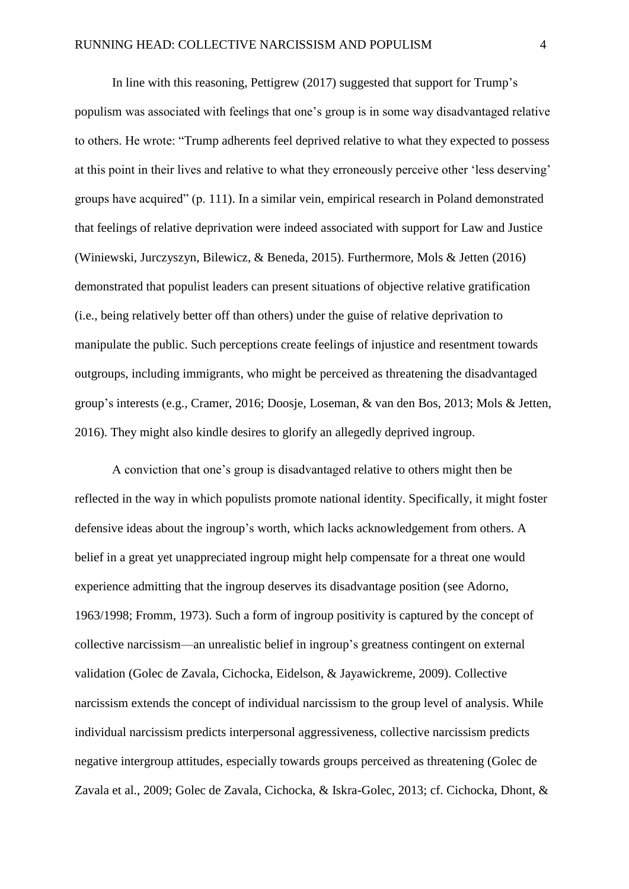In line with this reasoning, Pettigrew (2017) suggested that support for Trump's populism was associated with feelings that one's group is in some way disadvantaged relative to others. He wrote: "Trump adherents feel deprived relative to what they expected to possess at this point in their lives and relative to what they erroneously perceive other 'less deserving' groups have acquired" (p. 111). In a similar vein, empirical research in Poland demonstrated that feelings of relative deprivation were indeed associated with support for Law and Justice (Winiewski, Jurczyszyn, Bilewicz, & Beneda, 2015). Furthermore, Mols & Jetten (2016) demonstrated that populist leaders can present situations of objective relative gratification (i.e., being relatively better off than others) under the guise of relative deprivation to manipulate the public. Such perceptions create feelings of injustice and resentment towards outgroups, including immigrants, who might be perceived as threatening the disadvantaged group's interests (e.g., Cramer, 2016; Doosje, Loseman, & van den Bos, 2013; Mols & Jetten, 2016). They might also kindle desires to glorify an allegedly deprived ingroup.

A conviction that one's group is disadvantaged relative to others might then be reflected in the way in which populists promote national identity. Specifically, it might foster defensive ideas about the ingroup's worth, which lacks acknowledgement from others. A belief in a great yet unappreciated ingroup might help compensate for a threat one would experience admitting that the ingroup deserves its disadvantage position (see Adorno, 1963/1998; Fromm, 1973). Such a form of ingroup positivity is captured by the concept of collective narcissism—an unrealistic belief in ingroup's greatness contingent on external validation (Golec de Zavala, Cichocka, Eidelson, & Jayawickreme, 2009). Collective narcissism extends the concept of individual narcissism to the group level of analysis. While individual narcissism predicts interpersonal aggressiveness, collective narcissism predicts negative intergroup attitudes, especially towards groups perceived as threatening (Golec de Zavala et al., 2009; Golec de Zavala, Cichocka, & Iskra-Golec, 2013; cf. Cichocka, Dhont, &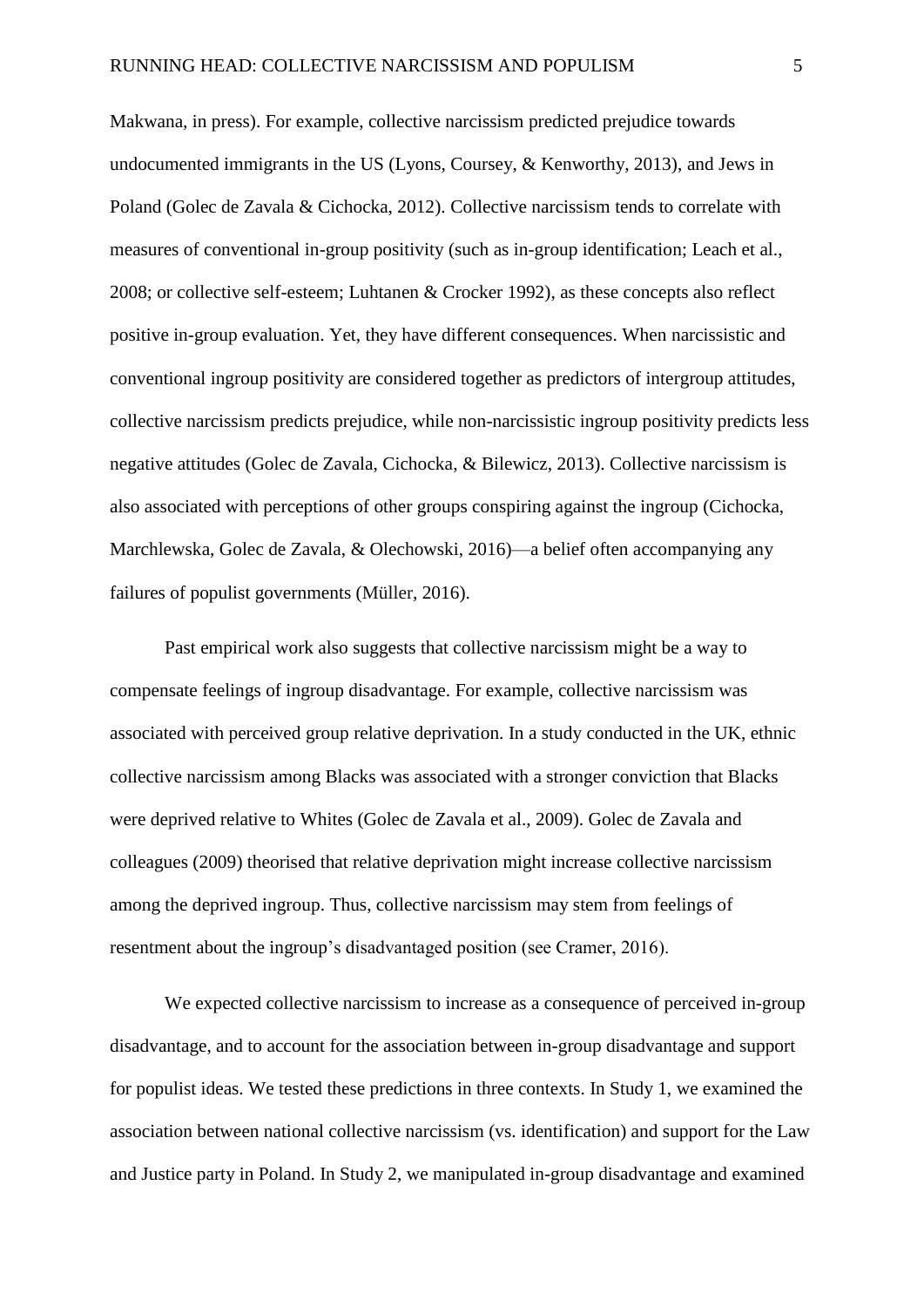Makwana, in press). For example, collective narcissism predicted prejudice towards undocumented immigrants in the US (Lyons, Coursey, & Kenworthy, 2013), and Jews in Poland (Golec de Zavala & Cichocka, 2012). Collective narcissism tends to correlate with measures of conventional in-group positivity (such as in-group identification; Leach et al., 2008; or collective self-esteem; Luhtanen & Crocker 1992), as these concepts also reflect positive in-group evaluation. Yet, they have different consequences. When narcissistic and conventional ingroup positivity are considered together as predictors of intergroup attitudes, collective narcissism predicts prejudice, while non-narcissistic ingroup positivity predicts less negative attitudes (Golec de Zavala, Cichocka, & Bilewicz, 2013). Collective narcissism is also associated with perceptions of other groups conspiring against the ingroup (Cichocka, Marchlewska, Golec de Zavala, & Olechowski, 2016)—a belief often accompanying any failures of populist governments (Müller, 2016).

Past empirical work also suggests that collective narcissism might be a way to compensate feelings of ingroup disadvantage. For example, collective narcissism was associated with perceived group relative deprivation. In a study conducted in the UK, ethnic collective narcissism among Blacks was associated with a stronger conviction that Blacks were deprived relative to Whites (Golec de Zavala et al., 2009). Golec de Zavala and colleagues (2009) theorised that relative deprivation might increase collective narcissism among the deprived ingroup. Thus, collective narcissism may stem from feelings of resentment about the ingroup's disadvantaged position (see Cramer, 2016).

We expected collective narcissism to increase as a consequence of perceived in-group disadvantage, and to account for the association between in-group disadvantage and support for populist ideas. We tested these predictions in three contexts. In Study 1, we examined the association between national collective narcissism (vs. identification) and support for the Law and Justice party in Poland. In Study 2, we manipulated in-group disadvantage and examined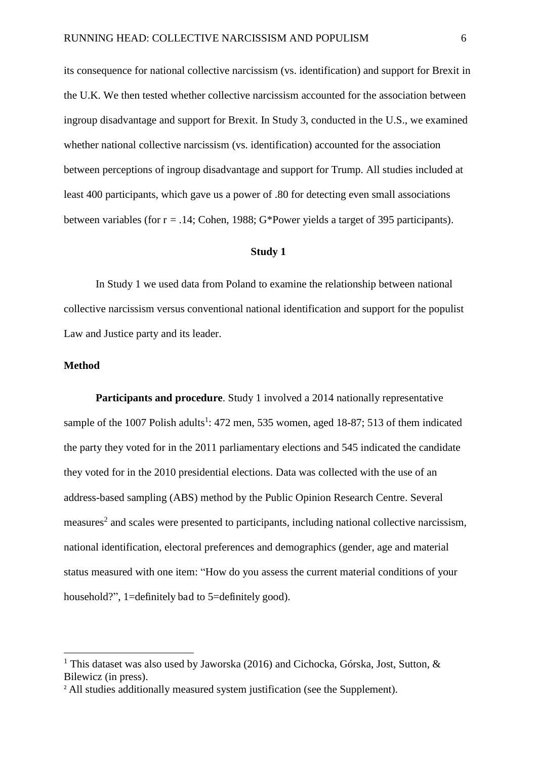its consequence for national collective narcissism (vs. identification) and support for Brexit in the U.K. We then tested whether collective narcissism accounted for the association between ingroup disadvantage and support for Brexit. In Study 3, conducted in the U.S., we examined whether national collective narcissism (vs. identification) accounted for the association between perceptions of ingroup disadvantage and support for Trump. All studies included at least 400 participants, which gave us a power of .80 for detecting even small associations between variables (for $r = .14$; Cohen, 1988; G*Power yields a target of 395 participants).

## Study 1

In Study 1 we used data from Poland to examine the relationship between national collective narcissism versus conventional national identification and support for the populist Law and Justice party and its leader.

### Method

**Participants and procedure**. Study 1 involved a 2014 nationally representative sample of the 1007 Polish adults[1]: 472 men, 535 women, aged 18-87; 513 of them indicated the party they voted for in the 2011 parliamentary elections and 545 indicated the candidate they voted for in the 2010 presidential elections. Data was collected with the use of an address-based sampling (ABS) method by the Public Opinion Research Centre. Several measures[2] and scales were presented to participants, including national collective narcissism, national identification, electoral preferences and demographics (gender, age and material status measured with one item: "How do you assess the current material conditions of your household?", 1=definitely bad to 5=definitely good).

---

[1] This dataset was also used by Jaworska (2016) and Cichocka, Górska, Jost, Sutton, & Bilewicz (in press).

[2] All studies additionally measured system justification (see the Supplement).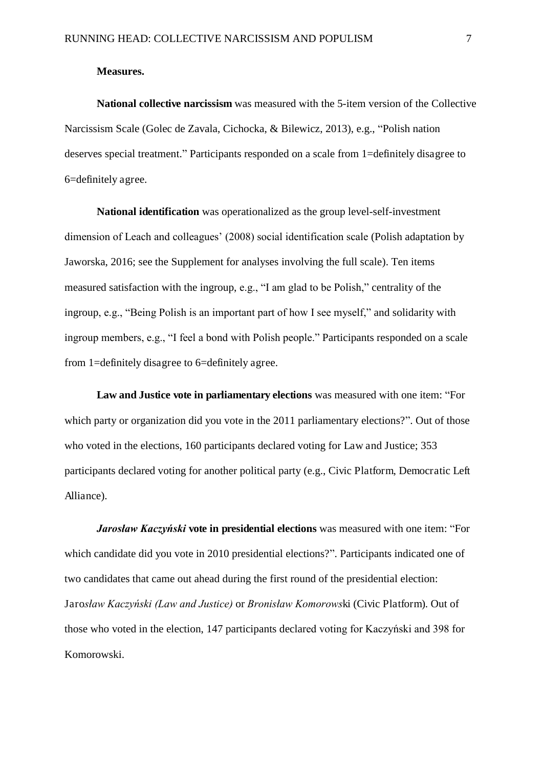**Measures.**

**National collective narcissism** was measured with the 5-item version of the Collective Narcissism Scale (Golec de Zavala, Cichocka, & Bilewicz, 2013), e.g., "Polish nation deserves special treatment." Participants responded on a scale from 1=definitely disagree to 6=definitely agree.

**National identification** was operationalized as the group level-self-investment dimension of Leach and colleagues' (2008) social identification scale (Polish adaptation by Jaworska, 2016; see the Supplement for analyses involving the full scale). Ten items measured satisfaction with the ingroup, e.g., "I am glad to be Polish," centrality of the ingroup, e.g., "Being Polish is an important part of how I see myself," and solidarity with ingroup members, e.g., "I feel a bond with Polish people." Participants responded on a scale from 1=definitely disagree to 6=definitely agree.

**Law and Justice vote in parliamentary elections** was measured with one item: "For which party or organization did you vote in the 2011 parliamentary elections?". Out of those who voted in the elections, 160 participants declared voting for Law and Justice; 353 participants declared voting for another political party (e.g., Civic Platform, Democratic Left Alliance).

***Jarosław Kaczyński*** **vote in presidential elections** was measured with one item: "For which candidate did you vote in 2010 presidential elections?". Participants indicated one of two candidates that came out ahead during the first round of the presidential election: Jaro*sław Kaczyński (Law and Justice)* or *Bronisław Komorows*ki (Civic Platform). Out of those who voted in the election, 147 participants declared voting for Kaczyński and 398 for Komorowski.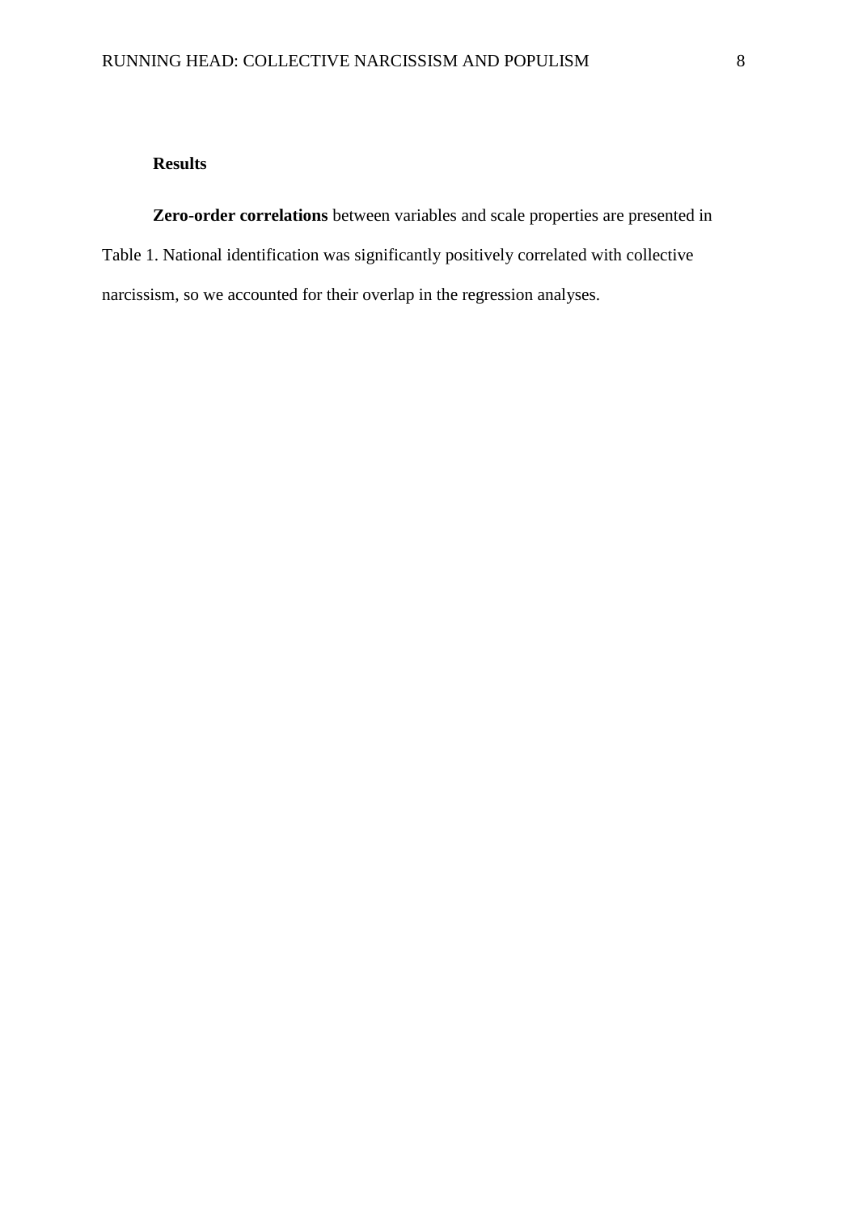## Results

**Zero-order correlations** between variables and scale properties are presented in Table 1. National identification was significantly positively correlated with collective narcissism, so we accounted for their overlap in the regression analyses.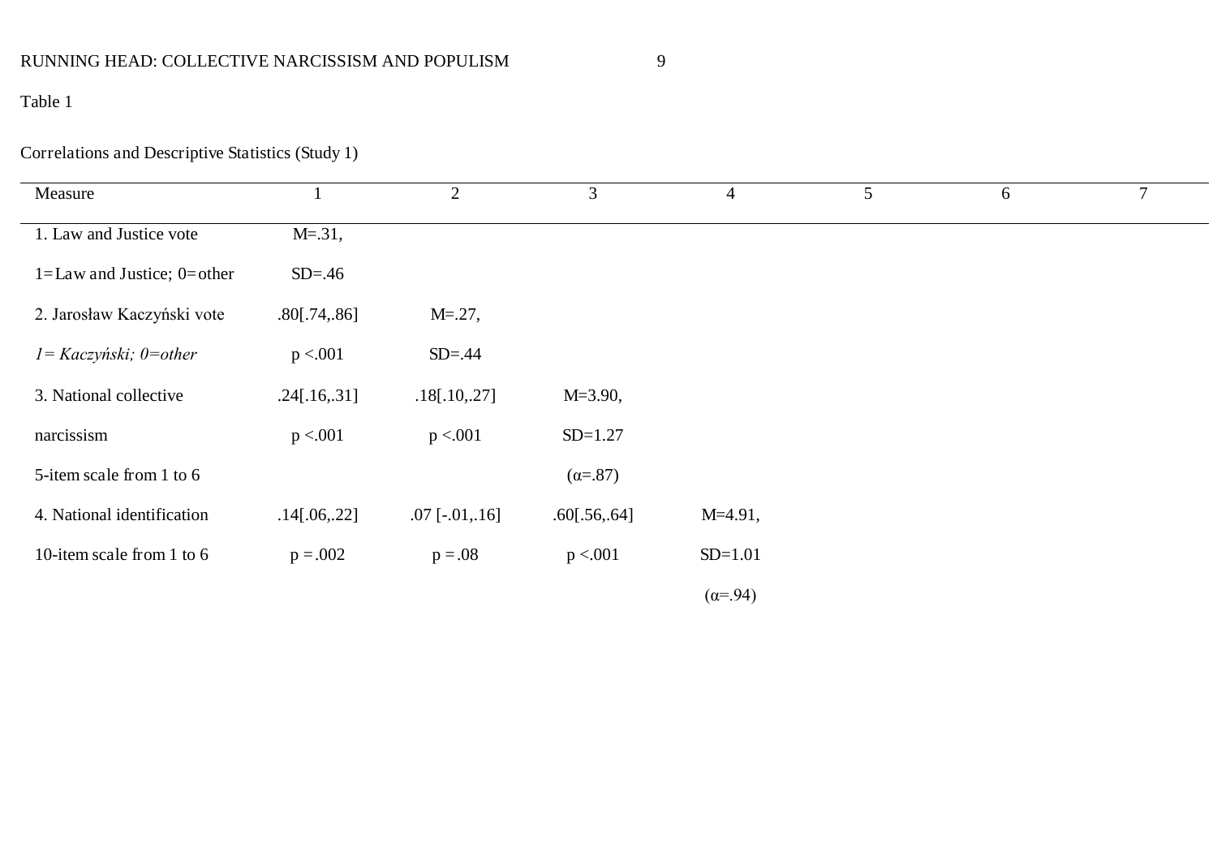Table 1

Correlations and Descriptive Statistics (Study 1)

| Measure | 1 | 2 | 3 | 4 | 5 | 6 | 7 |
|---|---|---|---|---|---|---|---|
| 1. Law and Justice vote | M=.31, | | | | | | |
| 1=Law and Justice; 0=other | SD=.46 | | | | | | |
| 2. Jarosław Kaczyński vote | .80[.74,.86] | M=.27, | | | | | |
| *1= Kaczyński; 0=other* | p <.001 | SD=.44 | | | | | |
| 3. National collective | .24[.16,.31] | .18[.10,.27] | M=3.90, | | | | |
| narcissism | p <.001 | p <.001 | SD=1.27 | | | | |
| 5-item scale from 1 to 6 | | | (α=.87) | | | | |
| 4. National identification | .14[.06,.22] | .07 [-.01,.16] | .60[.56,.64] | M=4.91, | | | |
| 10-item scale from 1 to 6 | p = .002 | p = .08 | p <.001 | SD=1.01 | | | |
| | | | | (α=.94) | | | |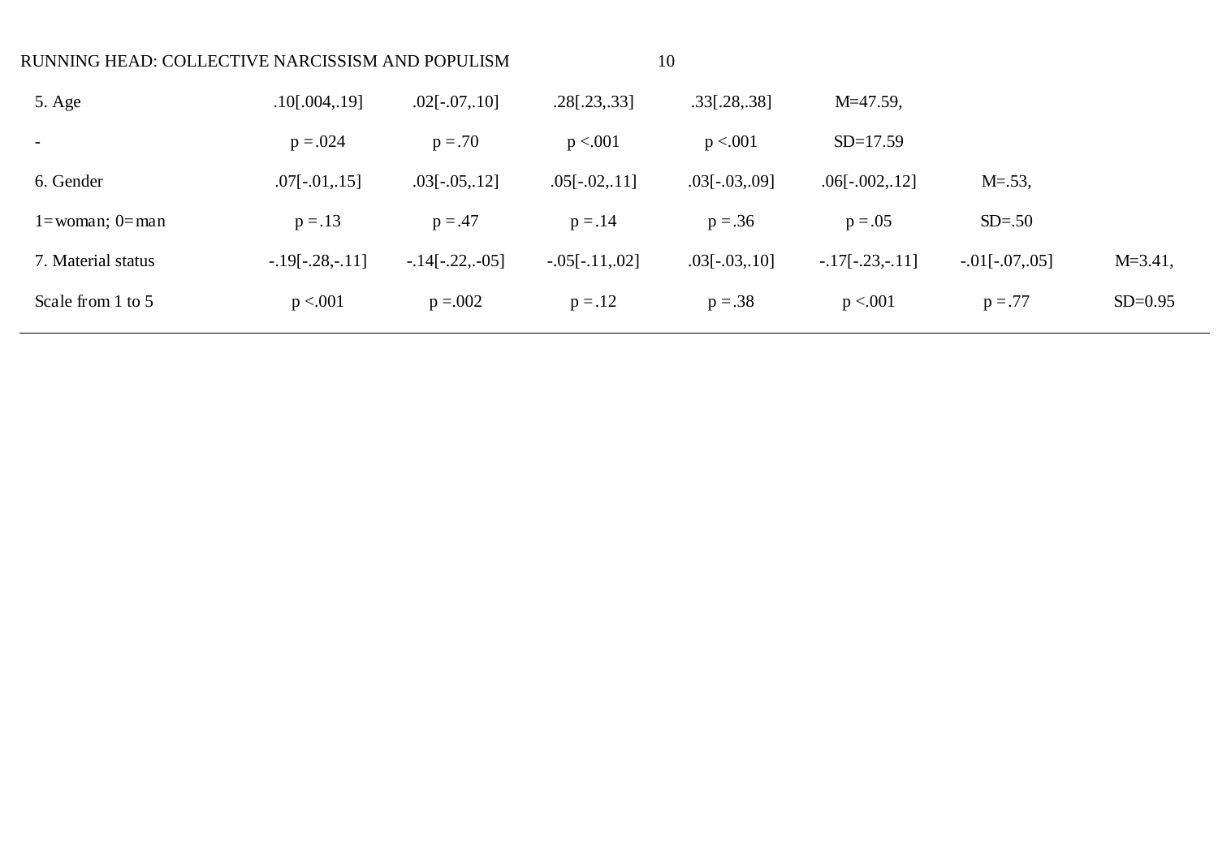| | | | | | | | |
|---|---|---|---|---|---|---|---|
| 5. Age | .10[.004,.19] | .02[-.07,.10] | .28[.23,.33] | .33[.28,.38] | M=47.59, | | |
| - | p =.024 | p =.70 | p <.001 | p <.001 | SD=17.59 | | |
| 6. Gender | .07[-.01,.15] | .03[-.05,.12] | .05[-.02,.11] | .03[-.03,.09] | .06[-.002,.12] | M=.53, | |
| 1=woman; 0=man | p =.13 | p =.47 | p =.14 | p =.36 | p =.05 | SD=.50 | |
| 7. Material status | -.19[-.28,-.11] | -.14[-.22,-05] | -.05[-.11,.02] | .03[-.03,.10] | -.17[-.23,-.11] | -.01[-.07,.05] | M=3.41, |
| Scale from 1 to 5 | p <.001 | p =.002 | p =.12 | p =.38 | p <.001 | p =.77 | SD=0.95 |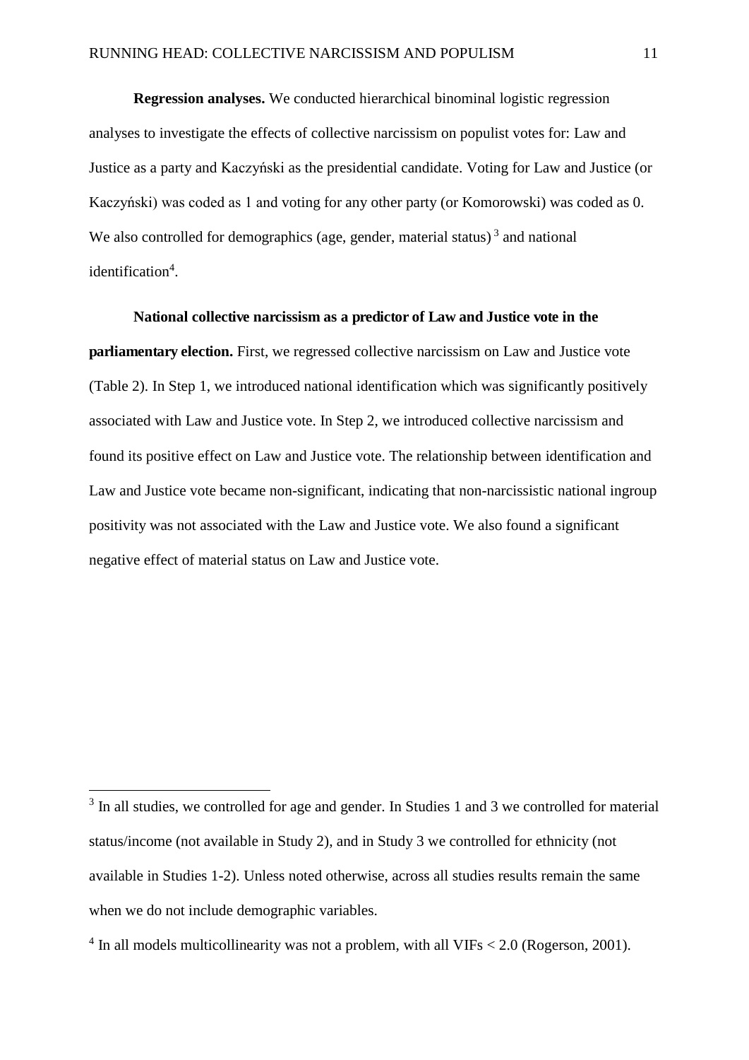**Regression analyses.** We conducted hierarchical binominal logistic regression analyses to investigate the effects of collective narcissism on populist votes for: Law and Justice as a party and Kaczyński as the presidential candidate. Voting for Law and Justice (or Kaczyński) was coded as 1 and voting for any other party (or Komorowski) was coded as 0. We also controlled for demographics (age, gender, material status) [3] and national identification[4].

**National collective narcissism as a predictor of Law and Justice vote in the parliamentary election.** First, we regressed collective narcissism on Law and Justice vote (Table 2). In Step 1, we introduced national identification which was significantly positively associated with Law and Justice vote. In Step 2, we introduced collective narcissism and found its positive effect on Law and Justice vote. The relationship between identification and Law and Justice vote became non-significant, indicating that non-narcissistic national ingroup positivity was not associated with the Law and Justice vote. We also found a significant negative effect of material status on Law and Justice vote.

---

[3] In all studies, we controlled for age and gender. In Studies 1 and 3 we controlled for material status/income (not available in Study 2), and in Study 3 we controlled for ethnicity (not available in Studies 1-2). Unless noted otherwise, across all studies results remain the same when we do not include demographic variables.

[4] In all models multicollinearity was not a problem, with all VIFs < 2.0 (Rogerson, 2001).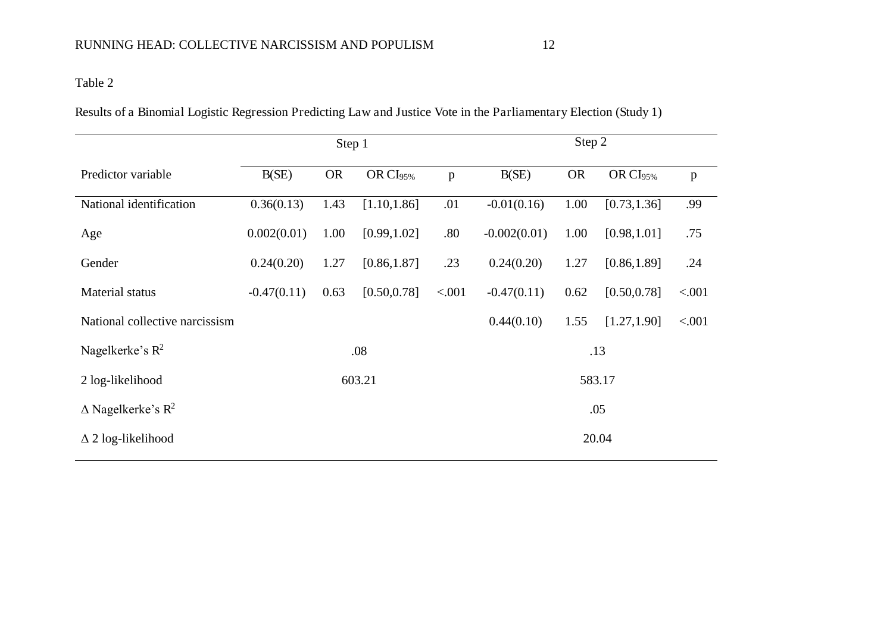Table 2

Results of a Binomial Logistic Regression Predicting Law and Justice Vote in the Parliamentary Election (Study 1)

| | Step 1 | | | | Step 2 | | | |
|---|---|---|---|---|---|---|---|---|
| Predictor variable | B(SE) | OR | OR $CI_{95\%}$ | p | B(SE) | OR | OR $CI_{95\%}$ | p |
| National identification | 0.36(0.13) | 1.43 | [1.10,1.86] | .01 | -0.01(0.16) | 1.00 | [0.73,1.36] | .99 |
| Age | 0.002(0.01) | 1.00 | [0.99,1.02] | .80 | -0.002(0.01) | 1.00 | [0.98,1.01] | .75 |
| Gender | 0.24(0.20) | 1.27 | [0.86,1.87] | .23 | 0.24(0.20) | 1.27 | [0.86,1.89] | .24 |
| Material status | -0.47(0.11) | 0.63 | [0.50,0.78] | <.001 | -0.47(0.11) | 0.62 | [0.50,0.78] | <.001 |
| National collective narcissism | | | | | 0.44(0.10) | 1.55 | [1.27,1.90] | <.001 |
| Nagelkerke's $R^2$ | .08 | | | | .13 | | | |
| 2 log-likelihood | 603.21 | | | | 583.17 | | | |
| Δ Nagelkerke's $R^2$ | | | | | .05 | | | |
| Δ 2 log-likelihood | | | | | 20.04 | | | |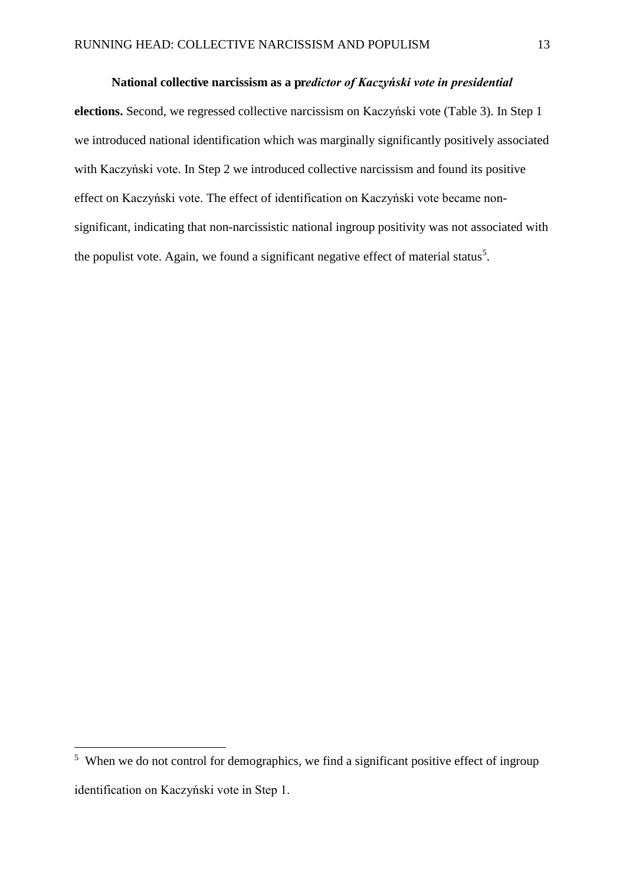**National collective narcissism as a pr*edictor of Kaczyński vote in presidential* elections.** Second, we regressed collective narcissism on Kaczyński vote (Table 3). In Step 1 we introduced national identification which was marginally significantly positively associated with Kaczyński vote. In Step 2 we introduced collective narcissism and found its positive effect on Kaczyński vote. The effect of identification on Kaczyński vote became non-significant, indicating that non-narcissistic national ingroup positivity was not associated with the populist vote. Again, we found a significant negative effect of material status[5].

---

[5] When we do not control for demographics, we find a significant positive effect of ingroup identification on Kaczyński vote in Step 1.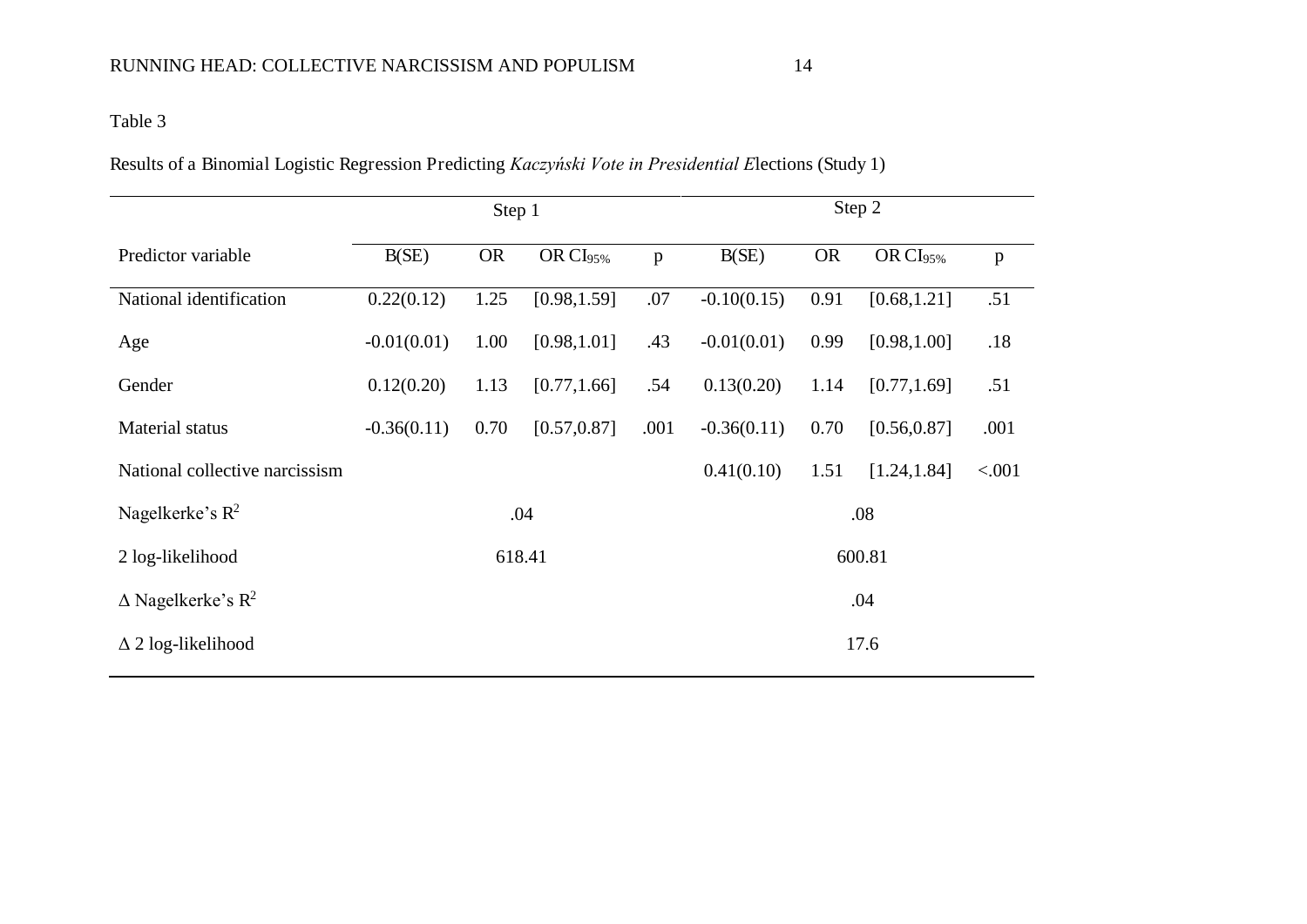Table 3

Results of a Binomial Logistic Regression Predicting *Kaczyński Vote in Presidential E*lections (Study 1)

| | Step 1 | | | | Step 2 | | | |
|---|---|---|---|---|---|---|---|---|
| Predictor variable | B(SE) | OR | OR $CI_{95\%}$ | p | B(SE) | OR | OR $CI_{95\%}$ | p |
| National identification | 0.22(0.12) | 1.25 | [0.98,1.59] | .07 | -0.10(0.15) | 0.91 | [0.68,1.21] | .51 |
| Age | -0.01(0.01) | 1.00 | [0.98,1.01] | .43 | -0.01(0.01) | 0.99 | [0.98,1.00] | .18 |
| Gender | 0.12(0.20) | 1.13 | [0.77,1.66] | .54 | 0.13(0.20) | 1.14 | [0.77,1.69] | .51 |
| Material status | -0.36(0.11) | 0.70 | [0.57,0.87] | .001 | -0.36(0.11) | 0.70 | [0.56,0.87] | .001 |
| National collective narcissism | | | | | 0.41(0.10) | 1.51 | [1.24,1.84] | <.001 |
| Nagelkerke's $R^2$ | .04 | | | | .08 | | | |
| 2 log-likelihood | 618.41 | | | | 600.81 | | | |
| Δ Nagelkerke's $R^2$ | | | | | .04 | | | |
| Δ 2 log-likelihood | | | | | 17.6 | | | |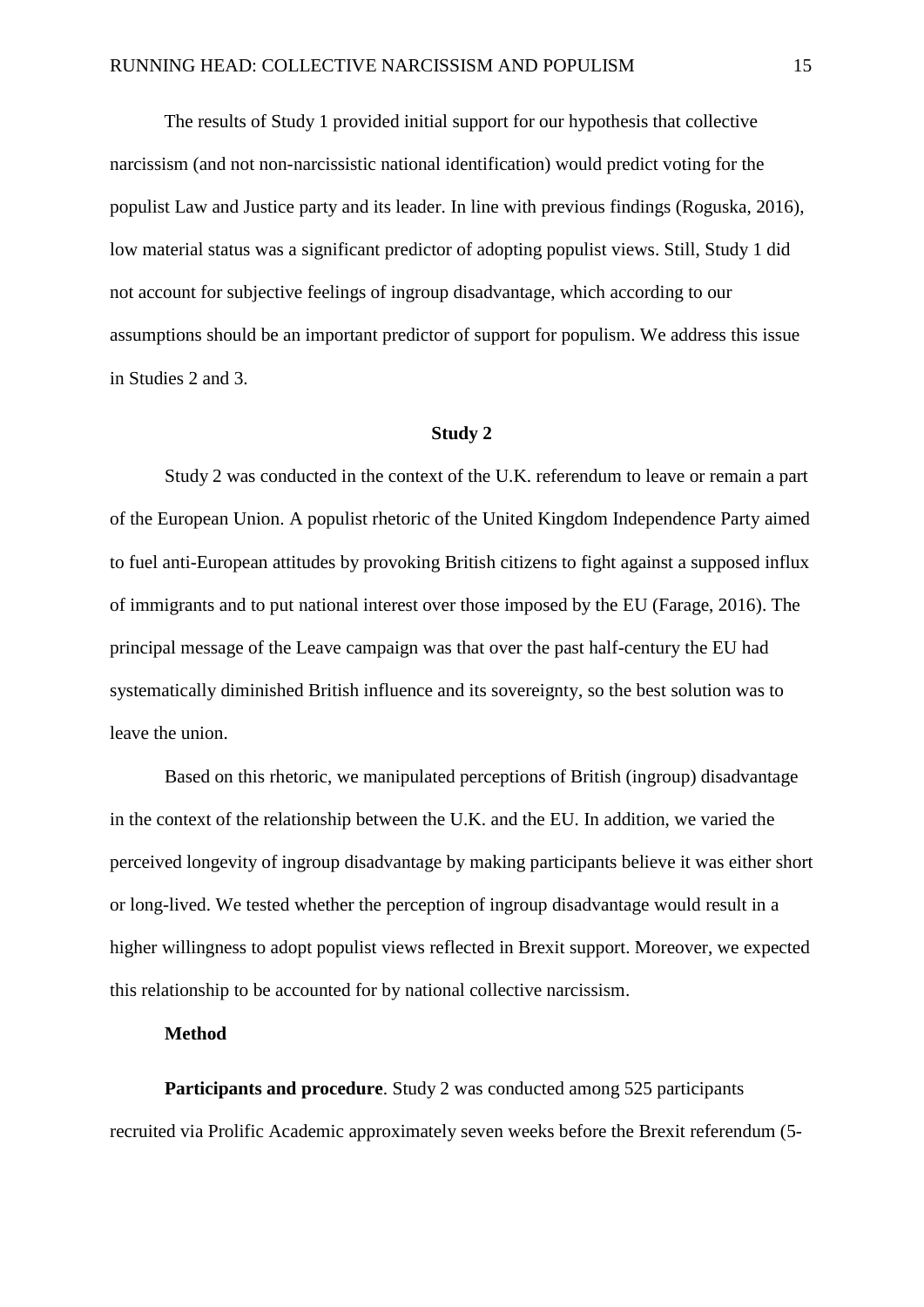The results of Study 1 provided initial support for our hypothesis that collective narcissism (and not non-narcissistic national identification) would predict voting for the populist Law and Justice party and its leader. In line with previous findings (Roguska, 2016), low material status was a significant predictor of adopting populist views. Still, Study 1 did not account for subjective feelings of ingroup disadvantage, which according to our assumptions should be an important predictor of support for populism. We address this issue in Studies 2 and 3.

## Study 2

Study 2 was conducted in the context of the U.K. referendum to leave or remain a part of the European Union. A populist rhetoric of the United Kingdom Independence Party aimed to fuel anti-European attitudes by provoking British citizens to fight against a supposed influx of immigrants and to put national interest over those imposed by the EU (Farage, 2016). The principal message of the Leave campaign was that over the past half-century the EU had systematically diminished British influence and its sovereignty, so the best solution was to leave the union.

Based on this rhetoric, we manipulated perceptions of British (ingroup) disadvantage in the context of the relationship between the U.K. and the EU. In addition, we varied the perceived longevity of ingroup disadvantage by making participants believe it was either short or long-lived. We tested whether the perception of ingroup disadvantage would result in a higher willingness to adopt populist views reflected in Brexit support. Moreover, we expected this relationship to be accounted for by national collective narcissism.

### Method

**Participants and procedure**. Study 2 was conducted among 525 participants recruited via Prolific Academic approximately seven weeks before the Brexit referendum (5-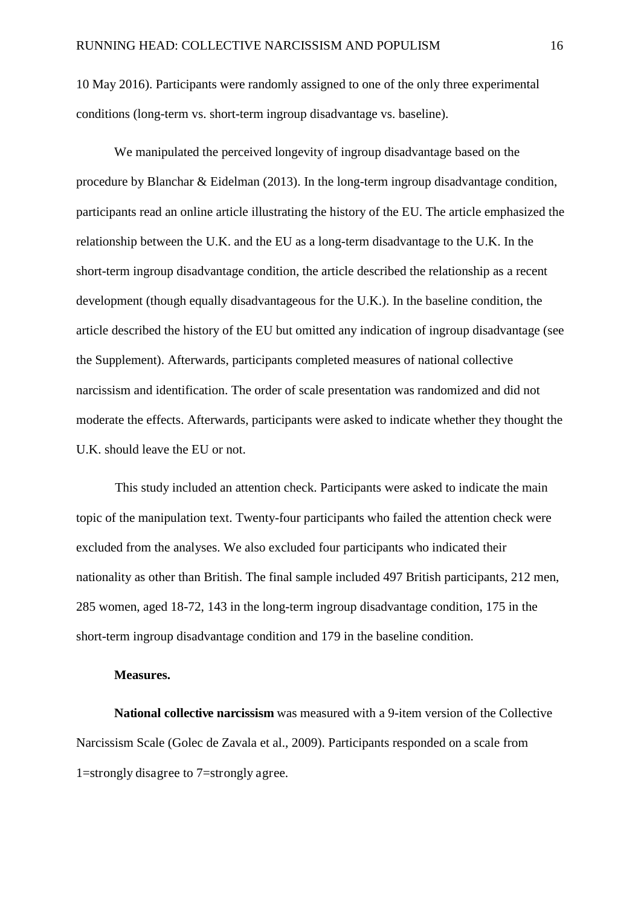10 May 2016). Participants were randomly assigned to one of the only three experimental conditions (long-term vs. short-term ingroup disadvantage vs. baseline).

We manipulated the perceived longevity of ingroup disadvantage based on the procedure by Blanchar & Eidelman (2013). In the long-term ingroup disadvantage condition, participants read an online article illustrating the history of the EU. The article emphasized the relationship between the U.K. and the EU as a long-term disadvantage to the U.K. In the short-term ingroup disadvantage condition, the article described the relationship as a recent development (though equally disadvantageous for the U.K.). In the baseline condition, the article described the history of the EU but omitted any indication of ingroup disadvantage (see the Supplement). Afterwards, participants completed measures of national collective narcissism and identification. The order of scale presentation was randomized and did not moderate the effects. Afterwards, participants were asked to indicate whether they thought the U.K. should leave the EU or not.

This study included an attention check. Participants were asked to indicate the main topic of the manipulation text. Twenty-four participants who failed the attention check were excluded from the analyses. We also excluded four participants who indicated their nationality as other than British. The final sample included 497 British participants, 212 men, 285 women, aged 18-72, 143 in the long-term ingroup disadvantage condition, 175 in the short-term ingroup disadvantage condition and 179 in the baseline condition.

**Measures.**

**National collective narcissism** was measured with a 9-item version of the Collective Narcissism Scale (Golec de Zavala et al., 2009). Participants responded on a scale from 1=strongly disagree to 7=strongly agree.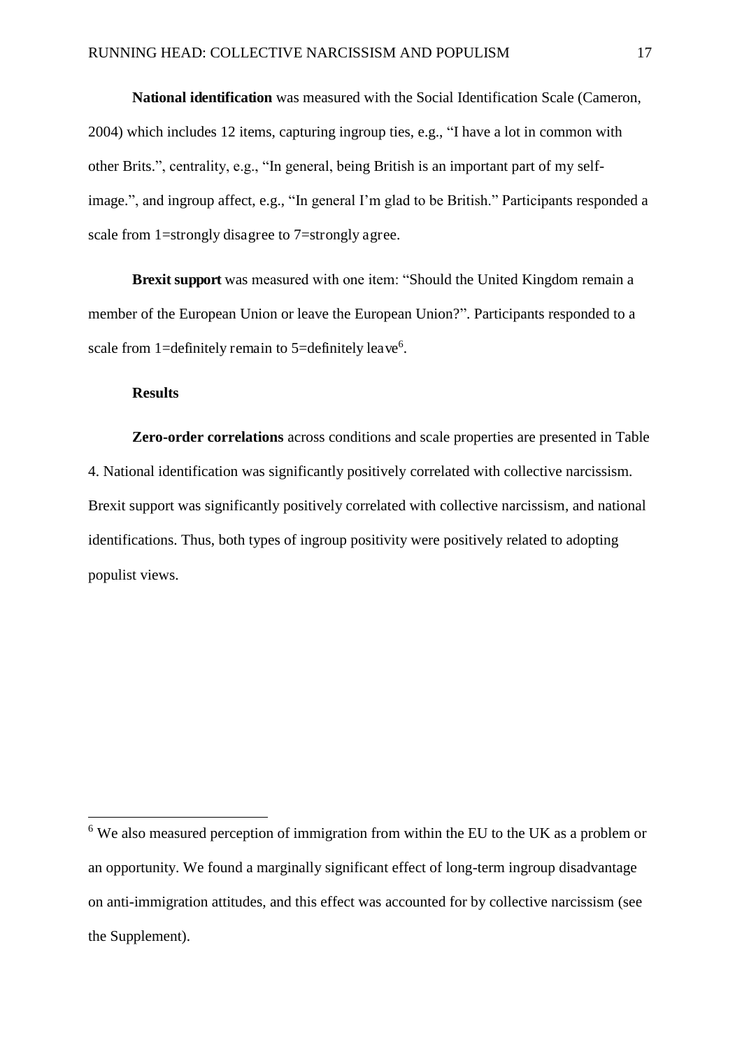**National identification** was measured with the Social Identification Scale (Cameron, 2004) which includes 12 items, capturing ingroup ties, e.g., "I have a lot in common with other Brits.", centrality, e.g., "In general, being British is an important part of my self-image.", and ingroup affect, e.g., "In general I'm glad to be British." Participants responded a scale from 1=strongly disagree to 7=strongly agree.

**Brexit support** was measured with one item: "Should the United Kingdom remain a member of the European Union or leave the European Union?". Participants responded to a scale from 1=definitely remain to 5=definitely leave[6].

**Results**

**Zero-order correlations** across conditions and scale properties are presented in Table 4. National identification was significantly positively correlated with collective narcissism. Brexit support was significantly positively correlated with collective narcissism, and national identifications. Thus, both types of ingroup positivity were positively related to adopting populist views.

---

[6] We also measured perception of immigration from within the EU to the UK as a problem or an opportunity. We found a marginally significant effect of long-term ingroup disadvantage on anti-immigration attitudes, and this effect was accounted for by collective narcissism (see the Supplement).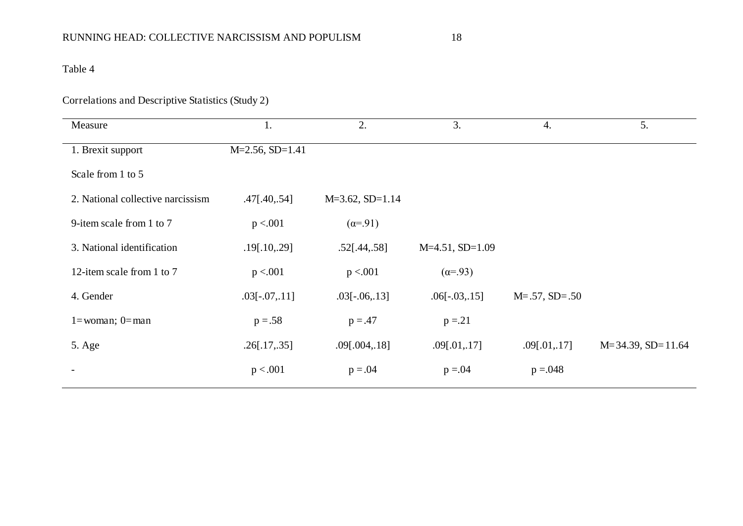Table 4

Correlations and Descriptive Statistics (Study 2)

| Measure | 1. | 2. | 3. | 4. | 5. |
|---|---|---|---|---|---|
| 1. Brexit support | M=2.56, SD=1.41 | | | | |
| Scale from 1 to 5 | | | | | |
| 2. National collective narcissism | .47[.40,.54] | M=3.62, SD=1.14 | | | |
| 9-item scale from 1 to 7 | p <.001 | (α=.91) | | | |
| 3. National identification | .19[.10,.29] | .52[.44,.58] | M=4.51, SD=1.09 | | |
| 12-item scale from 1 to 7 | p <.001 | p <.001 | (α=.93) | | |
| 4. Gender | .03[-.07,.11] | .03[-.06,.13] | .06[-.03,.15] | M=.57, SD=.50 | |
| 1=woman; 0=man | p =.58 | p =.47 | p =.21 | | |
| 5. Age | .26[.17,.35] | .09[.004,.18] | .09[.01,.17] | .09[.01,.17] | M=34.39, SD=11.64 |
| - | p <.001 | p =.04 | p =.04 | p =.048 | |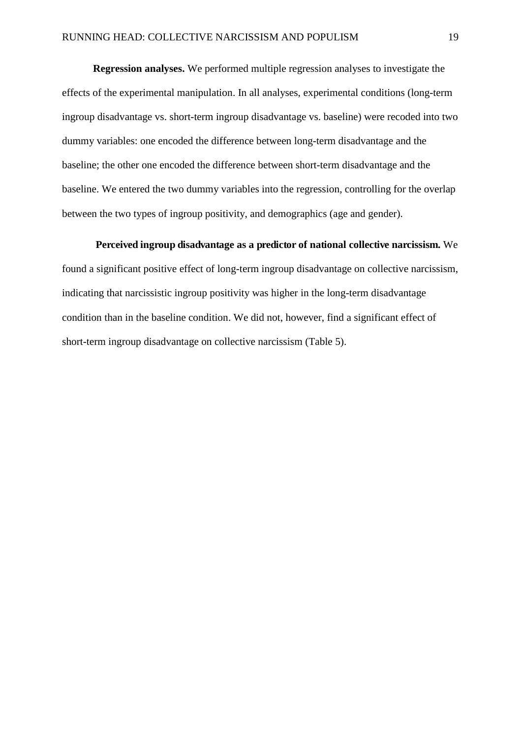**Regression analyses.** We performed multiple regression analyses to investigate the effects of the experimental manipulation. In all analyses, experimental conditions (long-term ingroup disadvantage vs. short-term ingroup disadvantage vs. baseline) were recoded into two dummy variables: one encoded the difference between long-term disadvantage and the baseline; the other one encoded the difference between short-term disadvantage and the baseline. We entered the two dummy variables into the regression, controlling for the overlap between the two types of ingroup positivity, and demographics (age and gender).

**Perceived ingroup disadvantage as a predictor of national collective narcissism.** We found a significant positive effect of long-term ingroup disadvantage on collective narcissism, indicating that narcissistic ingroup positivity was higher in the long-term disadvantage condition than in the baseline condition. We did not, however, find a significant effect of short-term ingroup disadvantage on collective narcissism (Table 5).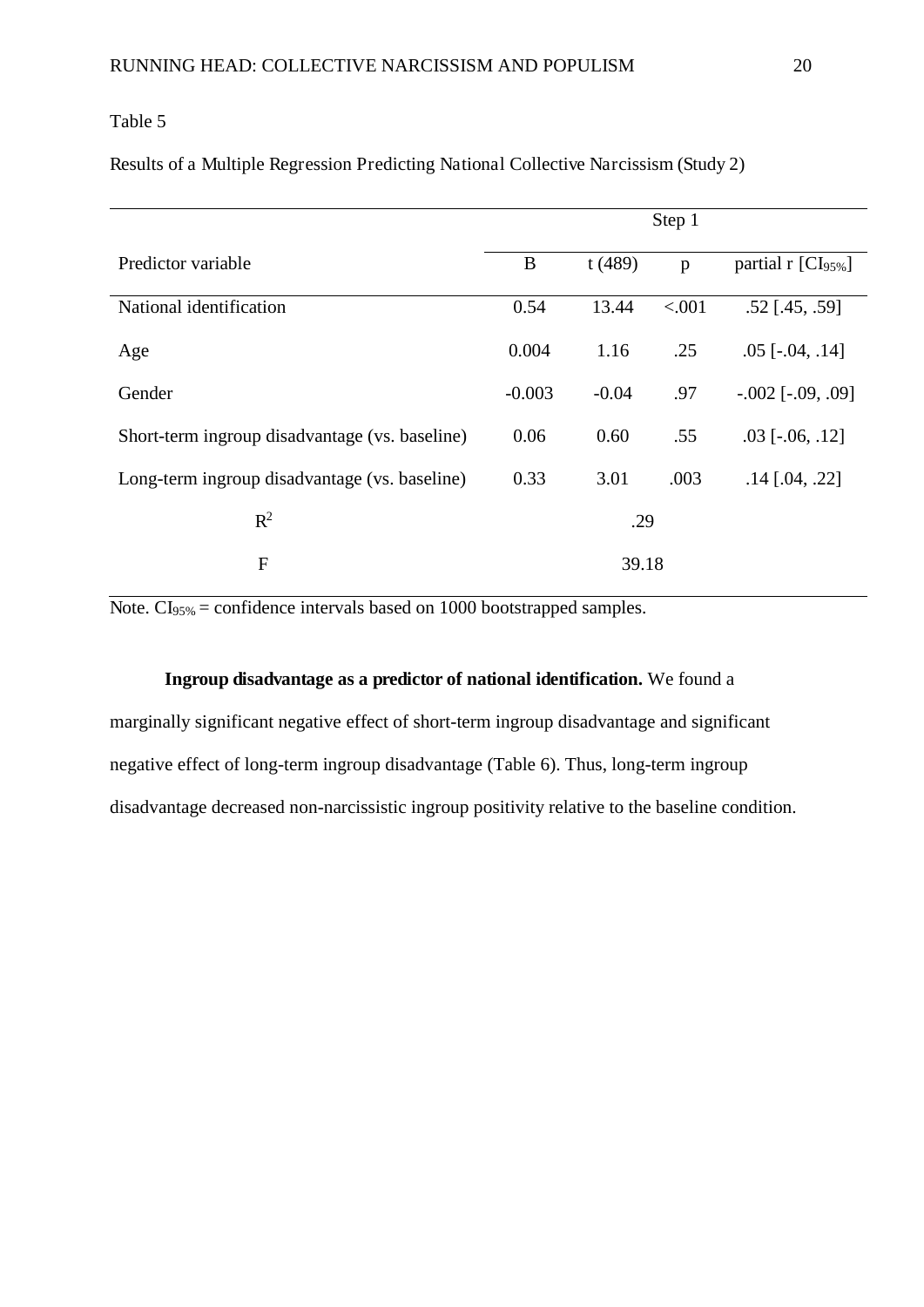Table 5

Results of a Multiple Regression Predicting National Collective Narcissism (Study 2)

| | Step 1 | | | |
|---|---|---|---|---|
| Predictor variable | B | t (489) | p | partial r [$CI_{95\%}$] |
| National identification | 0.54 | 13.44 | <.001 | .52 [.45, .59] |
| Age | 0.004 | 1.16 | .25 | .05 [-.04, .14] |
| Gender | -0.003 | -0.04 | .97 | -.002 [-.09, .09] |
| Short-term ingroup disadvantage (vs. baseline) | 0.06 | 0.60 | .55 | .03 [-.06, .12] |
| Long-term ingroup disadvantage (vs. baseline) | 0.33 | 3.01 | .003 | .14 [.04, .22] |
| $R^2$ | .29 | | | |
| F | 39.18 | | | |

Note. $CI_{95\%}$ = confidence intervals based on 1000 bootstrapped samples.

**Ingroup disadvantage as a predictor of national identification.** We found a marginally significant negative effect of short-term ingroup disadvantage and significant negative effect of long-term ingroup disadvantage (Table 6). Thus, long-term ingroup disadvantage decreased non-narcissistic ingroup positivity relative to the baseline condition.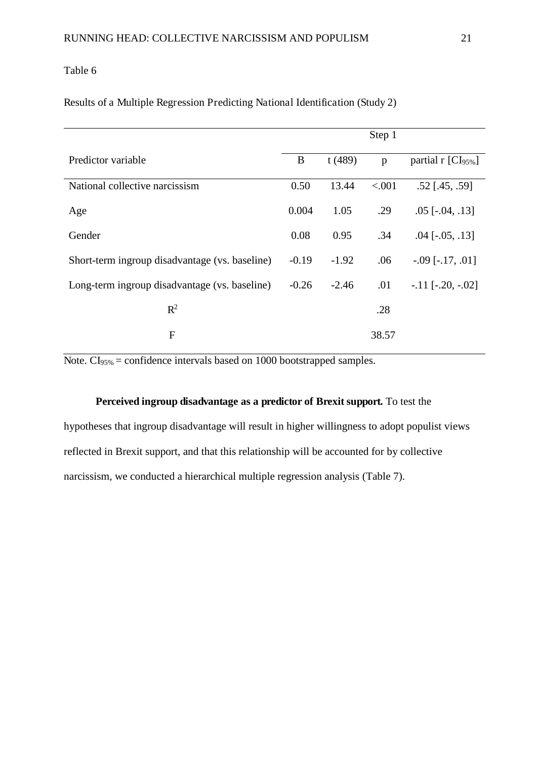Table 6

Results of a Multiple Regression Predicting National Identification (Study 2)

| | Step 1 | | | |
|---|---|---|---|---|
| Predictor variable | B | t (489) | p | partial r [$CI_{95\%}$] |
| National collective narcissism | 0.50 | 13.44 | <.001 | .52 [.45, .59] |
| Age | 0.004 | 1.05 | .29 | .05 [-.04, .13] |
| Gender | 0.08 | 0.95 | .34 | .04 [-.05, .13] |
| Short-term ingroup disadvantage (vs. baseline) | -0.19 | -1.92 | .06 | -.09 [-.17, .01] |
| Long-term ingroup disadvantage (vs. baseline) | -0.26 | -2.46 | .01 | -.11 [-.20, -.02] |
| $R^2$ | | | .28 | |
| F | | | 38.57 | |

Note. $CI_{95\%}$ = confidence intervals based on 1000 bootstrapped samples.

**Perceived ingroup disadvantage as a predictor of Brexit support.** To test the hypotheses that ingroup disadvantage will result in higher willingness to adopt populist views reflected in Brexit support, and that this relationship will be accounted for by collective narcissism, we conducted a hierarchical multiple regression analysis (Table 7).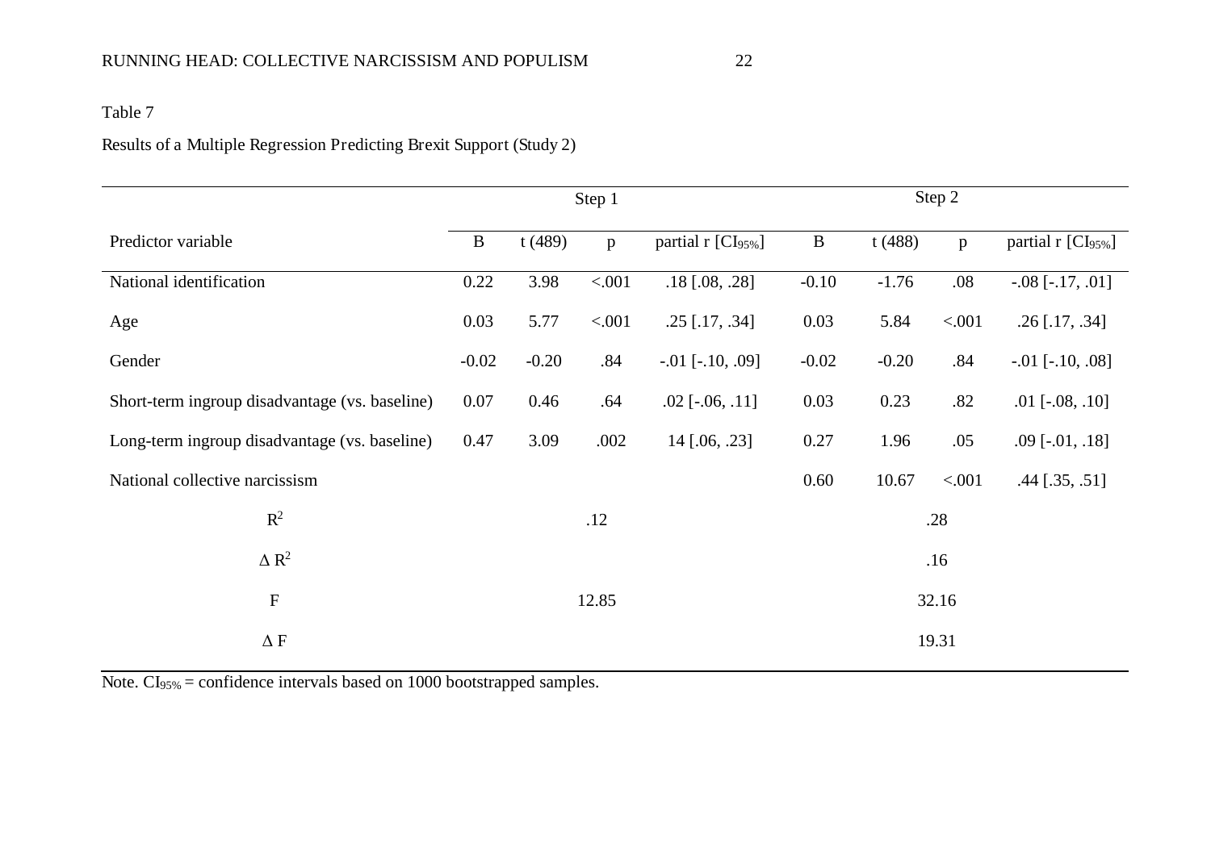Table 7

Results of a Multiple Regression Predicting Brexit Support (Study 2)

| | Step 1 | | | | Step 2 | | | |
|---|---|---|---|---|---|---|---|---|
| Predictor variable | B | t (489) | p | partial r [$CI_{95\%}$] | B | t (488) | p | partial r [$CI_{95\%}$] |
| National identification | 0.22 | 3.98 | <.001 | .18 [.08, .28] | -0.10 | -1.76 | .08 | -.08 [-.17, .01] |
| Age | 0.03 | 5.77 | <.001 | .25 [.17, .34] | 0.03 | 5.84 | <.001 | .26 [.17, .34] |
| Gender | -0.02 | -0.20 | .84 | -.01 [-.10, .09] | -0.02 | -0.20 | .84 | -.01 [-.10, .08] |
| Short-term ingroup disadvantage (vs. baseline) | 0.07 | 0.46 | .64 | .02 [-.06, .11] | 0.03 | 0.23 | .82 | .01 [-.08, .10] |
| Long-term ingroup disadvantage (vs. baseline) | 0.47 | 3.09 | .002 | 14 [.06, .23] | 0.27 | 1.96 | .05 | .09 [-.01, .18] |
| National collective narcissism | | | | | 0.60 | 10.67 | <.001 | .44 [.35, .51] |
| $R^2$ | | .12 | | | | .28 | | |
| $\Delta R^2$ | | | | | | .16 | | |
| F | | 12.85 | | | | 32.16 | | |
| $\Delta$ F | | | | | | 19.31 | | |

Note. $CI_{95\%}$ = confidence intervals based on 1000 bootstrapped samples.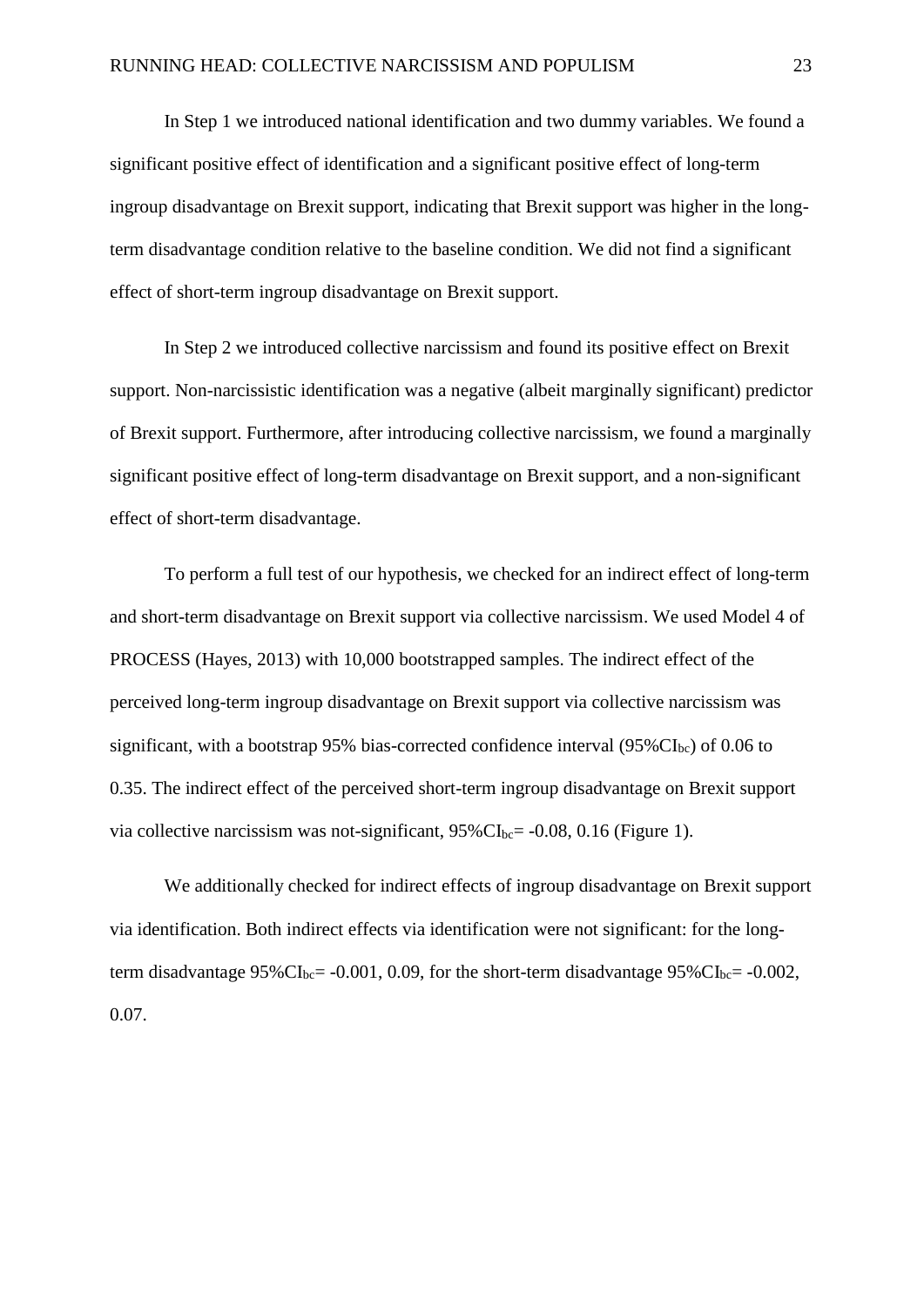In Step 1 we introduced national identification and two dummy variables. We found a significant positive effect of identification and a significant positive effect of long-term ingroup disadvantage on Brexit support, indicating that Brexit support was higher in the long-term disadvantage condition relative to the baseline condition. We did not find a significant effect of short-term ingroup disadvantage on Brexit support.

In Step 2 we introduced collective narcissism and found its positive effect on Brexit support. Non-narcissistic identification was a negative (albeit marginally significant) predictor of Brexit support. Furthermore, after introducing collective narcissism, we found a marginally significant positive effect of long-term disadvantage on Brexit support, and a non-significant effect of short-term disadvantage.

To perform a full test of our hypothesis, we checked for an indirect effect of long-term and short-term disadvantage on Brexit support via collective narcissism. We used Model 4 of PROCESS (Hayes, 2013) with 10,000 bootstrapped samples. The indirect effect of the perceived long-term ingroup disadvantage on Brexit support via collective narcissism was significant, with a bootstrap 95% bias-corrected confidence interval ($95\%CI_{bc}$) of 0.06 to 0.35. The indirect effect of the perceived short-term ingroup disadvantage on Brexit support via collective narcissism was not-significant, $95\%CI_{bc}$= -0.08, 0.16 (Figure 1).

We additionally checked for indirect effects of ingroup disadvantage on Brexit support via identification. Both indirect effects via identification were not significant: for the long-term disadvantage $95\%CI_{bc}$= -0.001, 0.09, for the short-term disadvantage $95\%CI_{bc}$= -0.002, 0.07.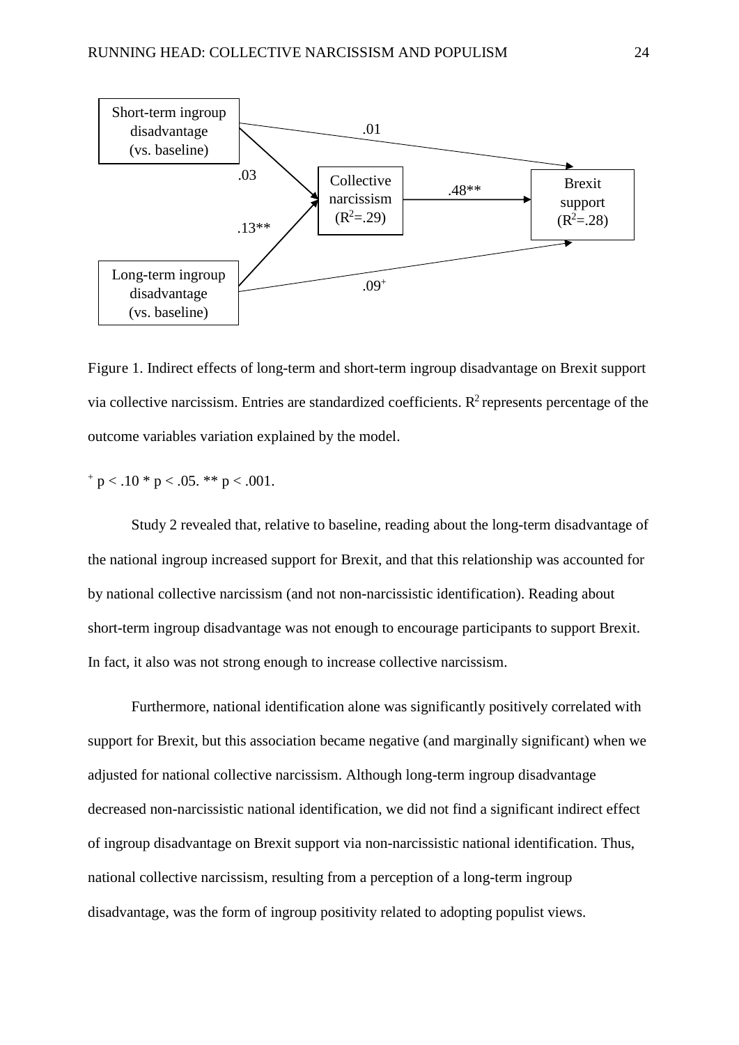Short-term ingroup disadvantage (vs. baseline)

Long-term ingroup disadvantage (vs. baseline)

Collective narcissism ($R^2$=.29)

Brexit support ($R^2$=.28)

.01

.03

.13**

.48**

.09$^+$

Figure 1. Indirect effects of long-term and short-term ingroup disadvantage on Brexit support via collective narcissism. Entries are standardized coefficients. $R^2$ represents percentage of the outcome variables variation explained by the model.

$^+$ $p < .10$ * $p < .05$. ** $p < .001$.

Study 2 revealed that, relative to baseline, reading about the long-term disadvantage of the national ingroup increased support for Brexit, and that this relationship was accounted for by national collective narcissism (and not non-narcissistic identification). Reading about short-term ingroup disadvantage was not enough to encourage participants to support Brexit. In fact, it also was not strong enough to increase collective narcissism.

Furthermore, national identification alone was significantly positively correlated with support for Brexit, but this association became negative (and marginally significant) when we adjusted for national collective narcissism. Although long-term ingroup disadvantage decreased non-narcissistic national identification, we did not find a significant indirect effect of ingroup disadvantage on Brexit support via non-narcissistic national identification. Thus, national collective narcissism, resulting from a perception of a long-term ingroup disadvantage, was the form of ingroup positivity related to adopting populist views.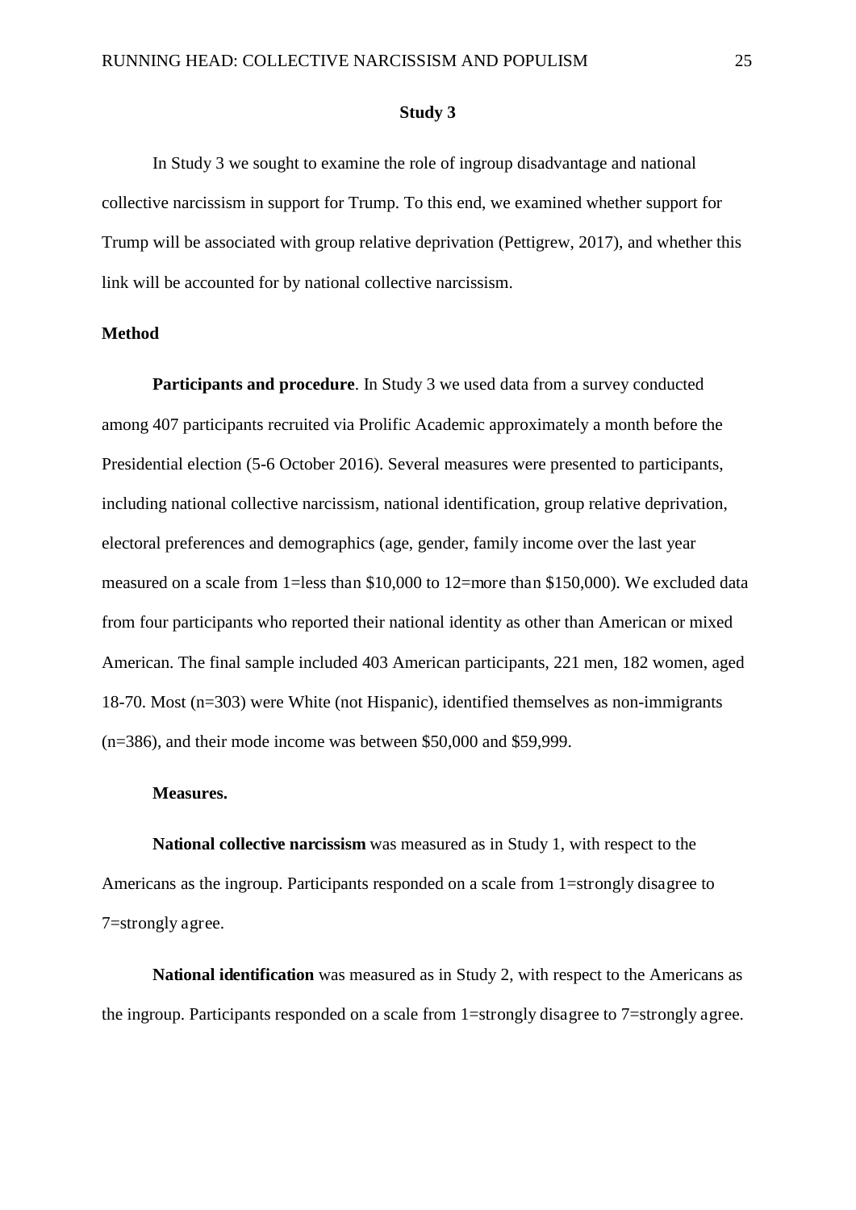## Study 3

In Study 3 we sought to examine the role of ingroup disadvantage and national collective narcissism in support for Trump. To this end, we examined whether support for Trump will be associated with group relative deprivation (Pettigrew, 2017), and whether this link will be accounted for by national collective narcissism.

### Method

**Participants and procedure**. In Study 3 we used data from a survey conducted among 407 participants recruited via Prolific Academic approximately a month before the Presidential election (5-6 October 2016). Several measures were presented to participants, including national collective narcissism, national identification, group relative deprivation, electoral preferences and demographics (age, gender, family income over the last year measured on a scale from 1=less than $10,000 to 12=more than $150,000). We excluded data from four participants who reported their national identity as other than American or mixed American. The final sample included 403 American participants, 221 men, 182 women, aged 18-70. Most (n=303) were White (not Hispanic), identified themselves as non-immigrants (n=386), and their mode income was between $50,000 and $59,999.

**Measures.**

**National collective narcissism** was measured as in Study 1, with respect to the Americans as the ingroup. Participants responded on a scale from 1=strongly disagree to 7=strongly agree.

**National identification** was measured as in Study 2, with respect to the Americans as the ingroup. Participants responded on a scale from 1=strongly disagree to 7=strongly agree.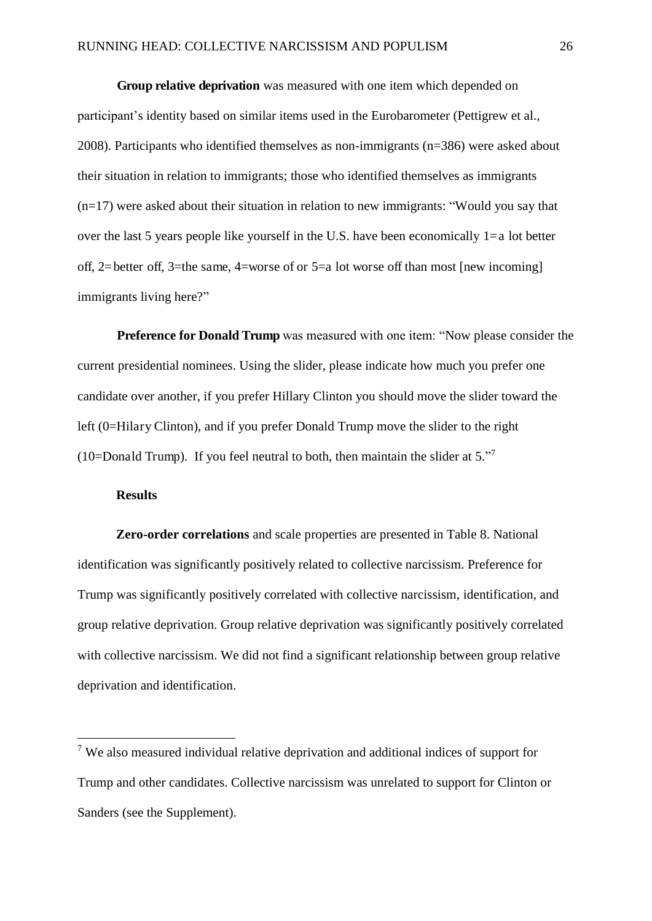**Group relative deprivation** was measured with one item which depended on participant's identity based on similar items used in the Eurobarometer (Pettigrew et al., 2008). Participants who identified themselves as non-immigrants (n=386) were asked about their situation in relation to immigrants; those who identified themselves as immigrants (n=17) were asked about their situation in relation to new immigrants: "Would you say that over the last 5 years people like yourself in the U.S. have been economically 1= a lot better off, 2= better off, 3=the same, 4=worse of or 5=a lot worse off than most [new incoming] immigrants living here?"

**Preference for Donald Trump** was measured with one item: "Now please consider the current presidential nominees. Using the slider, please indicate how much you prefer one candidate over another, if you prefer Hillary Clinton you should move the slider toward the left (0=Hilary Clinton), and if you prefer Donald Trump move the slider to the right (10=Donald Trump). If you feel neutral to both, then maintain the slider at 5."[7]

**Results**

**Zero-order correlations** and scale properties are presented in Table 8. National identification was significantly positively related to collective narcissism. Preference for Trump was significantly positively correlated with collective narcissism, identification, and group relative deprivation. Group relative deprivation was significantly positively correlated with collective narcissism. We did not find a significant relationship between group relative deprivation and identification.

---

[7] We also measured individual relative deprivation and additional indices of support for Trump and other candidates. Collective narcissism was unrelated to support for Clinton or Sanders (see the Supplement).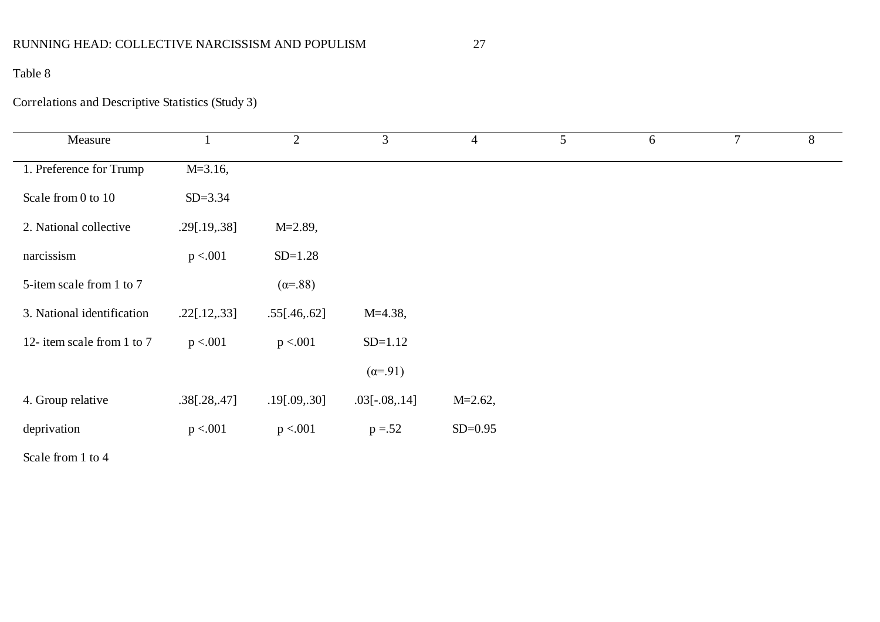Table 8

Correlations and Descriptive Statistics (Study 3)

| Measure | 1 | 2 | 3 | 4 | 5 | 6 | 7 | 8 |
|---|---|---|---|---|---|---|---|---|
| 1. Preference for Trump Scale from 0 to 10 | M=3.16, SD=3.34 | | | | | | | |
| 2. National collective narcissism 5-item scale from 1 to 7 | .29[.19,.38] p <.001 | M=2.89, SD=1.28 (α=.88) | | | | | | |
| 3. National identification 12- item scale from 1 to 7 | .22[.12,.33] p <.001 | .55[.46,.62] p <.001 | M=4.38, SD=1.12 (α=.91) | | | | | |
| 4. Group relative deprivation Scale from 1 to 4 | .38[.28,.47] p <.001 | .19[.09,.30] p <.001 | .03[-.08,.14] p =.52 | M=2.62, SD=0.95 | | | | |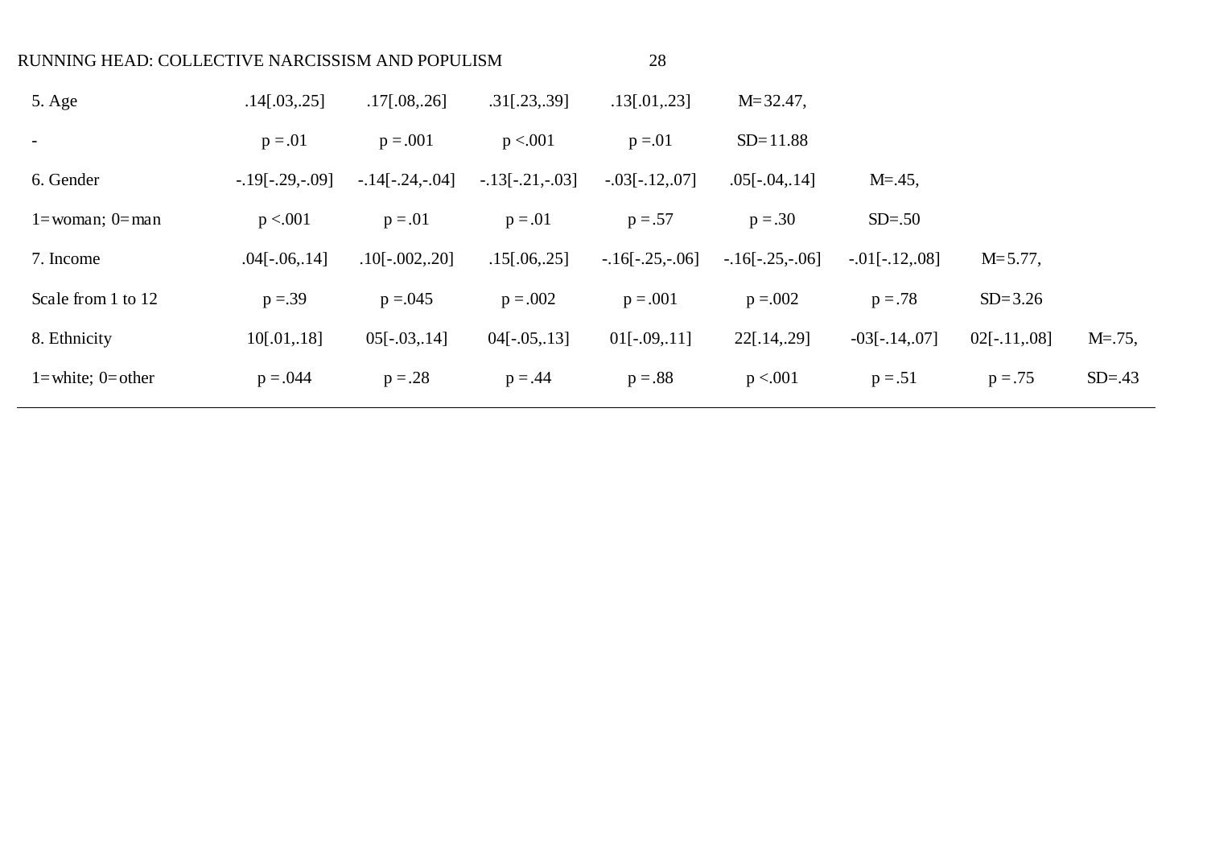| | | | | | | | | |
|---|---|---|---|---|---|---|---|---|
| 5. Age | .14[.03,.25] | .17[.08,.26] | .31[.23,.39] | .13[.01,.23] | M=32.47, | | | |
| - | p =.01 | p =.001 | p <.001 | p =.01 | SD=11.88 | | | |
| 6. Gender | -.19[-.29,-.09] | -.14[-.24,-.04] | -.13[-.21,-.03] | -.03[-.12,.07] | .05[-.04,.14] | M=.45, | | |
| 1=woman; 0=man | p <.001 | p =.01 | p =.01 | p =.57 | p =.30 | SD=.50 | | |
| 7. Income | .04[-.06,.14] | .10[-.002,.20] | .15[.06,.25] | -.16[-.25,-.06] | -.16[-.25,-.06] | -.01[-.12,.08] | M=5.77, | |
| Scale from 1 to 12 | p =.39 | p =.045 | p =.002 | p =.001 | p =.002 | p =.78 | SD=3.26 | |
| 8. Ethnicity | 10[.01,.18] | 05[-.03,.14] | 04[-.05,.13] | 01[-.09,.11] | 22[.14,.29] | -03[-.14,.07] | 02[-.11,.08] | M=.75, |
| 1=white; 0=other | p =.044 | p =.28 | p =.44 | p =.88 | p <.001 | p =.51 | p =.75 | SD=.43 |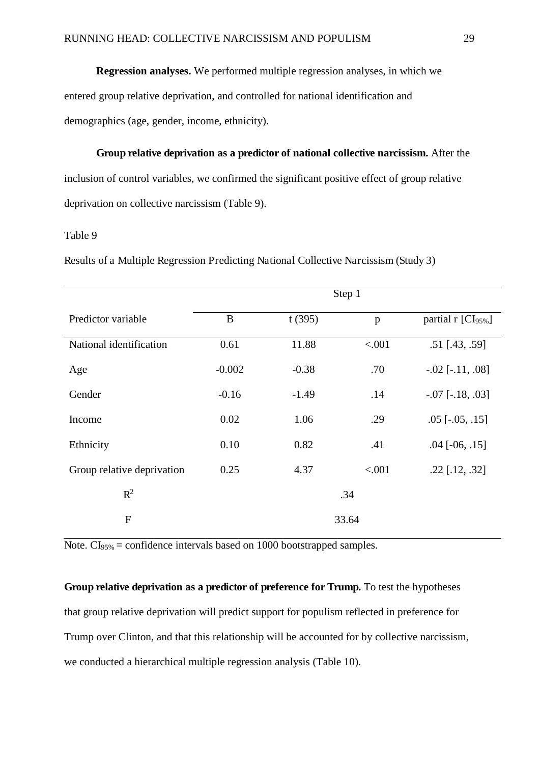**Regression analyses.** We performed multiple regression analyses, in which we entered group relative deprivation, and controlled for national identification and demographics (age, gender, income, ethnicity).

**Group relative deprivation as a predictor of national collective narcissism.** After the inclusion of control variables, we confirmed the significant positive effect of group relative deprivation on collective narcissism (Table 9).

Table 9

Results of a Multiple Regression Predicting National Collective Narcissism (Study 3)

| | Step 1 | | | |
|---|---|---|---|---|
| Predictor variable | B | t (395) | p | partial r [$CI_{95\%}$] |
| National identification | 0.61 | 11.88 | <.001 | .51 [.43, .59] |
| Age | -0.002 | -0.38 | .70 | -.02 [-.11, .08] |
| Gender | -0.16 | -1.49 | .14 | -.07 [-.18, .03] |
| Income | 0.02 | 1.06 | .29 | .05 [-.05, .15] |
| Ethnicity | 0.10 | 0.82 | .41 | .04 [-06, .15] |
| Group relative deprivation | 0.25 | 4.37 | <.001 | .22 [.12, .32] |
| $R^2$ | | .34 | | |
| F | | 33.64 | | |

Note. $CI_{95\%}$ = confidence intervals based on 1000 bootstrapped samples.

**Group relative deprivation as a predictor of preference for Trump.** To test the hypotheses that group relative deprivation will predict support for populism reflected in preference for Trump over Clinton, and that this relationship will be accounted for by collective narcissism, we conducted a hierarchical multiple regression analysis (Table 10).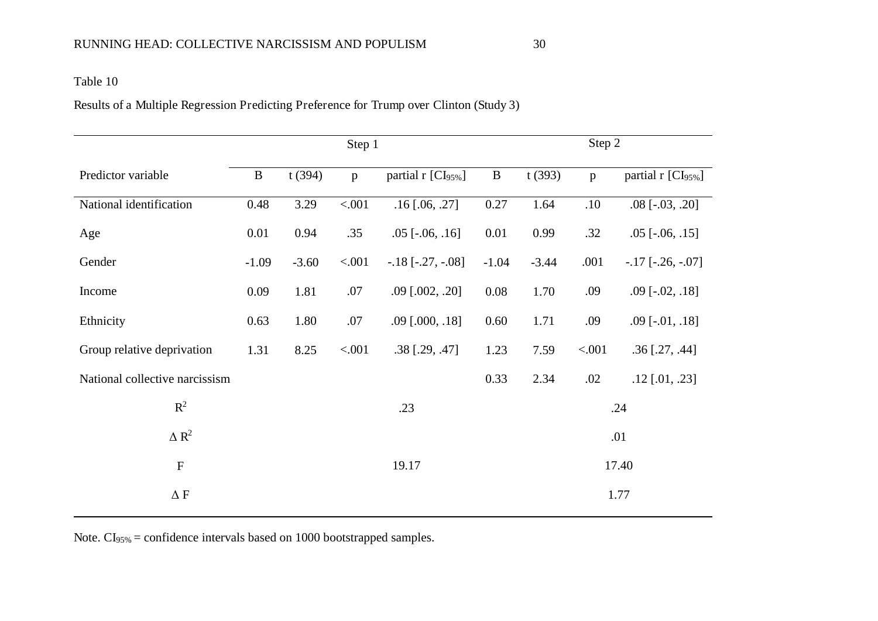Table 10

Results of a Multiple Regression Predicting Preference for Trump over Clinton (Study 3)

| | Step 1 | | | | Step 2 | | | |
|---|---|---|---|---|---|---|---|---|
| Predictor variable | B | t (394) | p | partial r [$CI_{95\%}$] | B | t (393) | p | partial r [$CI_{95\%}$] |
| National identification | 0.48 | 3.29 | <.001 | .16 [.06, .27] | 0.27 | 1.64 | .10 | .08 [-.03, .20] |
| Age | 0.01 | 0.94 | .35 | .05 [-.06, .16] | 0.01 | 0.99 | .32 | .05 [-.06, .15] |
| Gender | -1.09 | -3.60 | <.001 | -.18 [-.27, -.08] | -1.04 | -3.44 | .001 | -.17 [-.26, -.07] |
| Income | 0.09 | 1.81 | .07 | .09 [.002, .20] | 0.08 | 1.70 | .09 | .09 [-.02, .18] |
| Ethnicity | 0.63 | 1.80 | .07 | .09 [.000, .18] | 0.60 | 1.71 | .09 | .09 [-.01, .18] |
| Group relative deprivation | 1.31 | 8.25 | <.001 | .38 [.29, .47] | 1.23 | 7.59 | <.001 | .36 [.27, .44] |
| National collective narcissism | | | | | 0.33 | 2.34 | .02 | .12 [.01, .23] |
| $R^2$ | .23 | | | | .24 | | | |
| $\Delta R^2$ | | | | | .01 | | | |
| F | 19.17 | | | | 17.40 | | | |
| $\Delta$ F | | | | | 1.77 | | | |

Note. $CI_{95\%}$ = confidence intervals based on 1000 bootstrapped samples.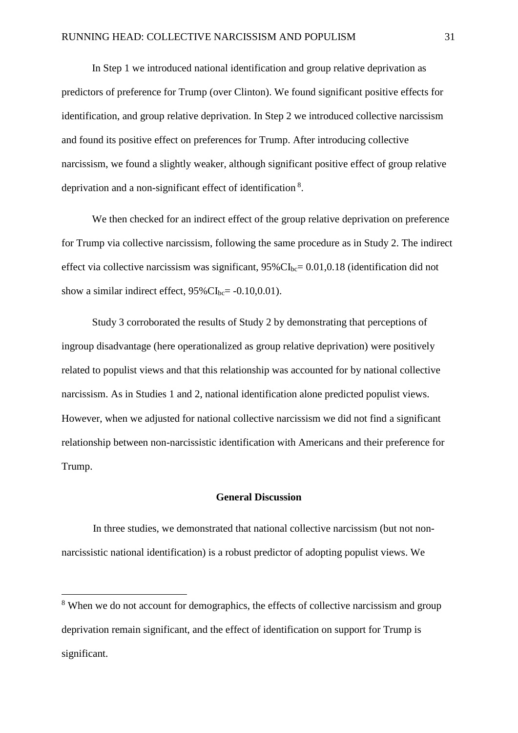In Step 1 we introduced national identification and group relative deprivation as predictors of preference for Trump (over Clinton). We found significant positive effects for identification, and group relative deprivation. In Step 2 we introduced collective narcissism and found its positive effect on preferences for Trump. After introducing collective narcissism, we found a slightly weaker, although significant positive effect of group relative deprivation and a non-significant effect of identification [8].

We then checked for an indirect effect of the group relative deprivation on preference for Trump via collective narcissism, following the same procedure as in Study 2. The indirect effect via collective narcissism was significant, $95\%CI_{bc}= 0.01,0.18$ (identification did not show a similar indirect effect, $95\%CI_{bc}= -0.10,0.01$).

Study 3 corroborated the results of Study 2 by demonstrating that perceptions of ingroup disadvantage (here operationalized as group relative deprivation) were positively related to populist views and that this relationship was accounted for by national collective narcissism. As in Studies 1 and 2, national identification alone predicted populist views. However, when we adjusted for national collective narcissism we did not find a significant relationship between non-narcissistic identification with Americans and their preference for Trump.

## General Discussion

In three studies, we demonstrated that national collective narcissism (but not non-narcissistic national identification) is a robust predictor of adopting populist views. We

[8] When we do not account for demographics, the effects of collective narcissism and group deprivation remain significant, and the effect of identification on support for Trump is significant.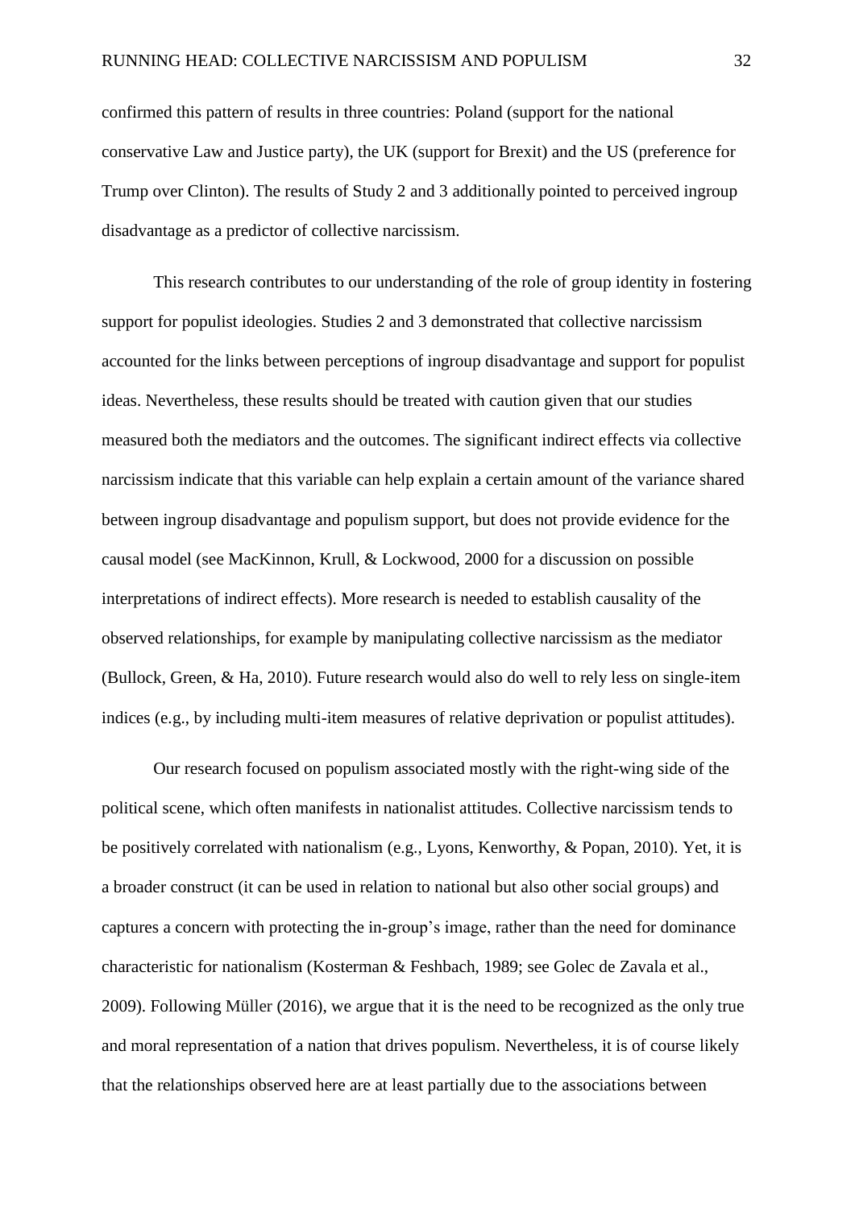confirmed this pattern of results in three countries: Poland (support for the national conservative Law and Justice party), the UK (support for Brexit) and the US (preference for Trump over Clinton). The results of Study 2 and 3 additionally pointed to perceived ingroup disadvantage as a predictor of collective narcissism.

This research contributes to our understanding of the role of group identity in fostering support for populist ideologies. Studies 2 and 3 demonstrated that collective narcissism accounted for the links between perceptions of ingroup disadvantage and support for populist ideas. Nevertheless, these results should be treated with caution given that our studies measured both the mediators and the outcomes. The significant indirect effects via collective narcissism indicate that this variable can help explain a certain amount of the variance shared between ingroup disadvantage and populism support, but does not provide evidence for the causal model (see MacKinnon, Krull, & Lockwood, 2000 for a discussion on possible interpretations of indirect effects). More research is needed to establish causality of the observed relationships, for example by manipulating collective narcissism as the mediator (Bullock, Green, & Ha, 2010). Future research would also do well to rely less on single-item indices (e.g., by including multi-item measures of relative deprivation or populist attitudes).

Our research focused on populism associated mostly with the right-wing side of the political scene, which often manifests in nationalist attitudes. Collective narcissism tends to be positively correlated with nationalism (e.g., Lyons, Kenworthy, & Popan, 2010). Yet, it is a broader construct (it can be used in relation to national but also other social groups) and captures a concern with protecting the in-group's image, rather than the need for dominance characteristic for nationalism (Kosterman & Feshbach, 1989; see Golec de Zavala et al., 2009). Following Müller (2016), we argue that it is the need to be recognized as the only true and moral representation of a nation that drives populism. Nevertheless, it is of course likely that the relationships observed here are at least partially due to the associations between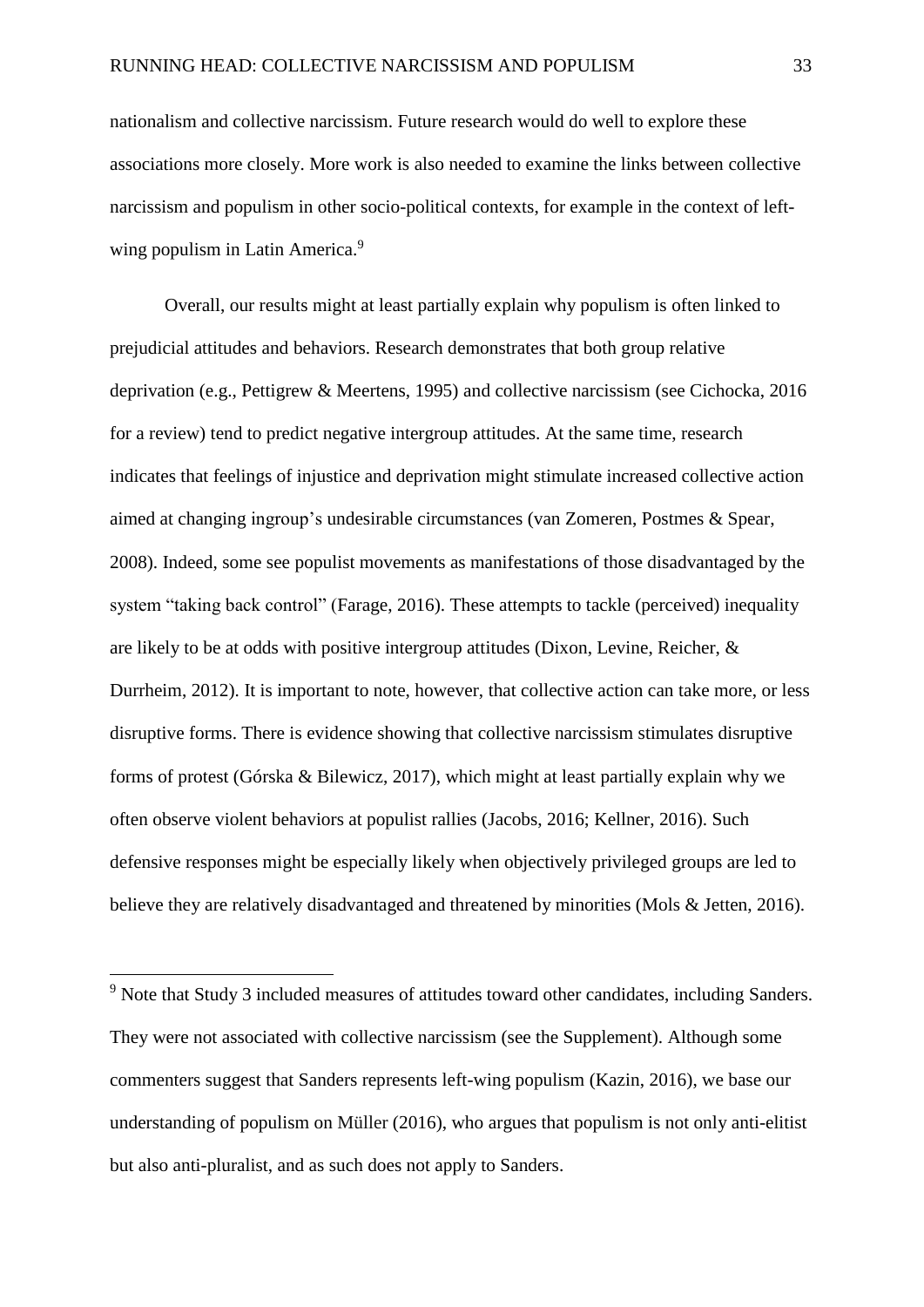nationalism and collective narcissism. Future research would do well to explore these associations more closely. More work is also needed to examine the links between collective narcissism and populism in other socio-political contexts, for example in the context of left-wing populism in Latin America.[9]

Overall, our results might at least partially explain why populism is often linked to prejudicial attitudes and behaviors. Research demonstrates that both group relative deprivation (e.g., Pettigrew & Meertens, 1995) and collective narcissism (see Cichocka, 2016 for a review) tend to predict negative intergroup attitudes. At the same time, research indicates that feelings of injustice and deprivation might stimulate increased collective action aimed at changing ingroup's undesirable circumstances (van Zomeren, Postmes & Spear, 2008). Indeed, some see populist movements as manifestations of those disadvantaged by the system "taking back control" (Farage, 2016). These attempts to tackle (perceived) inequality are likely to be at odds with positive intergroup attitudes (Dixon, Levine, Reicher, & Durrheim, 2012). It is important to note, however, that collective action can take more, or less disruptive forms. There is evidence showing that collective narcissism stimulates disruptive forms of protest (Górska & Bilewicz, 2017), which might at least partially explain why we often observe violent behaviors at populist rallies (Jacobs, 2016; Kellner, 2016). Such defensive responses might be especially likely when objectively privileged groups are led to believe they are relatively disadvantaged and threatened by minorities (Mols & Jetten, 2016).

[9] Note that Study 3 included measures of attitudes toward other candidates, including Sanders. They were not associated with collective narcissism (see the Supplement). Although some commenters suggest that Sanders represents left-wing populism (Kazin, 2016), we base our understanding of populism on Müller (2016), who argues that populism is not only anti-elitist but also anti-pluralist, and as such does not apply to Sanders.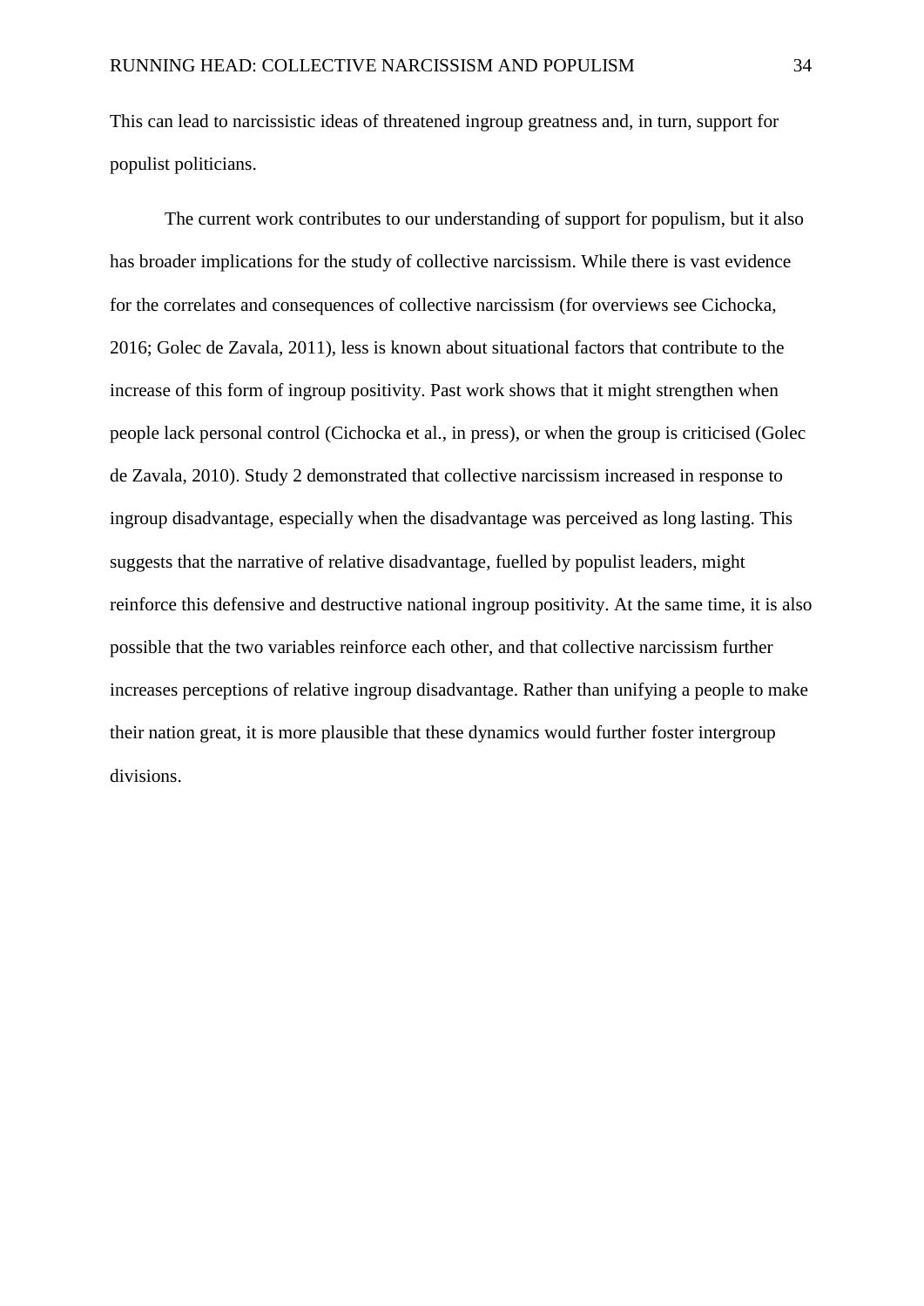This can lead to narcissistic ideas of threatened ingroup greatness and, in turn, support for populist politicians.

The current work contributes to our understanding of support for populism, but it also has broader implications for the study of collective narcissism. While there is vast evidence for the correlates and consequences of collective narcissism (for overviews see Cichocka, 2016; Golec de Zavala, 2011), less is known about situational factors that contribute to the increase of this form of ingroup positivity. Past work shows that it might strengthen when people lack personal control (Cichocka et al., in press), or when the group is criticised (Golec de Zavala, 2010). Study 2 demonstrated that collective narcissism increased in response to ingroup disadvantage, especially when the disadvantage was perceived as long lasting. This suggests that the narrative of relative disadvantage, fuelled by populist leaders, might reinforce this defensive and destructive national ingroup positivity. At the same time, it is also possible that the two variables reinforce each other, and that collective narcissism further increases perceptions of relative ingroup disadvantage. Rather than unifying a people to make their nation great, it is more plausible that these dynamics would further foster intergroup divisions.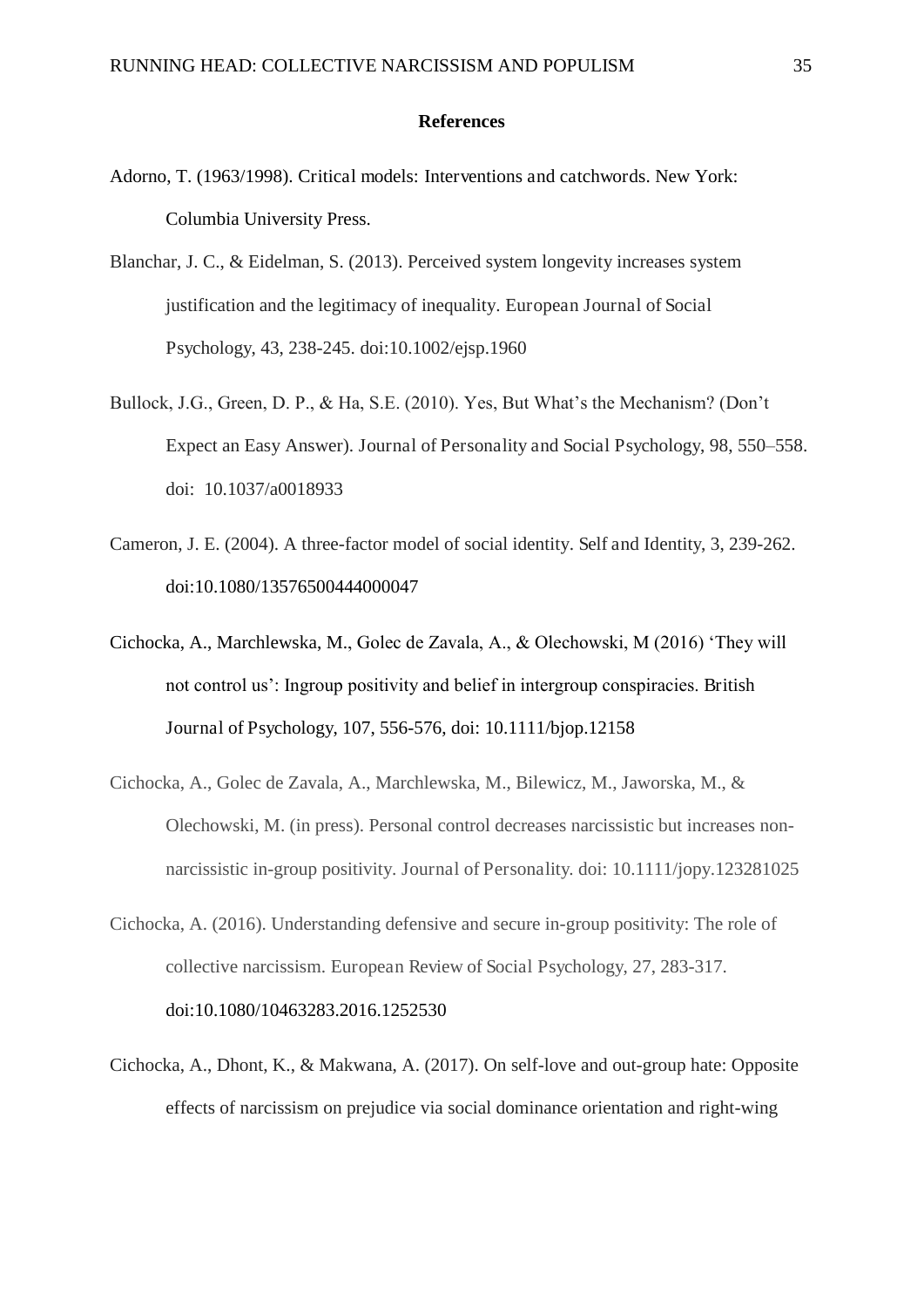**References**

Adorno, T. (1963/1998). Critical models: Interventions and catchwords. New York: Columbia University Press.

Blanchar, J. C., & Eidelman, S. (2013). Perceived system longevity increases system justification and the legitimacy of inequality. European Journal of Social Psychology, 43, 238-245. doi:10.1002/ejsp.1960

Bullock, J.G., Green, D. P., & Ha, S.E. (2010). Yes, But What's the Mechanism? (Don't Expect an Easy Answer). Journal of Personality and Social Psychology, 98, 550–558. doi: 10.1037/a0018933

Cameron, J. E. (2004). A three-factor model of social identity. Self and Identity, 3, 239-262. doi:10.1080/13576500444000047

Cichocka, A., Marchlewska, M., Golec de Zavala, A., & Olechowski, M (2016) 'They will not control us': Ingroup positivity and belief in intergroup conspiracies. British Journal of Psychology, 107, 556-576, doi: 10.1111/bjop.12158

Cichocka, A., Golec de Zavala, A., Marchlewska, M., Bilewicz, M., Jaworska, M., & Olechowski, M. (in press). Personal control decreases narcissistic but increases non-narcissistic in-group positivity. Journal of Personality. doi: 10.1111/jopy.123281025

Cichocka, A. (2016). Understanding defensive and secure in-group positivity: The role of collective narcissism. European Review of Social Psychology, 27, 283-317. doi:10.1080/10463283.2016.1252530

Cichocka, A., Dhont, K., & Makwana, A. (2017). On self-love and out-group hate: Opposite effects of narcissism on prejudice via social dominance orientation and right-wing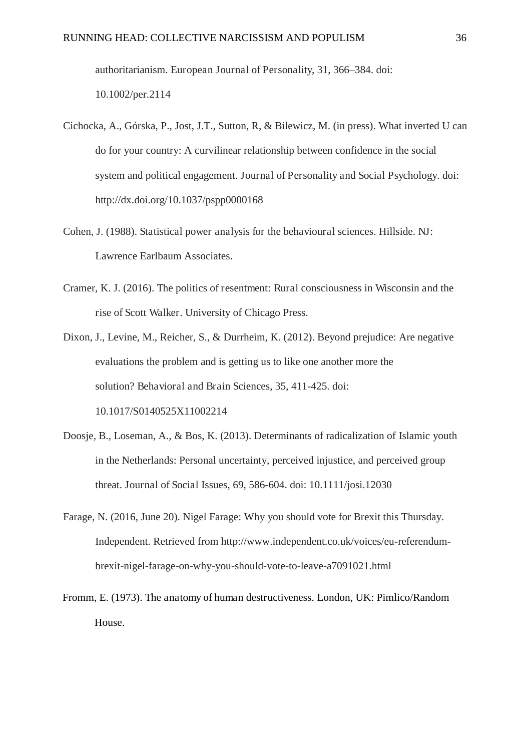authoritarianism. European Journal of Personality, 31, 366–384. doi: 10.1002/per.2114

Cichocka, A., Górska, P., Jost, J.T., Sutton, R, & Bilewicz, M. (in press). What inverted U can do for your country: A curvilinear relationship between confidence in the social system and political engagement. Journal of Personality and Social Psychology. doi: http://dx.doi.org/10.1037/pspp0000168

Cohen, J. (1988). Statistical power analysis for the behavioural sciences. Hillside. NJ: Lawrence Earlbaum Associates.

Cramer, K. J. (2016). The politics of resentment: Rural consciousness in Wisconsin and the rise of Scott Walker. University of Chicago Press.

Dixon, J., Levine, M., Reicher, S., & Durrheim, K. (2012). Beyond prejudice: Are negative evaluations the problem and is getting us to like one another more the solution? Behavioral and Brain Sciences, 35, 411-425. doi: 10.1017/S0140525X11002214

Doosje, B., Loseman, A., & Bos, K. (2013). Determinants of radicalization of Islamic youth in the Netherlands: Personal uncertainty, perceived injustice, and perceived group threat. Journal of Social Issues, 69, 586-604. doi: 10.1111/josi.12030

Farage, N. (2016, June 20). Nigel Farage: Why you should vote for Brexit this Thursday. Independent. Retrieved from http://www.independent.co.uk/voices/eu-referendum-brexit-nigel-farage-on-why-you-should-vote-to-leave-a7091021.html

Fromm, E. (1973). The anatomy of human destructiveness. London, UK: Pimlico/Random House.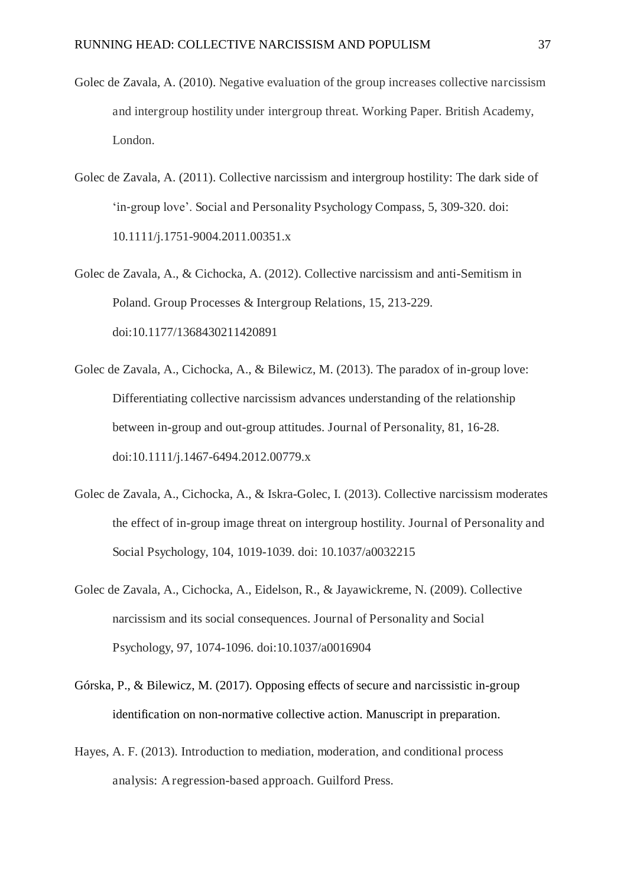Golec de Zavala, A. (2010). Negative evaluation of the group increases collective narcissism and intergroup hostility under intergroup threat. Working Paper. British Academy, London.

Golec de Zavala, A. (2011). Collective narcissism and intergroup hostility: The dark side of 'in-group love'. Social and Personality Psychology Compass, 5, 309-320. doi: 10.1111/j.1751-9004.2011.00351.x

Golec de Zavala, A., & Cichocka, A. (2012). Collective narcissism and anti-Semitism in Poland. Group Processes & Intergroup Relations, 15, 213-229. doi:10.1177/1368430211420891

Golec de Zavala, A., Cichocka, A., & Bilewicz, M. (2013). The paradox of in-group love: Differentiating collective narcissism advances understanding of the relationship between in-group and out-group attitudes. Journal of Personality, 81, 16-28. doi:10.1111/j.1467-6494.2012.00779.x

Golec de Zavala, A., Cichocka, A., & Iskra-Golec, I. (2013). Collective narcissism moderates the effect of in-group image threat on intergroup hostility. Journal of Personality and Social Psychology, 104, 1019-1039. doi: 10.1037/a0032215

Golec de Zavala, A., Cichocka, A., Eidelson, R., & Jayawickreme, N. (2009). Collective narcissism and its social consequences. Journal of Personality and Social Psychology, 97, 1074-1096. doi:10.1037/a0016904

Górska, P., & Bilewicz, M. (2017). Opposing effects of secure and narcissistic in-group identification on non-normative collective action. Manuscript in preparation.

Hayes, A. F. (2013). Introduction to mediation, moderation, and conditional process analysis: A regression-based approach. Guilford Press.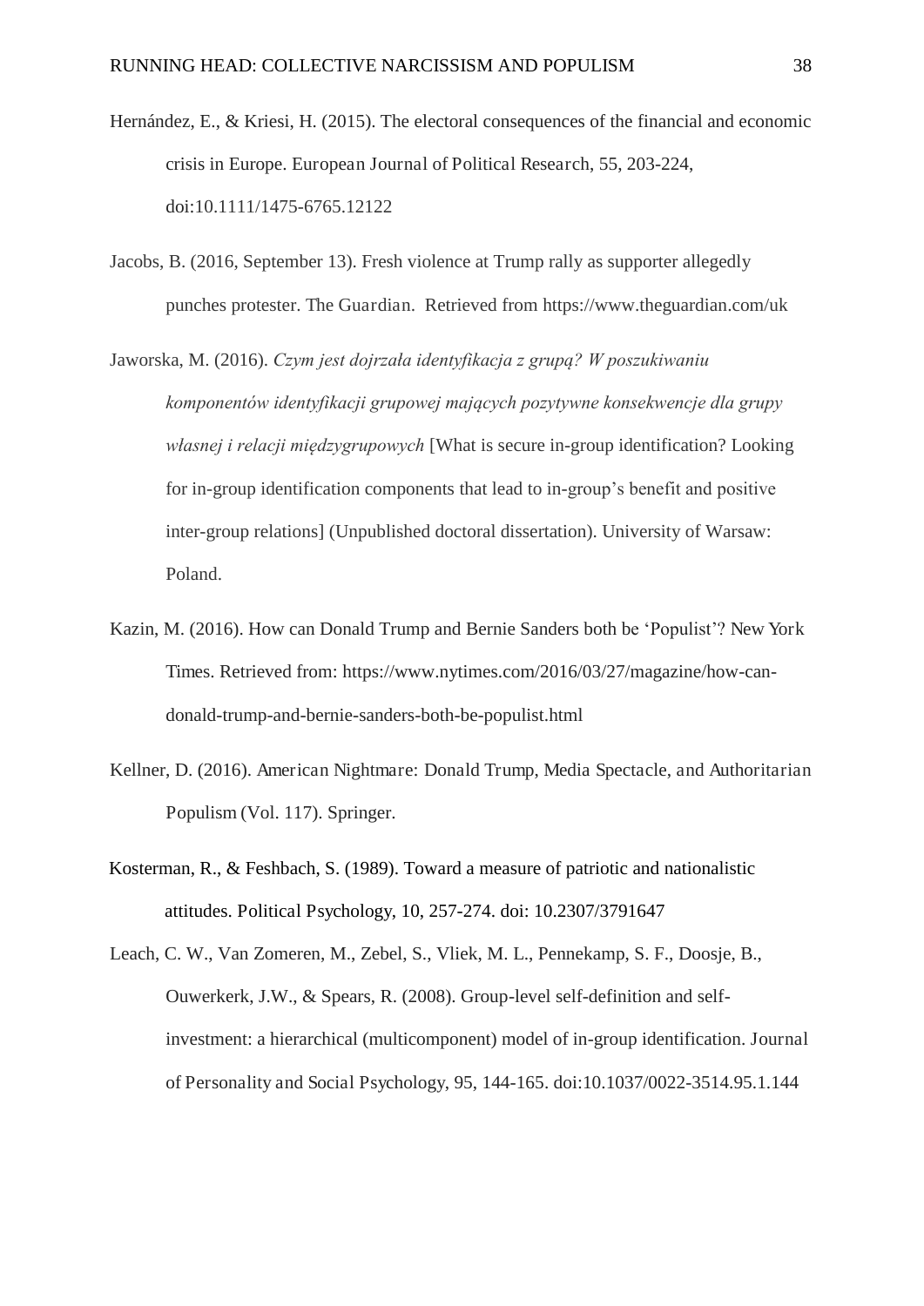Hernández, E., & Kriesi, H. (2015). The electoral consequences of the financial and economic crisis in Europe. European Journal of Political Research, 55, 203-224, doi:10.1111/1475-6765.12122

Jacobs, B. (2016, September 13). Fresh violence at Trump rally as supporter allegedly punches protester. The Guardian. Retrieved from https://www.theguardian.com/uk

Jaworska, M. (2016). *Czym jest dojrzała identyfikacja z grupą? W poszukiwaniu komponentów identyfikacji grupowej mających pozytywne konsekwencje dla grupy własnej i relacji międzygrupowych* [What is secure in-group identification? Looking for in-group identification components that lead to in-group's benefit and positive inter-group relations] (Unpublished doctoral dissertation). University of Warsaw: Poland.

Kazin, M. (2016). How can Donald Trump and Bernie Sanders both be 'Populist'? New York Times. Retrieved from: https://www.nytimes.com/2016/03/27/magazine/how-can-donald-trump-and-bernie-sanders-both-be-populist.html

Kellner, D. (2016). American Nightmare: Donald Trump, Media Spectacle, and Authoritarian Populism (Vol. 117). Springer.

Kosterman, R., & Feshbach, S. (1989). Toward a measure of patriotic and nationalistic attitudes. Political Psychology, 10, 257-274. doi: 10.2307/3791647

Leach, C. W., Van Zomeren, M., Zebel, S., Vliek, M. L., Pennekamp, S. F., Doosje, B., Ouwerkerk, J.W., & Spears, R. (2008). Group-level self-definition and self-investment: a hierarchical (multicomponent) model of in-group identification. Journal of Personality and Social Psychology, 95, 144-165. doi:10.1037/0022-3514.95.1.144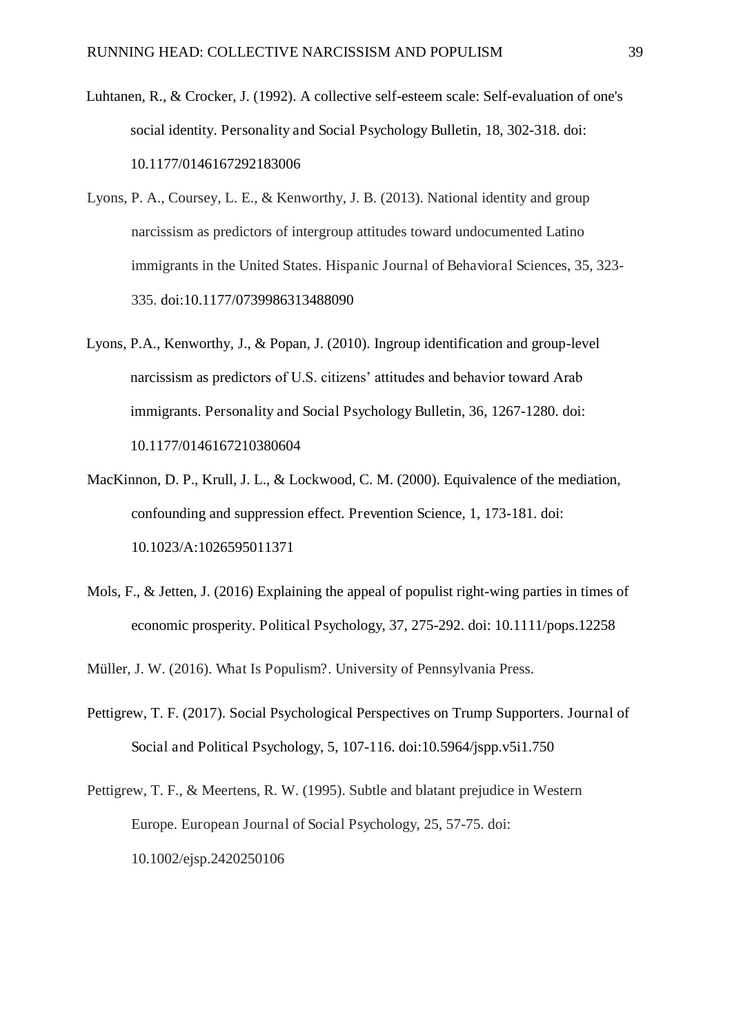Luhtanen, R., & Crocker, J. (1992). A collective self-esteem scale: Self-evaluation of one's social identity. Personality and Social Psychology Bulletin, 18, 302-318. doi: 10.1177/0146167292183006

Lyons, P. A., Coursey, L. E., & Kenworthy, J. B. (2013). National identity and group narcissism as predictors of intergroup attitudes toward undocumented Latino immigrants in the United States. Hispanic Journal of Behavioral Sciences, 35, 323-335. doi:10.1177/0739986313488090

Lyons, P.A., Kenworthy, J., & Popan, J. (2010). Ingroup identification and group-level narcissism as predictors of U.S. citizens' attitudes and behavior toward Arab immigrants. Personality and Social Psychology Bulletin, 36, 1267-1280. doi: 10.1177/0146167210380604

MacKinnon, D. P., Krull, J. L., & Lockwood, C. M. (2000). Equivalence of the mediation, confounding and suppression effect. Prevention Science, 1, 173-181. doi: 10.1023/A:1026595011371

Mols, F., & Jetten, J. (2016) Explaining the appeal of populist right-wing parties in times of economic prosperity. Political Psychology, 37, 275-292. doi: 10.1111/pops.12258

Müller, J. W. (2016). What Is Populism?. University of Pennsylvania Press.

Pettigrew, T. F. (2017). Social Psychological Perspectives on Trump Supporters. Journal of Social and Political Psychology, 5, 107-116. doi:10.5964/jspp.v5i1.750

Pettigrew, T. F., & Meertens, R. W. (1995). Subtle and blatant prejudice in Western Europe. European Journal of Social Psychology, 25, 57-75. doi: 10.1002/ejsp.2420250106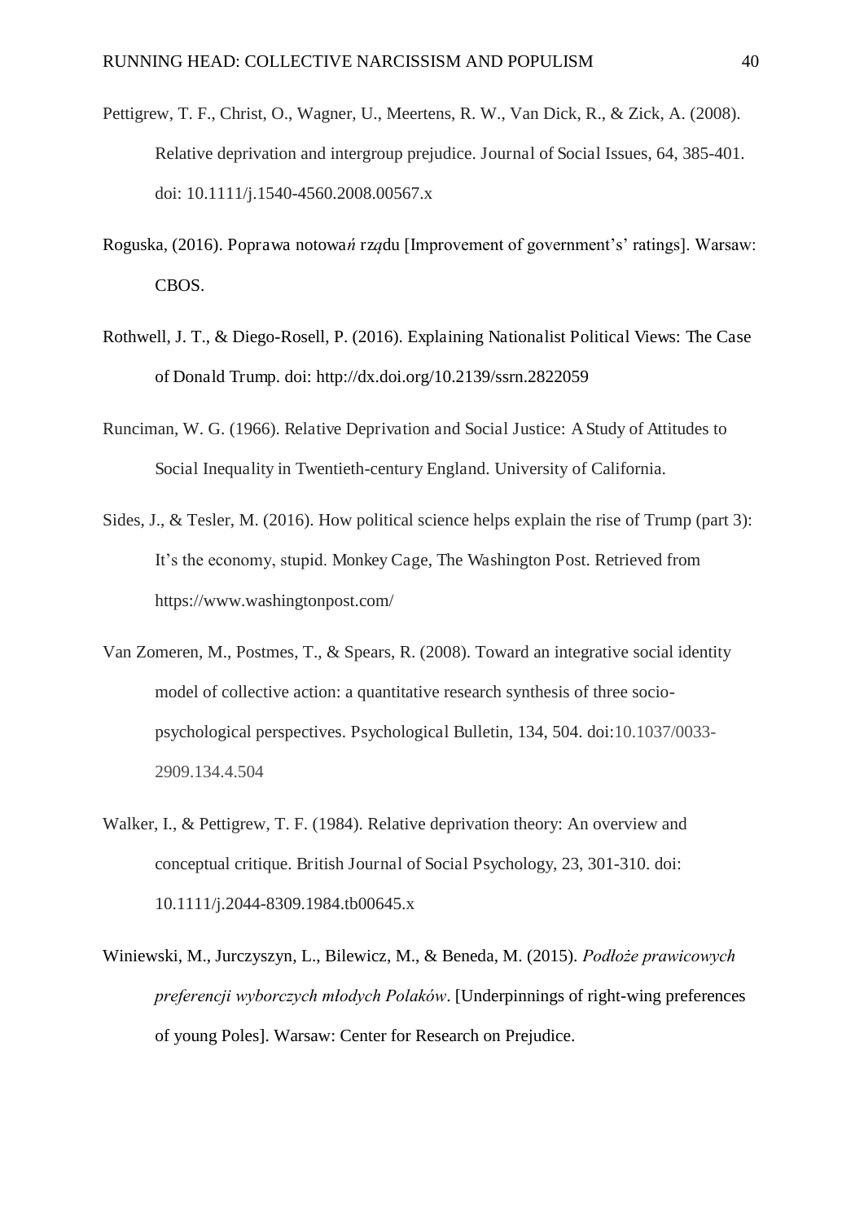Pettigrew, T. F., Christ, O., Wagner, U., Meertens, R. W., Van Dick, R., & Zick, A. (2008). Relative deprivation and intergroup prejudice. Journal of Social Issues, 64, 385-401. doi: 10.1111/j.1540-4560.2008.00567.x

Roguska, (2016). Poprawa notowań rządu [Improvement of government's' ratings]. Warsaw: CBOS.

Rothwell, J. T., & Diego-Rosell, P. (2016). Explaining Nationalist Political Views: The Case of Donald Trump. doi: http://dx.doi.org/10.2139/ssrn.2822059

Runciman, W. G. (1966). Relative Deprivation and Social Justice: A Study of Attitudes to Social Inequality in Twentieth-century England. University of California.

Sides, J., & Tesler, M. (2016). How political science helps explain the rise of Trump (part 3): It's the economy, stupid. Monkey Cage, The Washington Post. Retrieved from https://www.washingtonpost.com/

Van Zomeren, M., Postmes, T., & Spears, R. (2008). Toward an integrative social identity model of collective action: a quantitative research synthesis of three socio-psychological perspectives. Psychological Bulletin, 134, 504. doi:10.1037/0033-2909.134.4.504

Walker, I., & Pettigrew, T. F. (1984). Relative deprivation theory: An overview and conceptual critique. British Journal of Social Psychology, 23, 301-310. doi: 10.1111/j.2044-8309.1984.tb00645.x

Winiewski, M., Jurczyszyn, L., Bilewicz, M., & Beneda, M. (2015). *Podłoże prawicowych preferencji wyborczych młodych Polaków*. [Underpinnings of right-wing preferences of young Poles]. Warsaw: Center for Research on Prejudice.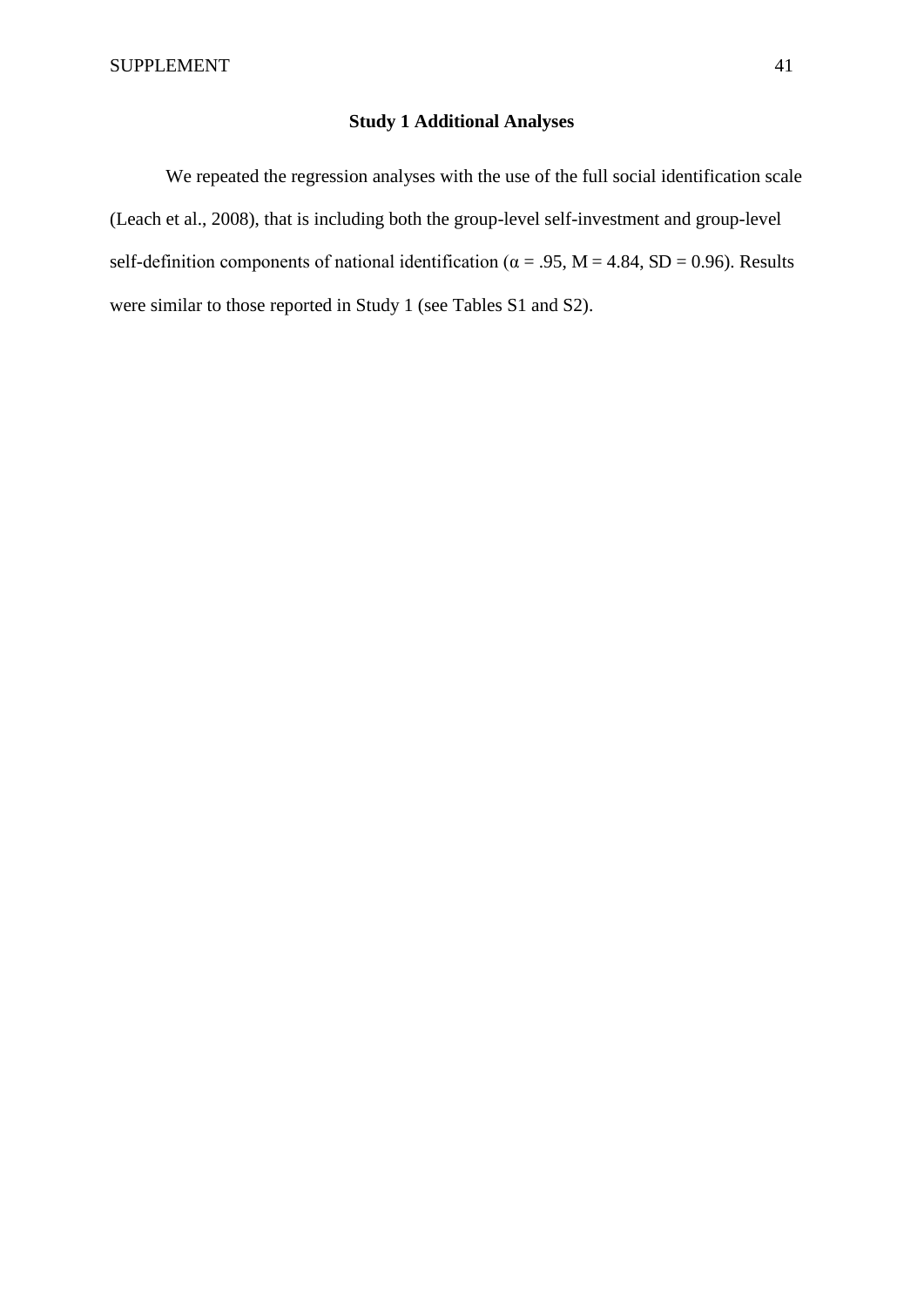## Study 1 Additional Analyses

We repeated the regression analyses with the use of the full social identification scale (Leach et al., 2008), that is including both the group-level self-investment and group-level self-definition components of national identification ($\alpha = .95$, $M = 4.84$, $SD = 0.96$). Results were similar to those reported in Study 1 (see Tables S1 and S2).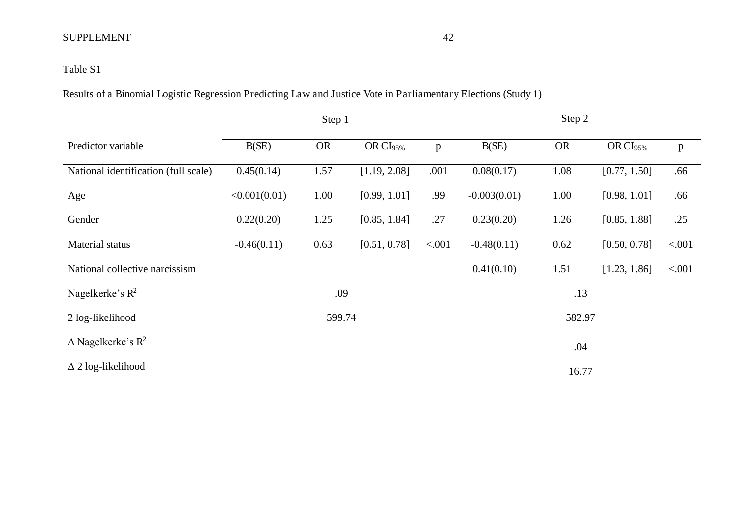Table S1

Results of a Binomial Logistic Regression Predicting Law and Justice Vote in Parliamentary Elections (Study 1)

| | Step 1 | | | | Step 2 | | | |
|---|---|---|---|---|---|---|---|---|
| Predictor variable | B(SE) | OR | OR $CI_{95\%}$ | p | B(SE) | OR | OR $CI_{95\%}$ | p |
| National identification (full scale) | 0.45(0.14) | 1.57 | [1.19, 2.08] | .001 | 0.08(0.17) | 1.08 | [0.77, 1.50] | .66 |
| Age | <0.001(0.01) | 1.00 | [0.99, 1.01] | .99 | -0.003(0.01) | 1.00 | [0.98, 1.01] | .66 |
| Gender | 0.22(0.20) | 1.25 | [0.85, 1.84] | .27 | 0.23(0.20) | 1.26 | [0.85, 1.88] | .25 |
| Material status | -0.46(0.11) | 0.63 | [0.51, 0.78] | <.001 | -0.48(0.11) | 0.62 | [0.50, 0.78] | <.001 |
| National collective narcissism | | | | | 0.41(0.10) | 1.51 | [1.23, 1.86] | <.001 |
| Nagelkerke's $R^2$ | | .09 | | | | .13 | | |
| 2 log-likelihood | | 599.74 | | | | 582.97 | | |
| Δ Nagelkerke's $R^2$ | | | | | | .04 | | |
| Δ 2 log-likelihood | | | | | | 16.77 | | |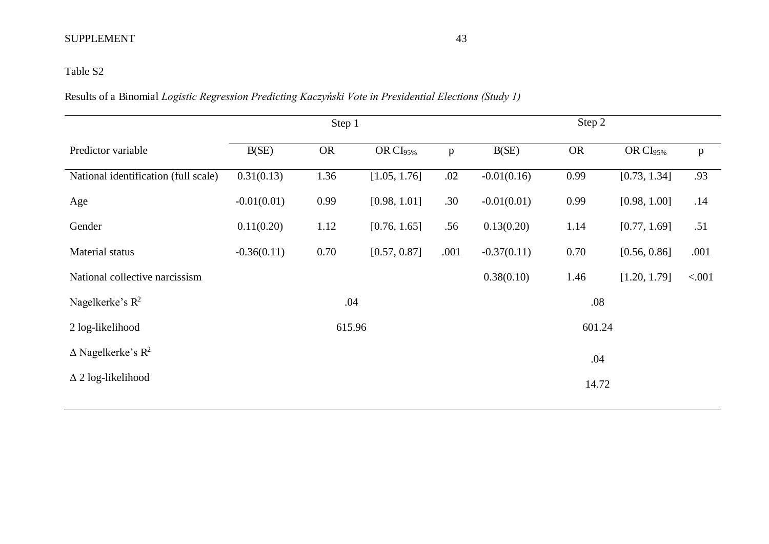Table S2

Results of a Binomial *Logistic Regression Predicting Kaczyński Vote in Presidential Elections (Study 1)*

| | Step 1 | | | | Step 2 | | | |
|---|---|---|---|---|---|---|---|---|
| Predictor variable | B(SE) | OR | OR $CI_{95\%}$ | p | B(SE) | OR | OR $CI_{95\%}$ | p |
| National identification (full scale) | 0.31(0.13) | 1.36 | [1.05, 1.76] | .02 | -0.01(0.16) | 0.99 | [0.73, 1.34] | .93 |
| Age | -0.01(0.01) | 0.99 | [0.98, 1.01] | .30 | -0.01(0.01) | 0.99 | [0.98, 1.00] | .14 |
| Gender | 0.11(0.20) | 1.12 | [0.76, 1.65] | .56 | 0.13(0.20) | 1.14 | [0.77, 1.69] | .51 |
| Material status | -0.36(0.11) | 0.70 | [0.57, 0.87] | .001 | -0.37(0.11) | 0.70 | [0.56, 0.86] | .001 |
| National collective narcissism | | | | | 0.38(0.10) | 1.46 | [1.20, 1.79] | <.001 |
| Nagelkerke's $R^2$ | .04 | | | | .08 | | | |
| 2 log-likelihood | 615.96 | | | | 601.24 | | | |
| Δ Nagelkerke's $R^2$ | | | | | .04 | | | |
| Δ 2 log-likelihood | | | | | 14.72 | | | |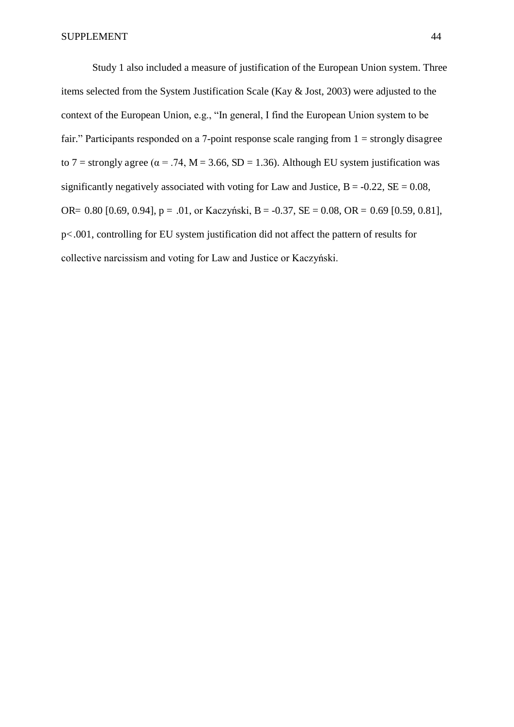Study 1 also included a measure of justification of the European Union system. Three items selected from the System Justification Scale (Kay & Jost, 2003) were adjusted to the context of the European Union, e.g., "In general, I find the European Union system to be fair." Participants responded on a 7-point response scale ranging from 1 = strongly disagree to 7 = strongly agree ($\alpha = .74$, $M = 3.66$, $SD = 1.36$). Although EU system justification was significantly negatively associated with voting for Law and Justice, $B = -0.22$, $SE = 0.08$, $OR = 0.80$ [0.69, 0.94], $p = .01$, or Kaczyński, $B = -0.37$, $SE = 0.08$, $OR = 0.69$ [0.59, 0.81], $p < .001$, controlling for EU system justification did not affect the pattern of results for collective narcissism and voting for Law and Justice or Kaczyński.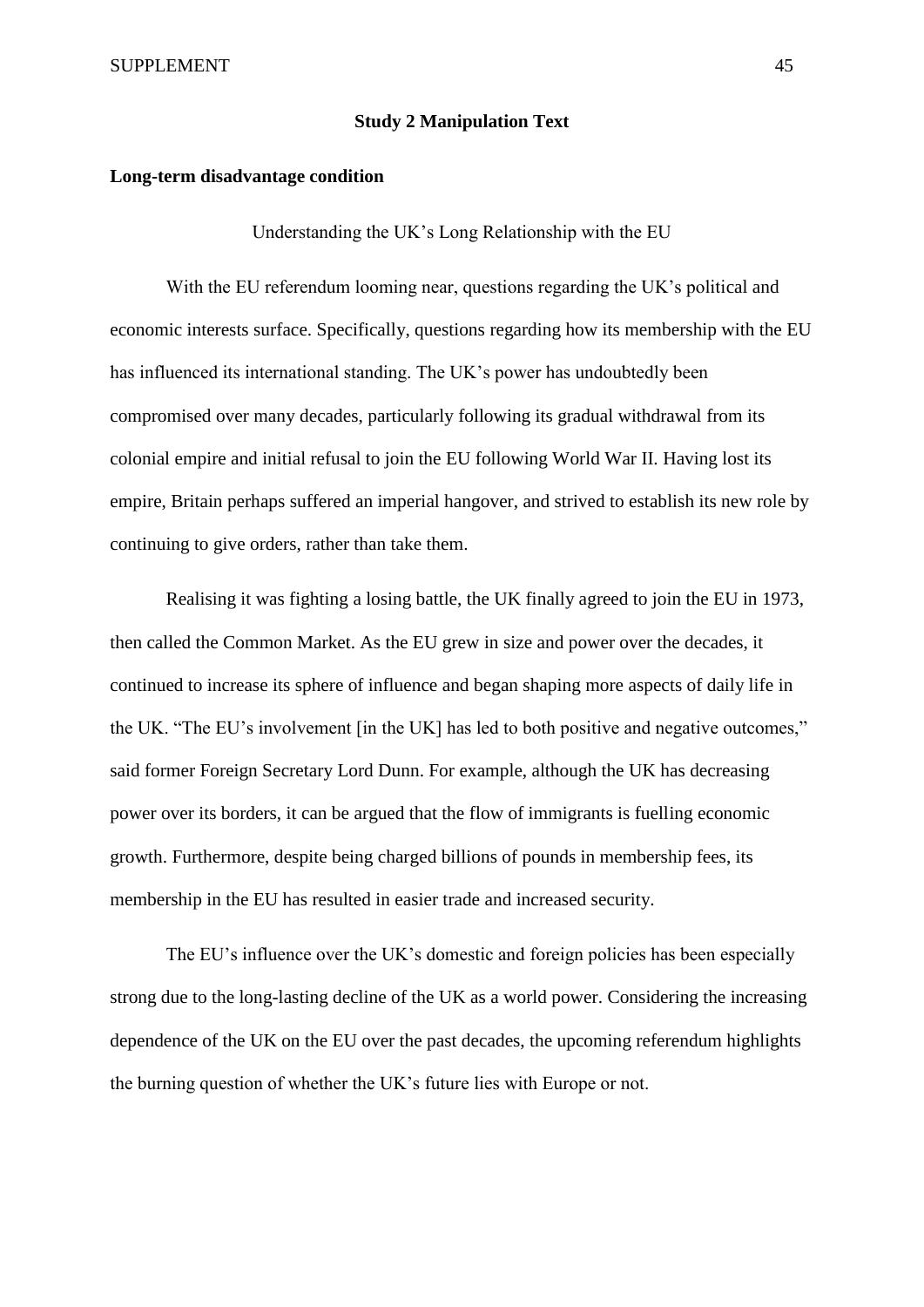## Study 2 Manipulation Text

**Long-term disadvantage condition**

Understanding the UK's Long Relationship with the EU

With the EU referendum looming near, questions regarding the UK's political and economic interests surface. Specifically, questions regarding how its membership with the EU has influenced its international standing. The UK's power has undoubtedly been compromised over many decades, particularly following its gradual withdrawal from its colonial empire and initial refusal to join the EU following World War II. Having lost its empire, Britain perhaps suffered an imperial hangover, and strived to establish its new role by continuing to give orders, rather than take them.

Realising it was fighting a losing battle, the UK finally agreed to join the EU in 1973, then called the Common Market. As the EU grew in size and power over the decades, it continued to increase its sphere of influence and began shaping more aspects of daily life in the UK. "The EU's involvement [in the UK] has led to both positive and negative outcomes," said former Foreign Secretary Lord Dunn. For example, although the UK has decreasing power over its borders, it can be argued that the flow of immigrants is fuelling economic growth. Furthermore, despite being charged billions of pounds in membership fees, its membership in the EU has resulted in easier trade and increased security.

The EU's influence over the UK's domestic and foreign policies has been especially strong due to the long-lasting decline of the UK as a world power. Considering the increasing dependence of the UK on the EU over the past decades, the upcoming referendum highlights the burning question of whether the UK's future lies with Europe or not.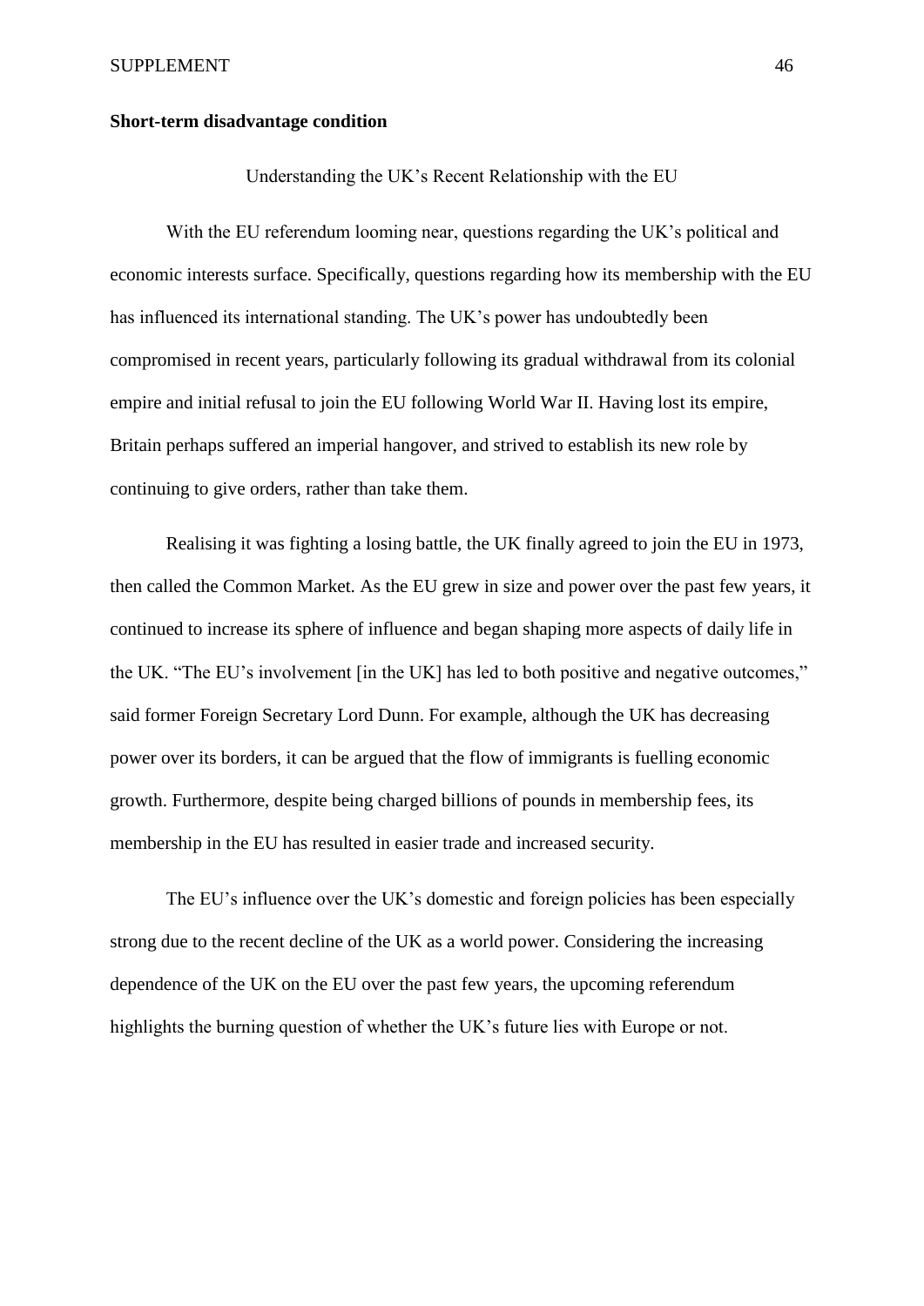**Short-term disadvantage condition**

Understanding the UK's Recent Relationship with the EU

With the EU referendum looming near, questions regarding the UK's political and economic interests surface. Specifically, questions regarding how its membership with the EU has influenced its international standing. The UK's power has undoubtedly been compromised in recent years, particularly following its gradual withdrawal from its colonial empire and initial refusal to join the EU following World War II. Having lost its empire, Britain perhaps suffered an imperial hangover, and strived to establish its new role by continuing to give orders, rather than take them.

Realising it was fighting a losing battle, the UK finally agreed to join the EU in 1973, then called the Common Market. As the EU grew in size and power over the past few years, it continued to increase its sphere of influence and began shaping more aspects of daily life in the UK. "The EU's involvement [in the UK] has led to both positive and negative outcomes," said former Foreign Secretary Lord Dunn. For example, although the UK has decreasing power over its borders, it can be argued that the flow of immigrants is fuelling economic growth. Furthermore, despite being charged billions of pounds in membership fees, its membership in the EU has resulted in easier trade and increased security.

The EU's influence over the UK's domestic and foreign policies has been especially strong due to the recent decline of the UK as a world power. Considering the increasing dependence of the UK on the EU over the past few years, the upcoming referendum highlights the burning question of whether the UK's future lies with Europe or not.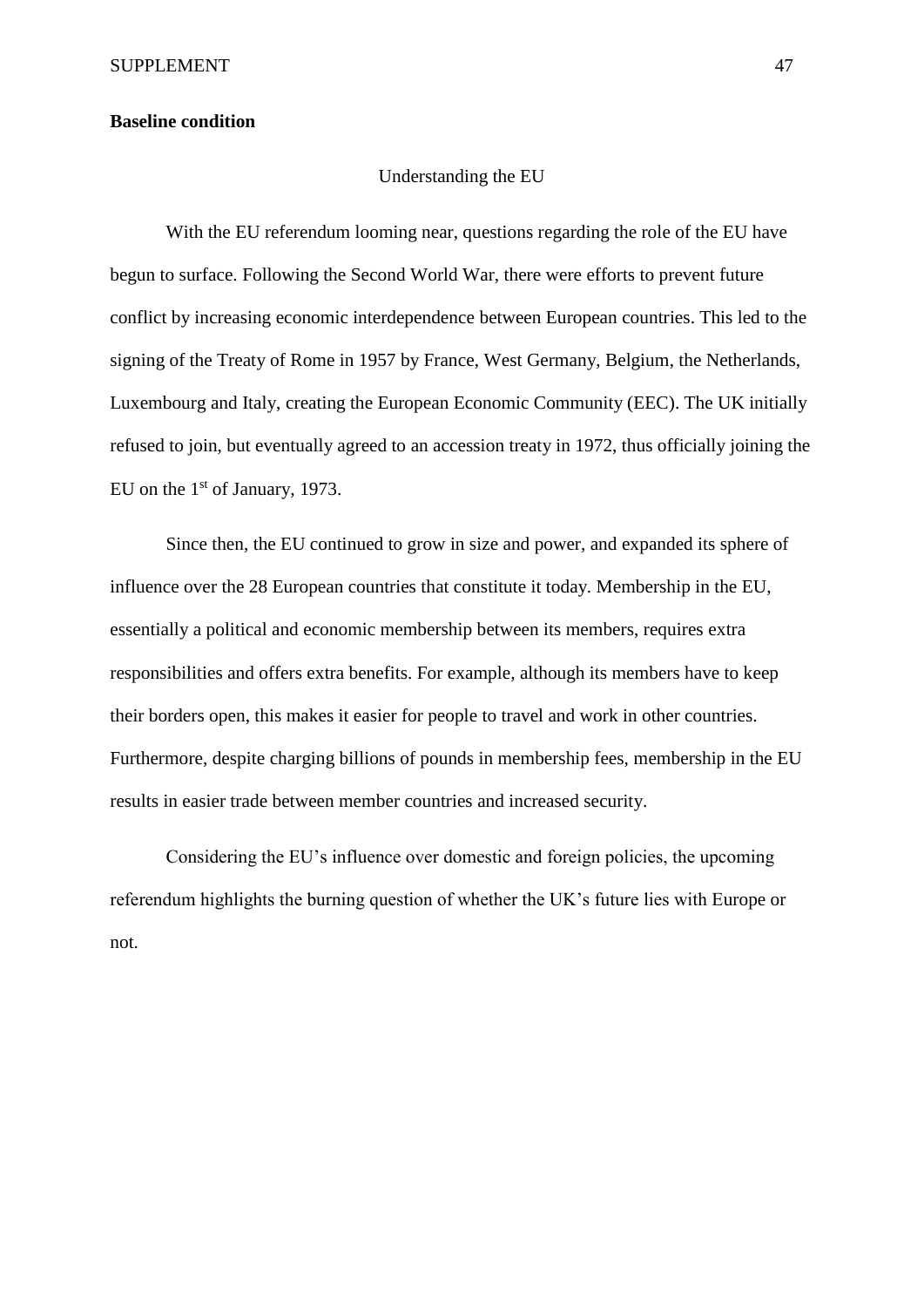**Baseline condition**

Understanding the EU

With the EU referendum looming near, questions regarding the role of the EU have begun to surface. Following the Second World War, there were efforts to prevent future conflict by increasing economic interdependence between European countries. This led to the signing of the Treaty of Rome in 1957 by France, West Germany, Belgium, the Netherlands, Luxembourg and Italy, creating the European Economic Community (EEC). The UK initially refused to join, but eventually agreed to an accession treaty in 1972, thus officially joining the EU on the 1st of January, 1973.

Since then, the EU continued to grow in size and power, and expanded its sphere of influence over the 28 European countries that constitute it today. Membership in the EU, essentially a political and economic membership between its members, requires extra responsibilities and offers extra benefits. For example, although its members have to keep their borders open, this makes it easier for people to travel and work in other countries. Furthermore, despite charging billions of pounds in membership fees, membership in the EU results in easier trade between member countries and increased security.

Considering the EU's influence over domestic and foreign policies, the upcoming referendum highlights the burning question of whether the UK's future lies with Europe or not.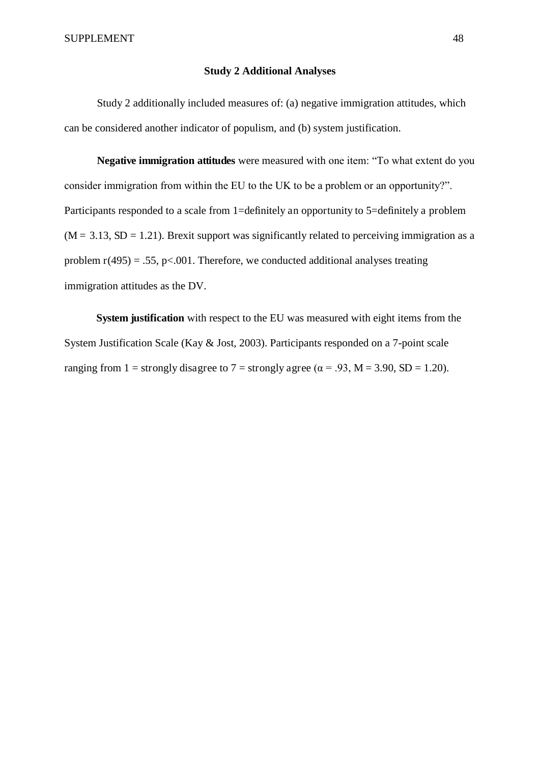## Study 2 Additional Analyses

Study 2 additionally included measures of: (a) negative immigration attitudes, which can be considered another indicator of populism, and (b) system justification.

**Negative immigration attitudes** were measured with one item: "To what extent do you consider immigration from within the EU to the UK to be a problem or an opportunity?". Participants responded to a scale from 1=definitely an opportunity to 5=definitely a problem ($M = 3.13$, $SD = 1.21$). Brexit support was significantly related to perceiving immigration as a problem $r(495) = .55$, $p<.001$. Therefore, we conducted additional analyses treating immigration attitudes as the DV.

**System justification** with respect to the EU was measured with eight items from the System Justification Scale (Kay & Jost, 2003). Participants responded on a 7-point scale ranging from 1 = strongly disagree to 7 = strongly agree ($\alpha = .93$, $M = 3.90$, $SD = 1.20$).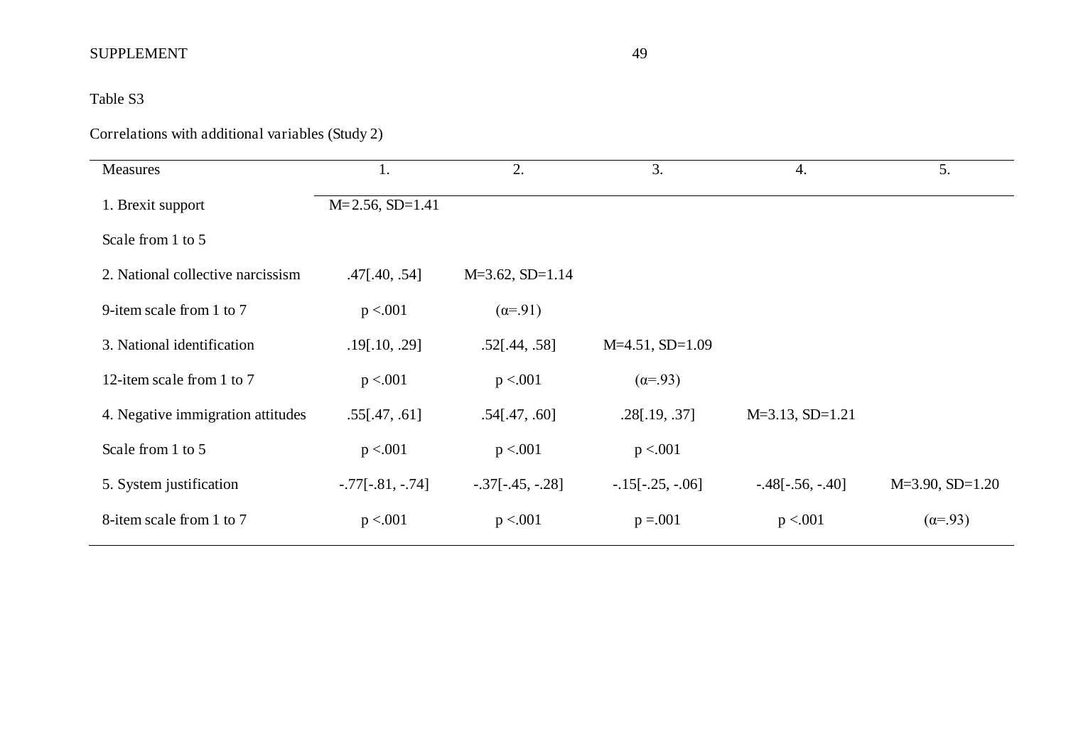Table S3

Correlations with additional variables (Study 2)

| Measures | 1. | 2. | 3. | 4. | 5. |
|---|---|---|---|---|---|
| 1. Brexit support | M= 2.56, SD=1.41 | | | | |
| Scale from 1 to 5 | | | | | |
| 2. National collective narcissism | .47[.40, .54] | M=3.62, SD=1.14 | | | |
| 9-item scale from 1 to 7 | p <.001 | (α=.91) | | | |
| 3. National identification | .19[.10, .29] | .52[.44, .58] | M=4.51, SD=1.09 | | |
| 12-item scale from 1 to 7 | p <.001 | p <.001 | (α=.93) | | |
| 4. Negative immigration attitudes | .55[.47, .61] | .54[.47, .60] | .28[.19, .37] | M=3.13, SD=1.21 | |
| Scale from 1 to 5 | p <.001 | p <.001 | p <.001 | | |
| 5. System justification | -.77[-.81, -.74] | -.37[-.45, -.28] | -.15[-.25, -.06] | -.48[-.56, -.40] | M=3.90, SD=1.20 |
| 8-item scale from 1 to 7 | p <.001 | p <.001 | p =.001 | p <.001 | (α=.93) |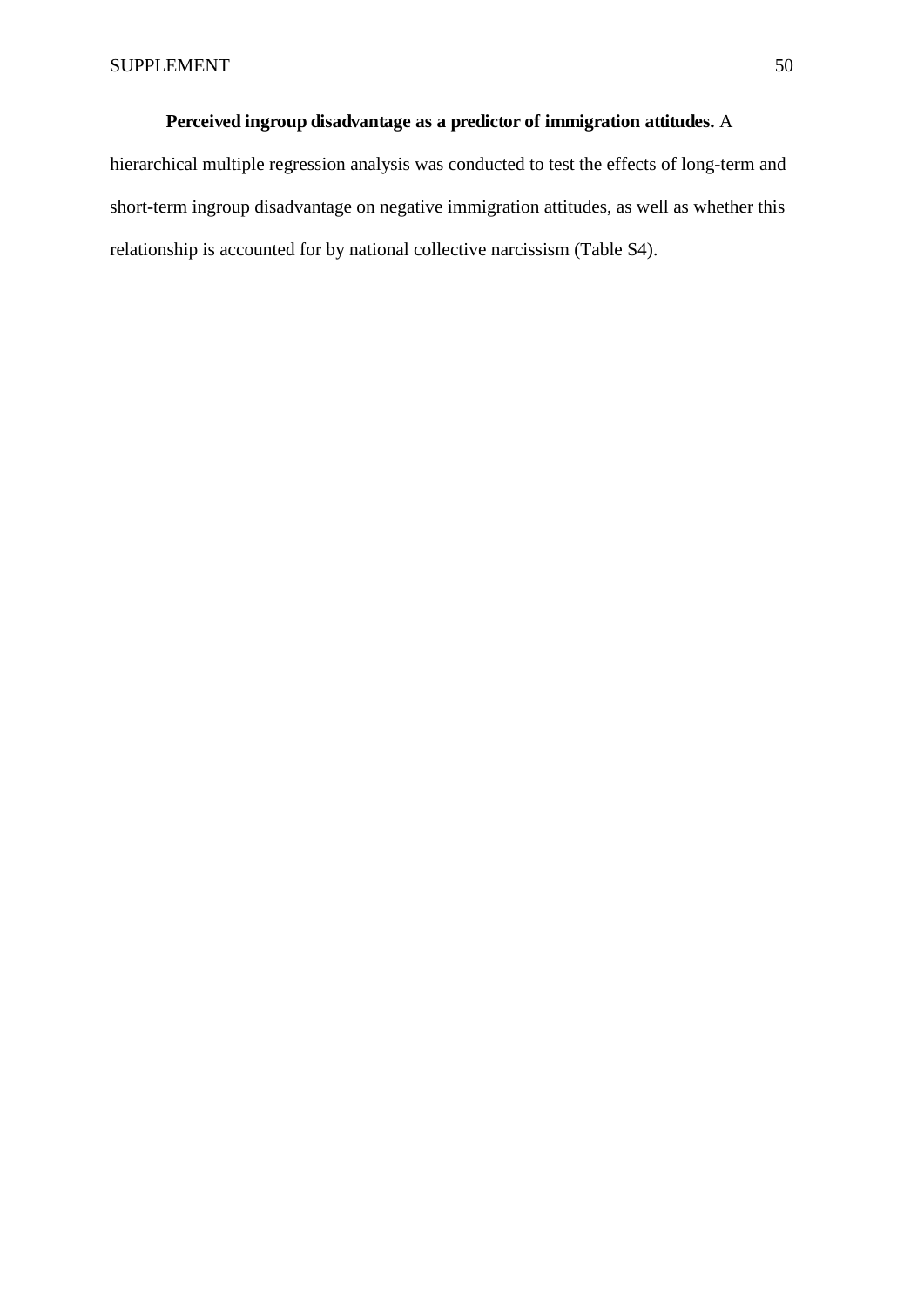**Perceived ingroup disadvantage as a predictor of immigration attitudes.** A hierarchical multiple regression analysis was conducted to test the effects of long-term and short-term ingroup disadvantage on negative immigration attitudes, as well as whether this relationship is accounted for by national collective narcissism (Table S4).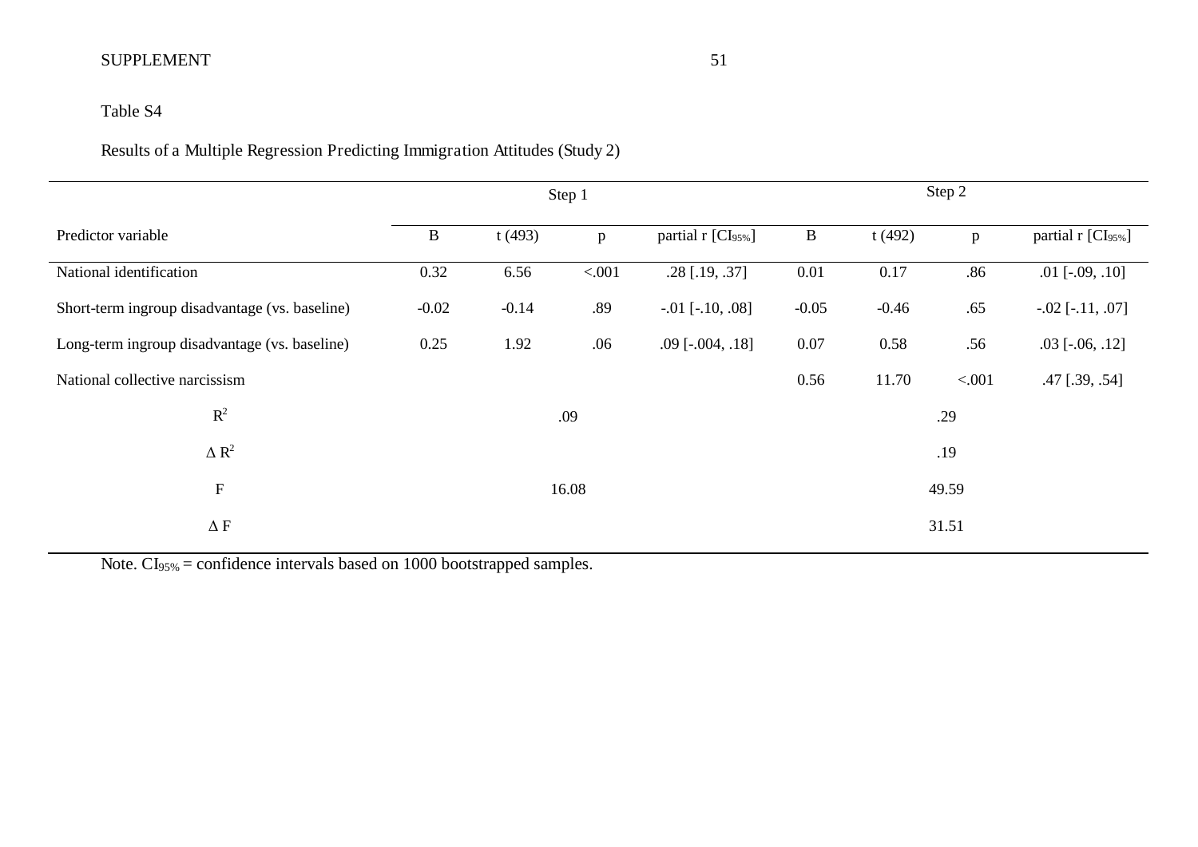Table S4

Results of a Multiple Regression Predicting Immigration Attitudes (Study 2)

| | Step 1 | | | | Step 2 | | | |
|---|---|---|---|---|---|---|---|---|
| Predictor variable | B | t (493) | p | partial r [$CI_{95\%}$] | B | t (492) | p | partial r [$CI_{95\%}$] |
| National identification | 0.32 | 6.56 | <.001 | .28 [.19, .37] | 0.01 | 0.17 | .86 | .01 [-.09, .10] |
| Short-term ingroup disadvantage (vs. baseline) | -0.02 | -0.14 | .89 | -.01 [-.10, .08] | -0.05 | -0.46 | .65 | -.02 [-.11, .07] |
| Long-term ingroup disadvantage (vs. baseline) | 0.25 | 1.92 | .06 | .09 [-.004, .18] | 0.07 | 0.58 | .56 | .03 [-.06, .12] |
| National collective narcissism | | | | | 0.56 | 11.70 | <.001 | .47 [.39, .54] |
| $R^2$ | | .09 | | | | .29 | | |
| $\Delta R^2$ | | | | | | .19 | | |
| F | | 16.08 | | | | 49.59 | | |
| $\Delta$ F | | | | | | 31.51 | | |

Note. $CI_{95\%}$ = confidence intervals based on 1000 bootstrapped samples.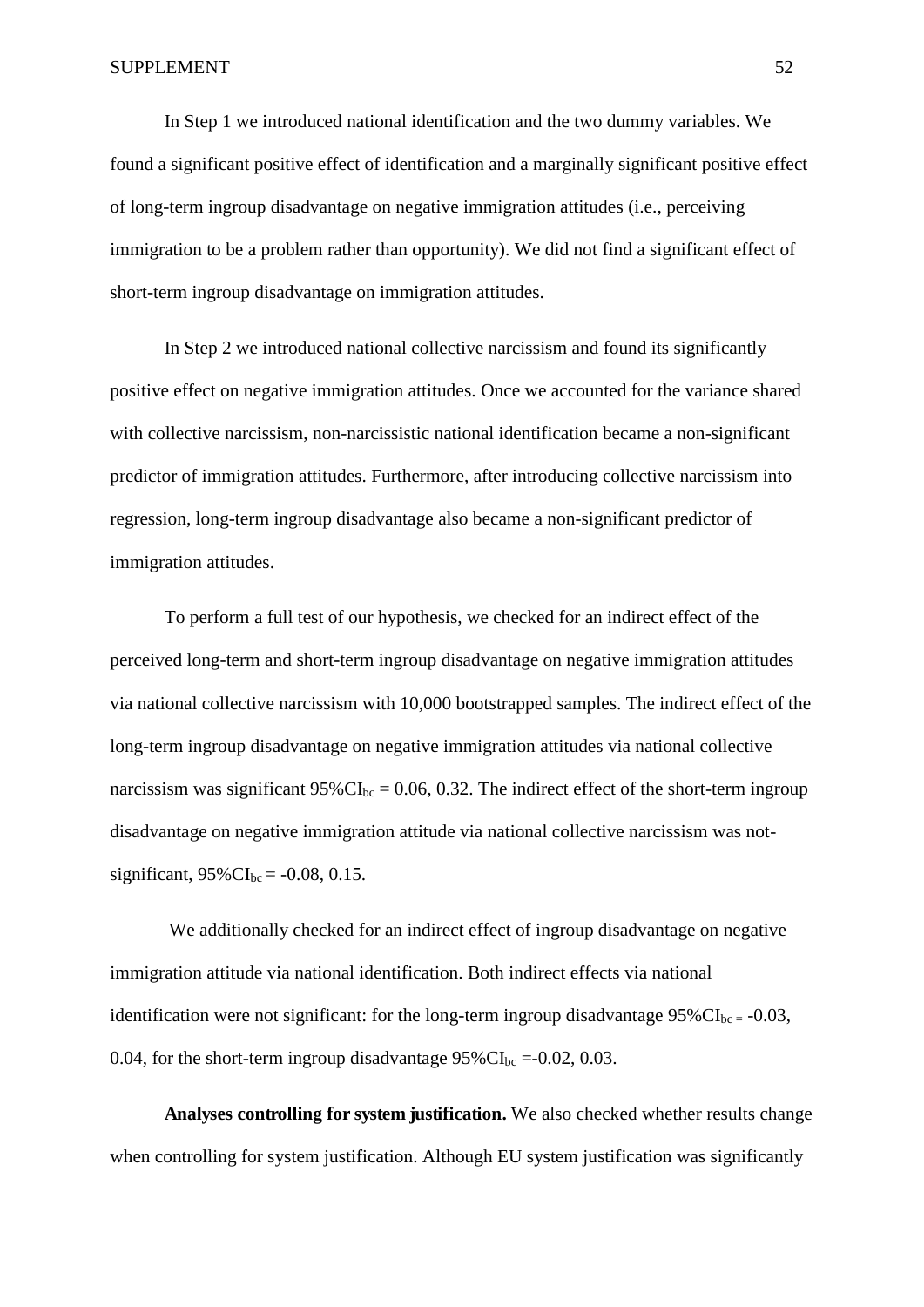In Step 1 we introduced national identification and the two dummy variables. We found a significant positive effect of identification and a marginally significant positive effect of long-term ingroup disadvantage on negative immigration attitudes (i.e., perceiving immigration to be a problem rather than opportunity). We did not find a significant effect of short-term ingroup disadvantage on immigration attitudes.

In Step 2 we introduced national collective narcissism and found its significantly positive effect on negative immigration attitudes. Once we accounted for the variance shared with collective narcissism, non-narcissistic national identification became a non-significant predictor of immigration attitudes. Furthermore, after introducing collective narcissism into regression, long-term ingroup disadvantage also became a non-significant predictor of immigration attitudes.

To perform a full test of our hypothesis, we checked for an indirect effect of the perceived long-term and short-term ingroup disadvantage on negative immigration attitudes via national collective narcissism with 10,000 bootstrapped samples. The indirect effect of the long-term ingroup disadvantage on negative immigration attitudes via national collective narcissism was significant $95\%CI_{bc} = 0.06, 0.32$. The indirect effect of the short-term ingroup disadvantage on negative immigration attitude via national collective narcissism was not-significant, $95\%CI_{bc} = -0.08, 0.15$.

We additionally checked for an indirect effect of ingroup disadvantage on negative immigration attitude via national identification. Both indirect effects via national identification were not significant: for the long-term ingroup disadvantage $95\%CI_{bc =} -0.03, 0.04$, for the short-term ingroup disadvantage $95\%CI_{bc} = -0.02, 0.03$.

**Analyses controlling for system justification.** We also checked whether results change when controlling for system justification. Although EU system justification was significantly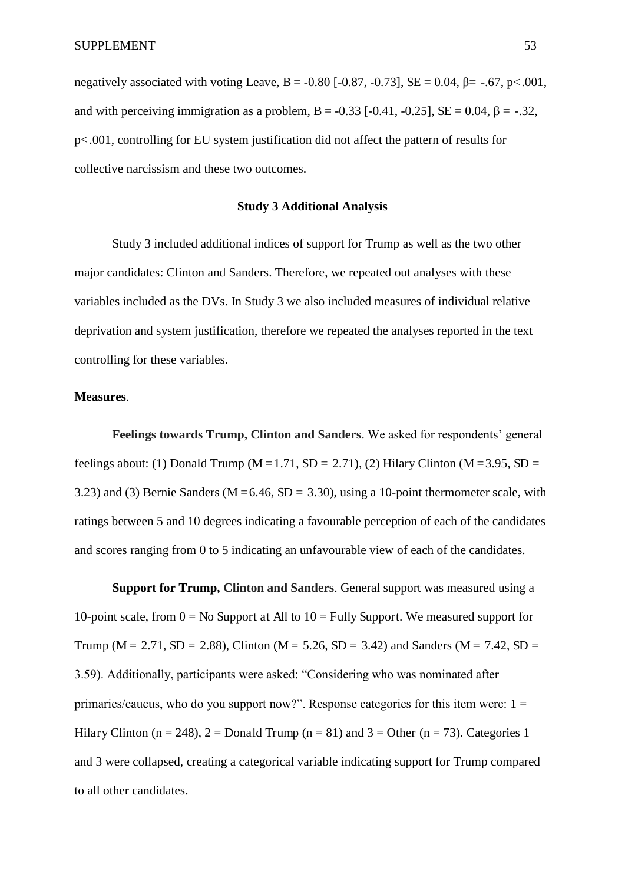negatively associated with voting Leave, B = -0.80 [-0.87, -0.73], SE = 0.04, β= -.67, p<.001, and with perceiving immigration as a problem, B = -0.33 [-0.41, -0.25], SE = 0.04, β = -.32, p<.001, controlling for EU system justification did not affect the pattern of results for collective narcissism and these two outcomes.

### Study 3 Additional Analysis

Study 3 included additional indices of support for Trump as well as the two other major candidates: Clinton and Sanders. Therefore, we repeated out analyses with these variables included as the DVs. In Study 3 we also included measures of individual relative deprivation and system justification, therefore we repeated the analyses reported in the text controlling for these variables.

**Measures**.

**Feelings towards Trump, Clinton and Sanders**. We asked for respondents' general feelings about: (1) Donald Trump (M = 1.71, SD = 2.71), (2) Hilary Clinton (M = 3.95, SD = 3.23) and (3) Bernie Sanders (M = 6.46, SD = 3.30), using a 10-point thermometer scale, with ratings between 5 and 10 degrees indicating a favourable perception of each of the candidates and scores ranging from 0 to 5 indicating an unfavourable view of each of the candidates.

**Support for Trump, Clinton and Sanders**. General support was measured using a 10-point scale, from 0 = No Support at All to 10 = Fully Support. We measured support for Trump (M = 2.71, SD = 2.88), Clinton (M = 5.26, SD = 3.42) and Sanders (M = 7.42, SD = 3.59). Additionally, participants were asked: "Considering who was nominated after primaries/caucus, who do you support now?". Response categories for this item were: 1 = Hilary Clinton (n = 248), 2 = Donald Trump (n = 81) and 3 = Other (n = 73). Categories 1 and 3 were collapsed, creating a categorical variable indicating support for Trump compared to all other candidates.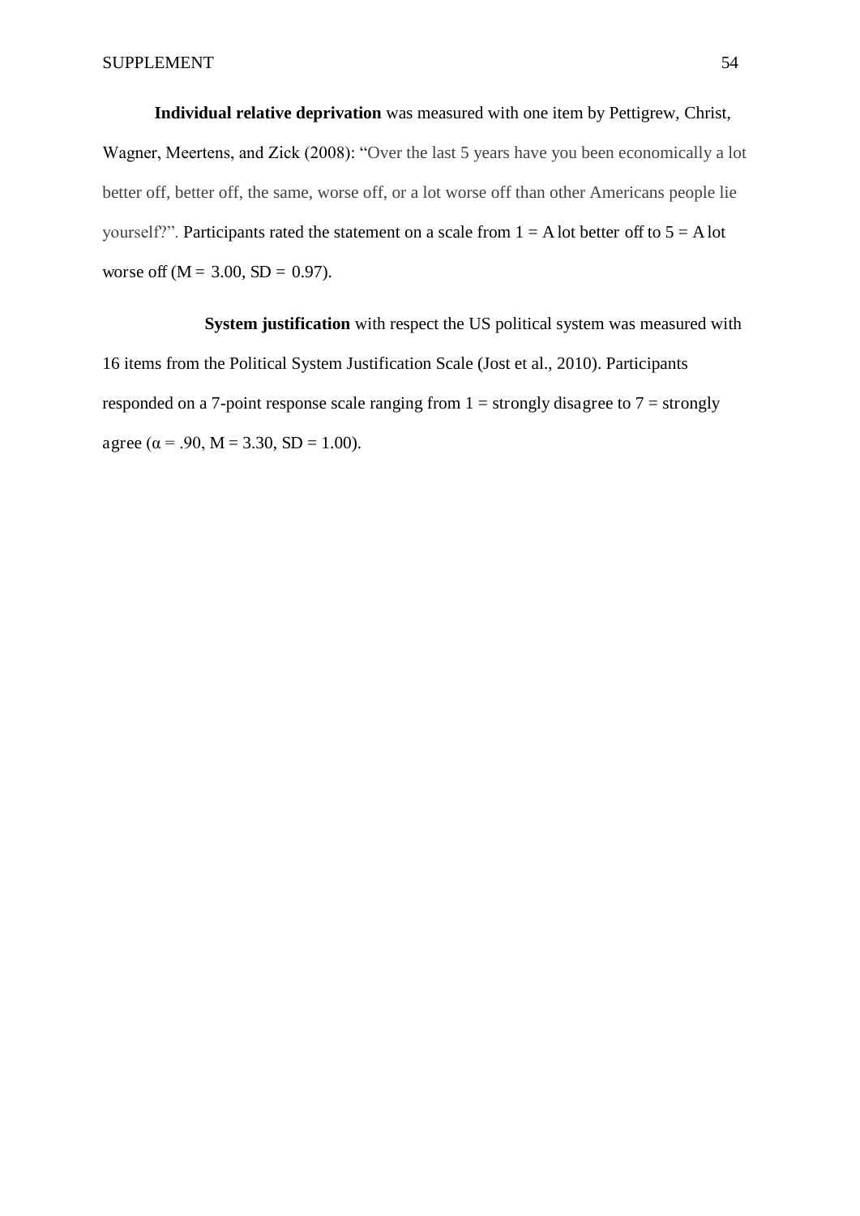**Individual relative deprivation** was measured with one item by Pettigrew, Christ, Wagner, Meertens, and Zick (2008): "Over the last 5 years have you been economically a lot better off, better off, the same, worse off, or a lot worse off than other Americans people lie yourself?". Participants rated the statement on a scale from 1 = A lot better off to 5 = A lot worse off (M = 3.00, SD = 0.97).

**System justification** with respect the US political system was measured with 16 items from the Political System Justification Scale (Jost et al., 2010). Participants responded on a 7-point response scale ranging from 1 = strongly disagree to 7 = strongly agree ($\alpha$ = .90, M = 3.30, SD = 1.00).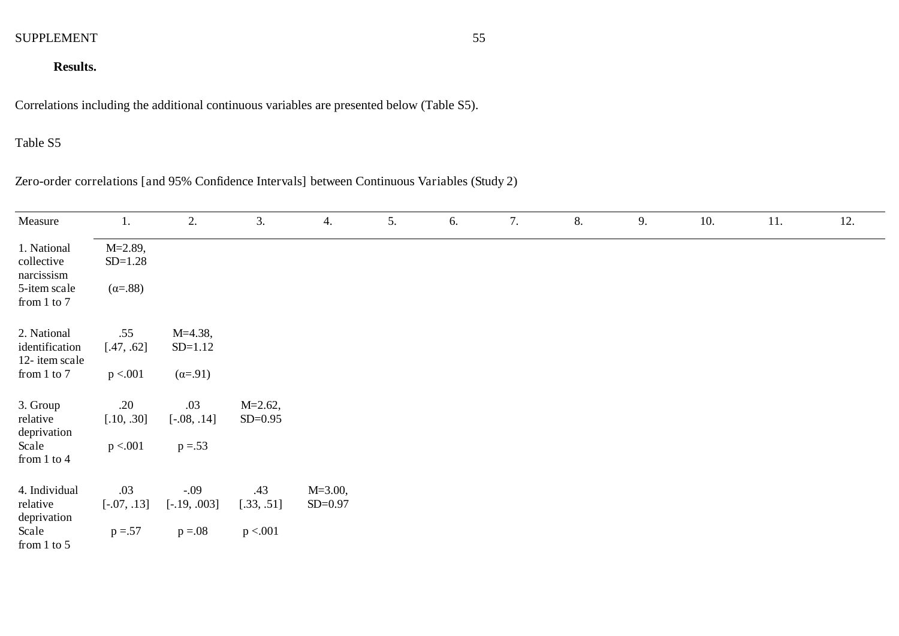**Results.**

Correlations including the additional continuous variables are presented below (Table S5).

Table S5

Zero-order correlations [and 95% Confidence Intervals] between Continuous Variables (Study 2)

| Measure | 1. | 2. | 3. | 4. | 5. | 6. | 7. | 8. | 9. | 10. | 11. | 12. |
|---|---|---|---|---|---|---|---|---|---|---|---|---|
| 1. National collective narcissism 5-item scale from 1 to 7 | M=2.89, SD=1.28 (α=.88) | | | | | | | | | | | |
| 2. National identification 12- item scale from 1 to 7 | .55 [.47, .62] p <.001 | M=4.38, SD=1.12 (α=.91) | | | | | | | | | | |
| 3. Group relative deprivation Scale from 1 to 4 | .20 [.10, .30] p <.001 | .03 [-.08, .14] p =.53 | M=2.62, SD=0.95 | | | | | | | | | |
| 4. Individual relative deprivation Scale from 1 to 5 | .03 [-.07, .13] p =.57 | -.09 [-.19, .003] p =.08 | .43 [.33, .51] p <.001 | M=3.00, SD=0.97 | | | | | | | | |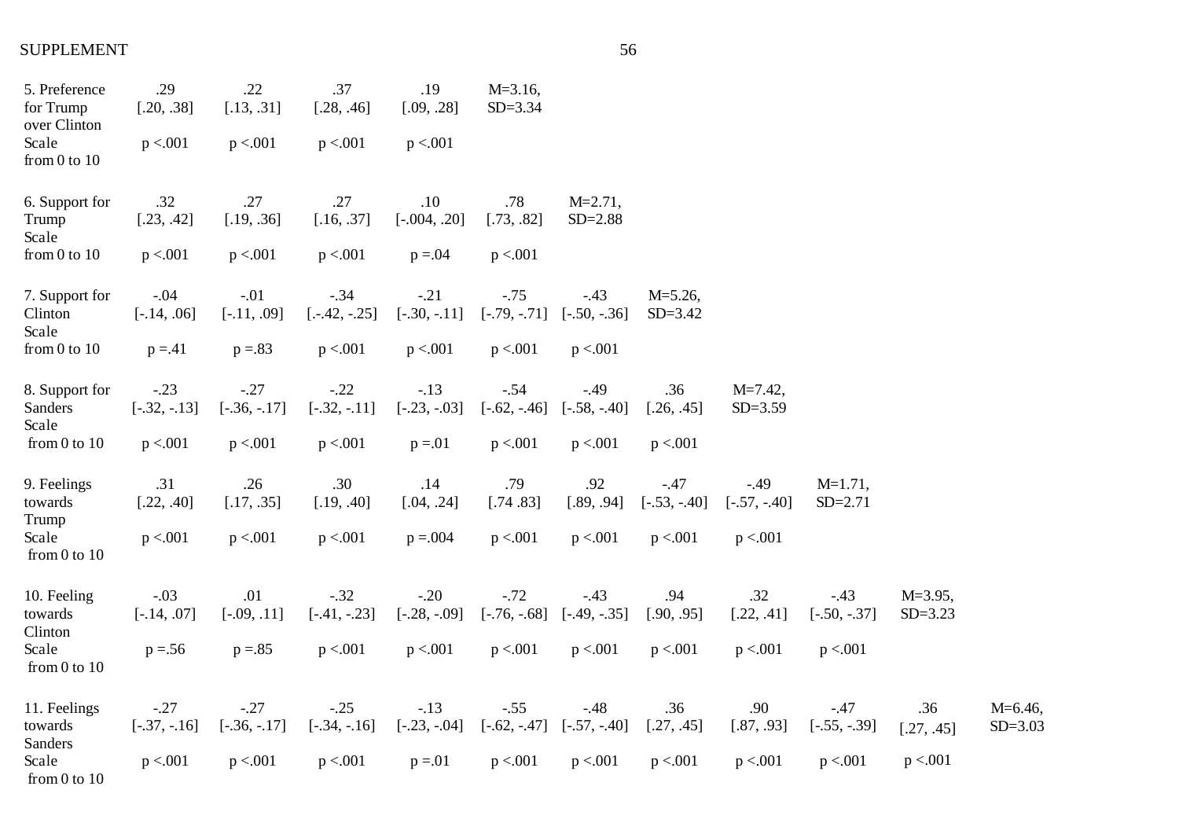| | | | | | | | | | | | |
|---|---|---|---|---|---|---|---|---|---|---|---|
| 5. Preference for Trump over Clinton Scale from 0 to 10 | .29 [.20, .38] p <.001 | .22 [.13, .31] p <.001 | .37 [.28, .46] p <.001 | .19 [.09, .28] p <.001 | M=3.16, SD=3.34 | | | | | | |
| 6. Support for Trump Scale from 0 to 10 | .32 [.23, .42] p <.001 | .27 [.19, .36] p <.001 | .27 [.16, .37] p <.001 | .10 [-.004, .20] p =.04 | .78 [.73, .82] p <.001 | M=2.71, SD=2.88 | | | | | |
| 7. Support for Clinton Scale from 0 to 10 | -.04 [-.14, .06] p =.41 | -.01 [-.11, .09] p =.83 | -.34 [.-.42, -.25] p <.001 | -.21 [-.30, -.11] p <.001 | -.75 [-.79, -.71] p <.001 | -.43 [-.50, -.36] p <.001 | M=5.26, SD=3.42 | | | | |
| 8. Support for Sanders Scale from 0 to 10 | -.23 [-.32, -.13] p <.001 | -.27 [-.36, -.17] p <.001 | -.22 [-.32, -.11] p <.001 | -.13 [-.23, -.03] p =.01 | -.54 [-.62, -.46] p <.001 | -.49 [-.58, -.40] p <.001 | .36 [.26, .45] p <.001 | M=7.42, SD=3.59 | | | |
| 9. Feelings towards Trump Scale from 0 to 10 | .31 [.22, .40] p <.001 | .26 [.17, .35] p <.001 | .30 [.19, .40] p <.001 | .14 [.04, .24] p =.004 | .79 [.74 .83] p <.001 | .92 [.89, .94] p <.001 | -.47 [-.53, -.40] p <.001 | -.49 [-.57, -.40] p <.001 | M=1.71, SD=2.71 | | |
| 10. Feeling towards Clinton Scale from 0 to 10 | -.03 [-.14, .07] p =.56 | .01 [-.09, .11] p =.85 | -.32 [-.41, -.23] p <.001 | -.20 [-.28, -.09] p <.001 | -.72 [-.76, -.68] p <.001 | -.43 [-.49, -.35] p <.001 | .94 [.90, .95] p <.001 | .32 [.22, .41] p <.001 | -.43 [-.50, -.37] p <.001 | M=3.95, SD=3.23 | |
| 11. Feelings towards Sanders Scale from 0 to 10 | -.27 [-.37, -.16] p <.001 | -.27 [-.36, -.17] p <.001 | -.25 [-.34, -.16] p <.001 | -.13 [-.23, -.04] p =.01 | -.55 [-.62, -.47] p <.001 | -.48 [-.57, -.40] p <.001 | .36 [.27, .45] p <.001 | .90 [.87, .93] p <.001 | -.47 [-.55, -.39] p <.001 | .36 [.27, .45] p <.001 | M=6.46, SD=3.03 |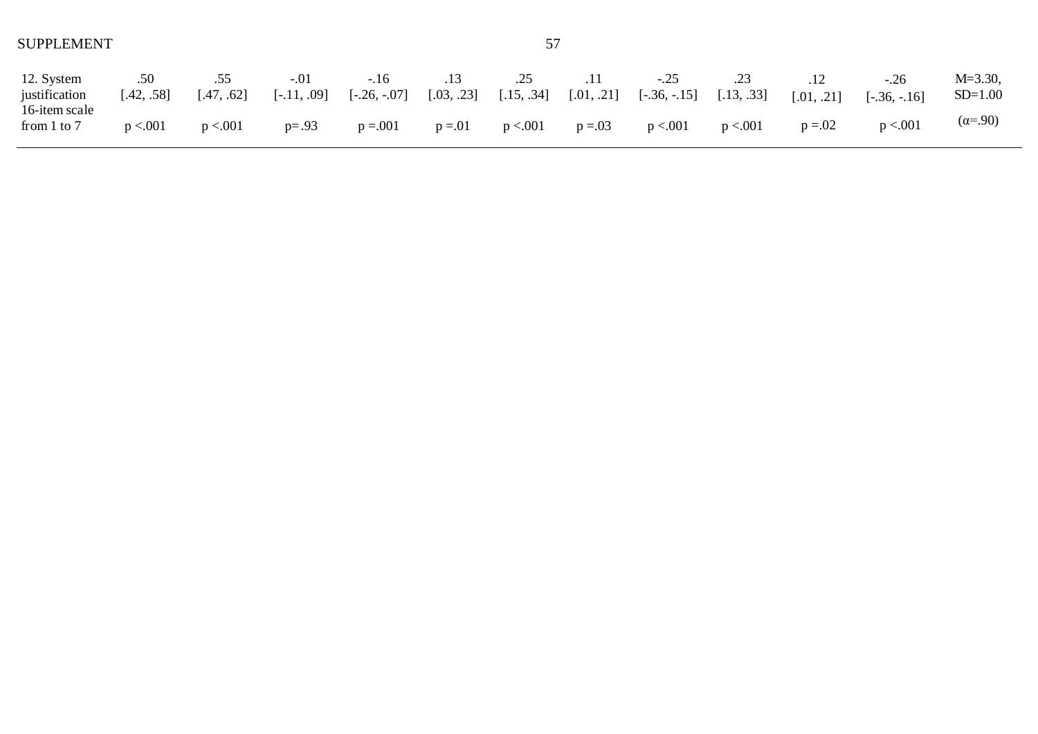|  |  |  |  |  |  |  |  |  |  |  |  |  |
|---|---|---|---|---|---|---|---|---|---|---|---|---|
| 12. System justification 16-item scale from 1 to 7 | .50 [.42, .58] $p < .001$ | .55 [.47, .62] $p < .001$ | -.01 [-.11, .09] $p = .93$ | -.16 [-.26, -.07] $p = .001$ | .13 [.03, .23] $p = .01$ | .25 [.15, .34] $p < .001$ | .11 [.01, .21] $p = .03$ | -.25 [-.36, -.15] $p < .001$ | .23 [.13, .33] $p < .001$ | .12 [.01, .21] $p = .02$ | -.26 [-.36, -.16] $p < .001$ | M=3.30, SD=1.00 (α=.90) |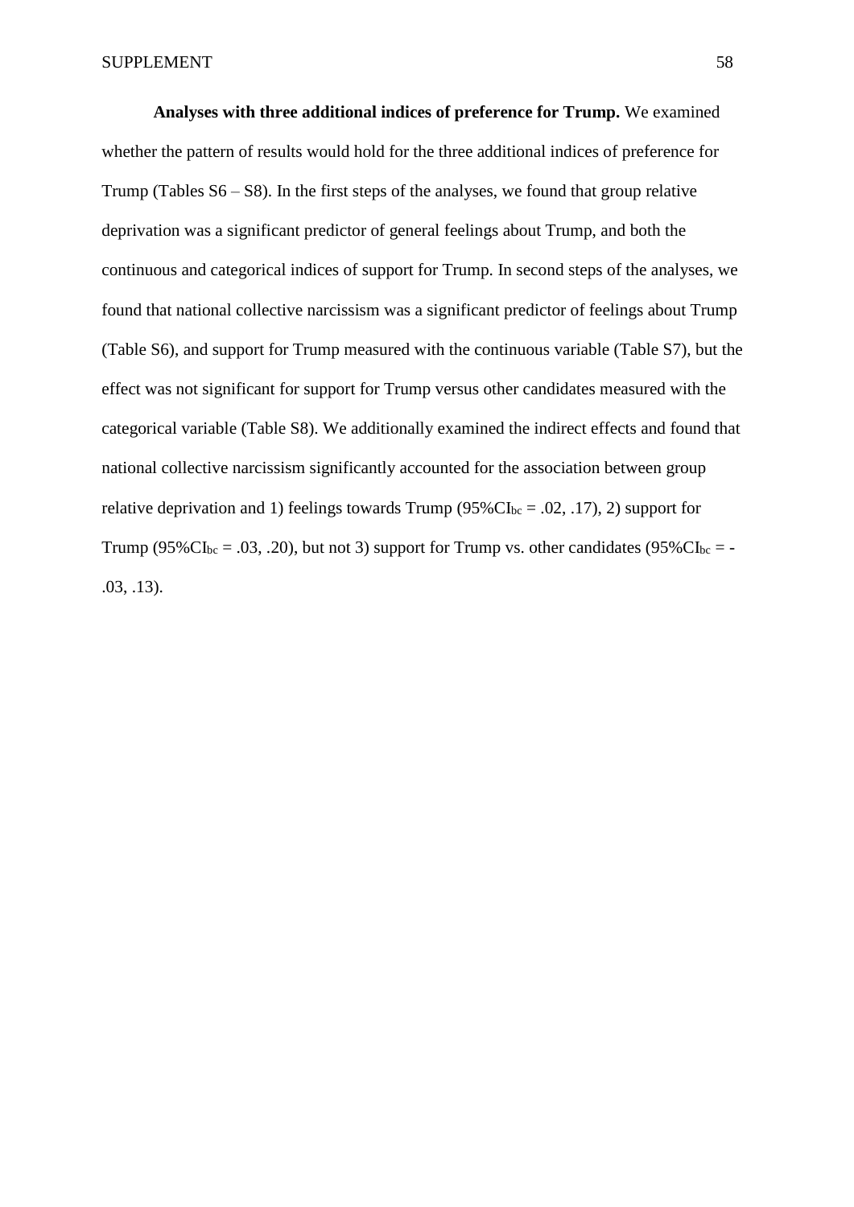**Analyses with three additional indices of preference for Trump.** We examined whether the pattern of results would hold for the three additional indices of preference for Trump (Tables S6 – S8). In the first steps of the analyses, we found that group relative deprivation was a significant predictor of general feelings about Trump, and both the continuous and categorical indices of support for Trump. In second steps of the analyses, we found that national collective narcissism was a significant predictor of feelings about Trump (Table S6), and support for Trump measured with the continuous variable (Table S7), but the effect was not significant for support for Trump versus other candidates measured with the categorical variable (Table S8). We additionally examined the indirect effects and found that national collective narcissism significantly accounted for the association between group relative deprivation and 1) feelings towards Trump ($95\%CI_{bc}$ = .02, .17), 2) support for Trump ($95\%CI_{bc}$ = .03, .20), but not 3) support for Trump vs. other candidates ($95\%CI_{bc}$ = -.03, .13).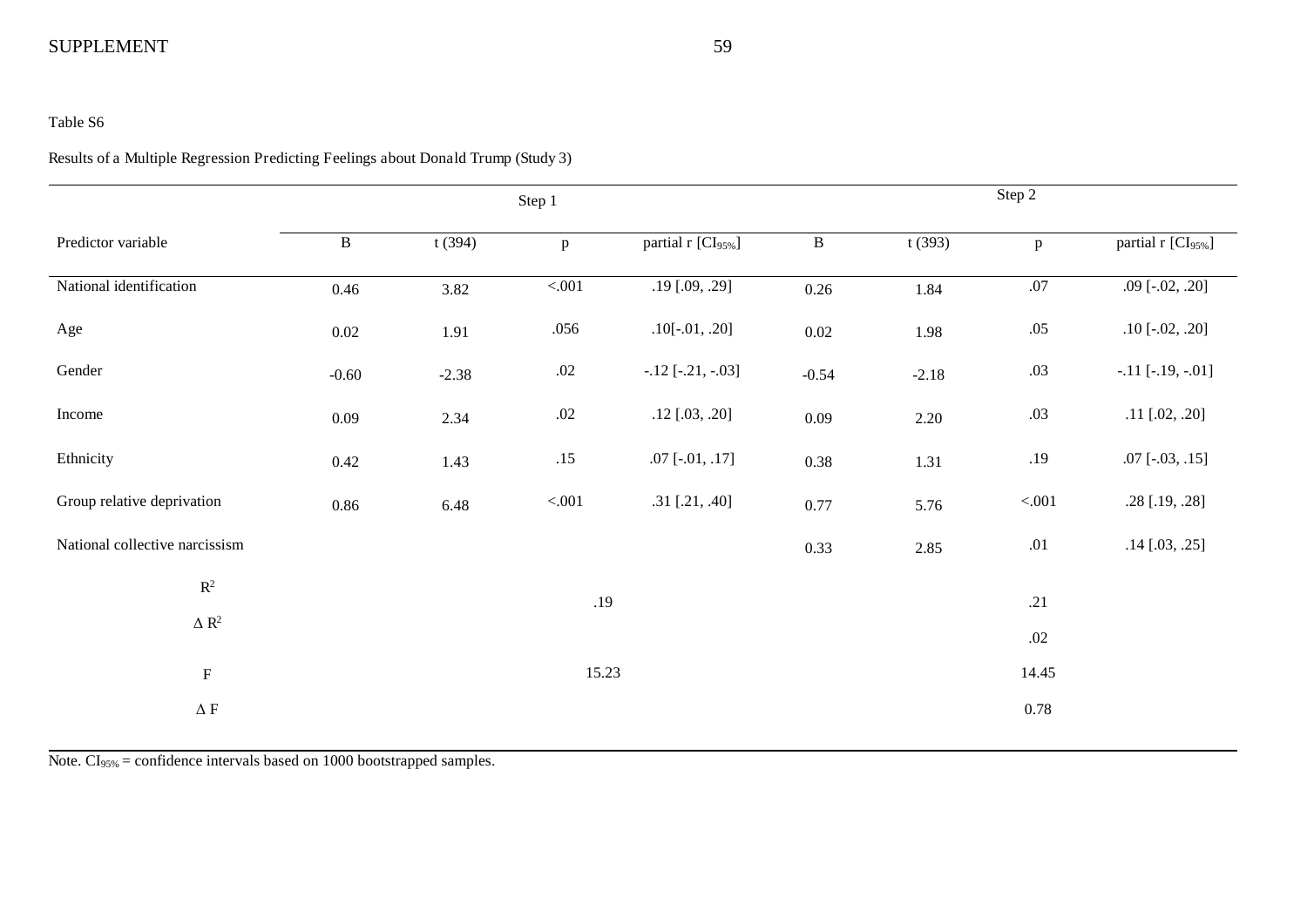Table S6

Results of a Multiple Regression Predicting Feelings about Donald Trump (Study 3)

| | Step 1 | | | | Step 2 | | | |
|---|---|---|---|---|---|---|---|---|
| Predictor variable | B | t (394) | p | partial r [$CI_{95\%}$] | B | t (393) | p | partial r [$CI_{95\%}$] |
| National identification | 0.46 | 3.82 | <.001 | .19 [.09, .29] | 0.26 | 1.84 | .07 | .09 [-.02, .20] |
| Age | 0.02 | 1.91 | .056 | .10[-.01, .20] | 0.02 | 1.98 | .05 | .10 [-.02, .20] |
| Gender | -0.60 | -2.38 | .02 | -.12 [-.21, -.03] | -0.54 | -2.18 | .03 | -.11 [-.19, -.01] |
| Income | 0.09 | 2.34 | .02 | .12 [.03, .20] | 0.09 | 2.20 | .03 | .11 [.02, .20] |
| Ethnicity | 0.42 | 1.43 | .15 | .07 [-.01, .17] | 0.38 | 1.31 | .19 | .07 [-.03, .15] |
| Group relative deprivation | 0.86 | 6.48 | <.001 | .31 [.21, .40] | 0.77 | 5.76 | <.001 | .28 [.19, .28] |
| National collective narcissism | | | | | 0.33 | 2.85 | .01 | .14 [.03, .25] |
| $R^2$ | | | .19 | | | | .21 | |
| $\Delta$ $R^2$ | | | | | | | .02 | |
| F | | | 15.23 | | | | 14.45 | |
| $\Delta$ F | | | | | | | 0.78 | |

Note. $CI_{95\%}$ = confidence intervals based on 1000 bootstrapped samples.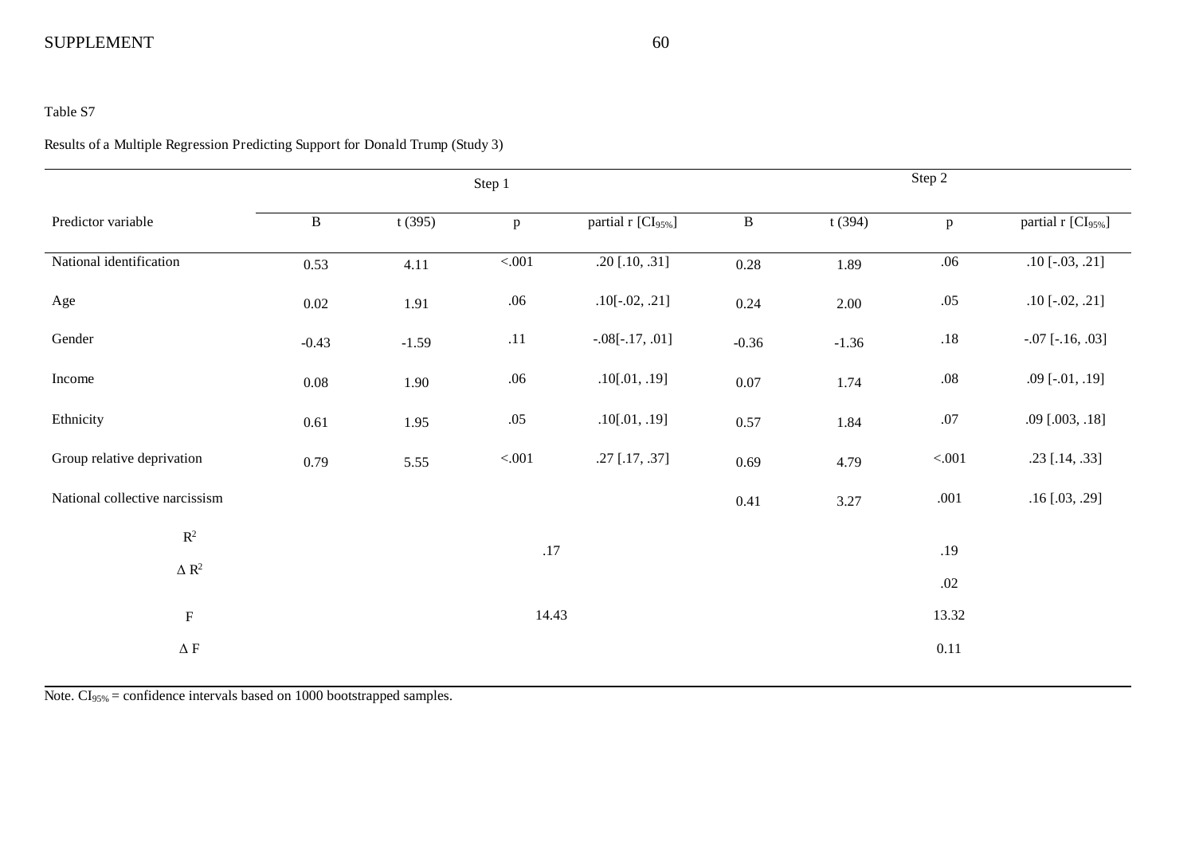Table S7

Results of a Multiple Regression Predicting Support for Donald Trump (Study 3)

| | Step 1 | | | | Step 2 | | | |
|---|---|---|---|---|---|---|---|---|
| Predictor variable | B | t (395) | p | partial r [$CI_{95\%}$] | B | t (394) | p | partial r [$CI_{95\%}$] |
| National identification | 0.53 | 4.11 | <.001 | .20 [.10, .31] | 0.28 | 1.89 | .06 | .10 [-.03, .21] |
| Age | 0.02 | 1.91 | .06 | .10[-.02, .21] | 0.24 | 2.00 | .05 | .10 [-.02, .21] |
| Gender | -0.43 | -1.59 | .11 | -.08[-.17, .01] | -0.36 | -1.36 | .18 | -.07 [-.16, .03] |
| Income | 0.08 | 1.90 | .06 | .10[.01, .19] | 0.07 | 1.74 | .08 | .09 [-.01, .19] |
| Ethnicity | 0.61 | 1.95 | .05 | .10[.01, .19] | 0.57 | 1.84 | .07 | .09 [.003, .18] |
| Group relative deprivation | 0.79 | 5.55 | <.001 | .27 [.17, .37] | 0.69 | 4.79 | <.001 | .23 [.14, .33] |
| National collective narcissism | | | | | 0.41 | 3.27 | .001 | .16 [.03, .29] |
| $R^2$ | | | .17 | | | | .19 | |
| $\Delta R^2$ | | | | | | | .02 | |
| F | | | 14.43 | | | | 13.32 | |
| $\Delta$ F | | | | | | | 0.11 | |

Note. $CI_{95\%}$ = confidence intervals based on 1000 bootstrapped samples.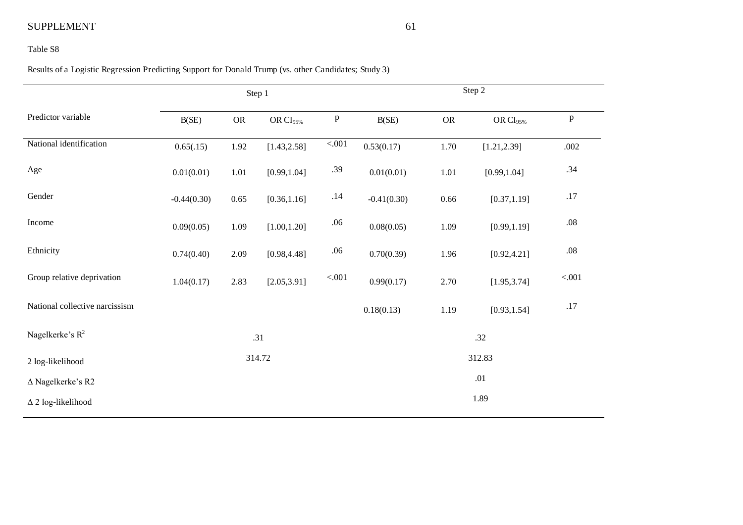Table S8

Results of a Logistic Regression Predicting Support for Donald Trump (vs. other Candidates; Study 3)

| | Step 1 | | | | Step 2 | | | |
|---|---|---|---|---|---|---|---|---|
| Predictor variable | B(SE) | OR | OR $CI_{95\%}$ | p | B(SE) | OR | OR $CI_{95\%}$ | p |
| National identification | 0.65(.15) | 1.92 | [1.43,2.58] | <.001 | 0.53(0.17) | 1.70 | [1.21,2.39] | .002 |
| Age | 0.01(0.01) | 1.01 | [0.99,1.04] | .39 | 0.01(0.01) | 1.01 | [0.99,1.04] | .34 |
| Gender | -0.44(0.30) | 0.65 | [0.36,1.16] | .14 | -0.41(0.30) | 0.66 | [0.37,1.19] | .17 |
| Income | 0.09(0.05) | 1.09 | [1.00,1.20] | .06 | 0.08(0.05) | 1.09 | [0.99,1.19] | .08 |
| Ethnicity | 0.74(0.40) | 2.09 | [0.98,4.48] | .06 | 0.70(0.39) | 1.96 | [0.92,4.21] | .08 |
| Group relative deprivation | 1.04(0.17) | 2.83 | [2.05,3.91] | <.001 | 0.99(0.17) | 2.70 | [1.95,3.74] | <.001 |
| National collective narcissism | | | | | 0.18(0.13) | 1.19 | [0.93,1.54] | .17 |
| Nagelkerke's $R^2$ | .31 | | | | .32 | | | |
| 2 log-likelihood | 314.72 | | | | 312.83 | | | |
| Δ Nagelkerke's R2 | | | | | .01 | | | |
| Δ 2 log-likelihood | | | | | 1.89 | | | |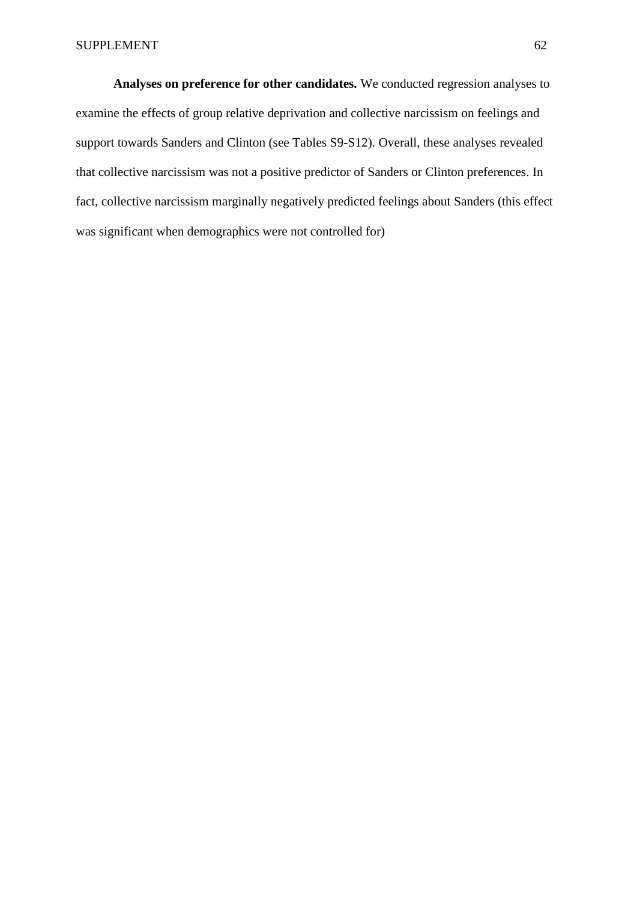**Analyses on preference for other candidates.** We conducted regression analyses to examine the effects of group relative deprivation and collective narcissism on feelings and support towards Sanders and Clinton (see Tables S9-S12). Overall, these analyses revealed that collective narcissism was not a positive predictor of Sanders or Clinton preferences. In fact, collective narcissism marginally negatively predicted feelings about Sanders (this effect was significant when demographics were not controlled for)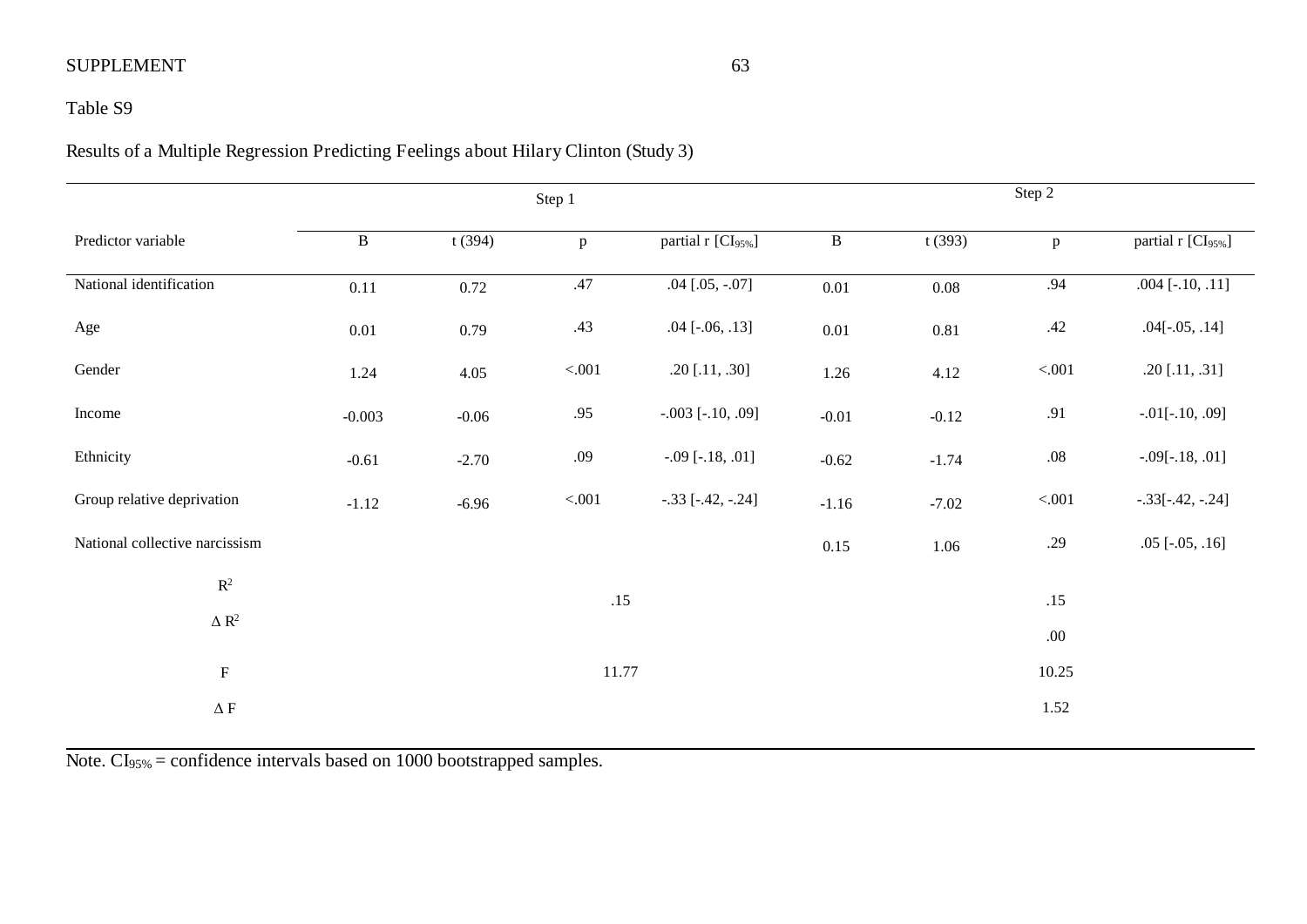Table S9

Results of a Multiple Regression Predicting Feelings about Hilary Clinton (Study 3)

| | Step 1 | | | | Step 2 | | | |
|---|---|---|---|---|---|---|---|---|
| Predictor variable | B | t (394) | p | partial r [$CI_{95\%}$] | B | t (393) | p | partial r [$CI_{95\%}$] |
| National identification | 0.11 | 0.72 | .47 | .04 [.05, -.07] | 0.01 | 0.08 | .94 | .004 [-.10, .11] |
| Age | 0.01 | 0.79 | .43 | .04 [-.06, .13] | 0.01 | 0.81 | .42 | .04[-.05, .14] |
| Gender | 1.24 | 4.05 | <.001 | .20 [.11, .30] | 1.26 | 4.12 | <.001 | .20 [.11, .31] |
| Income | -0.003 | -0.06 | .95 | -.003 [-.10, .09] | -0.01 | -0.12 | .91 | -.01[-.10, .09] |
| Ethnicity | -0.61 | -2.70 | .09 | -.09 [-.18, .01] | -0.62 | -1.74 | .08 | -.09[-.18, .01] |
| Group relative deprivation | -1.12 | -6.96 | <.001 | -.33 [-.42, -.24] | -1.16 | -7.02 | <.001 | -.33[-.42, -.24] |
| National collective narcissism | | | | | 0.15 | 1.06 | .29 | .05 [-.05, .16] |
| $R^2$ | | | .15 | | | | .15 | |
| $\Delta R^2$ | | | | | | | .00 | |
| F | | | 11.77 | | | | 10.25 | |
| $\Delta$ F | | | | | | | 1.52 | |

Note. $CI_{95\%}$ = confidence intervals based on 1000 bootstrapped samples.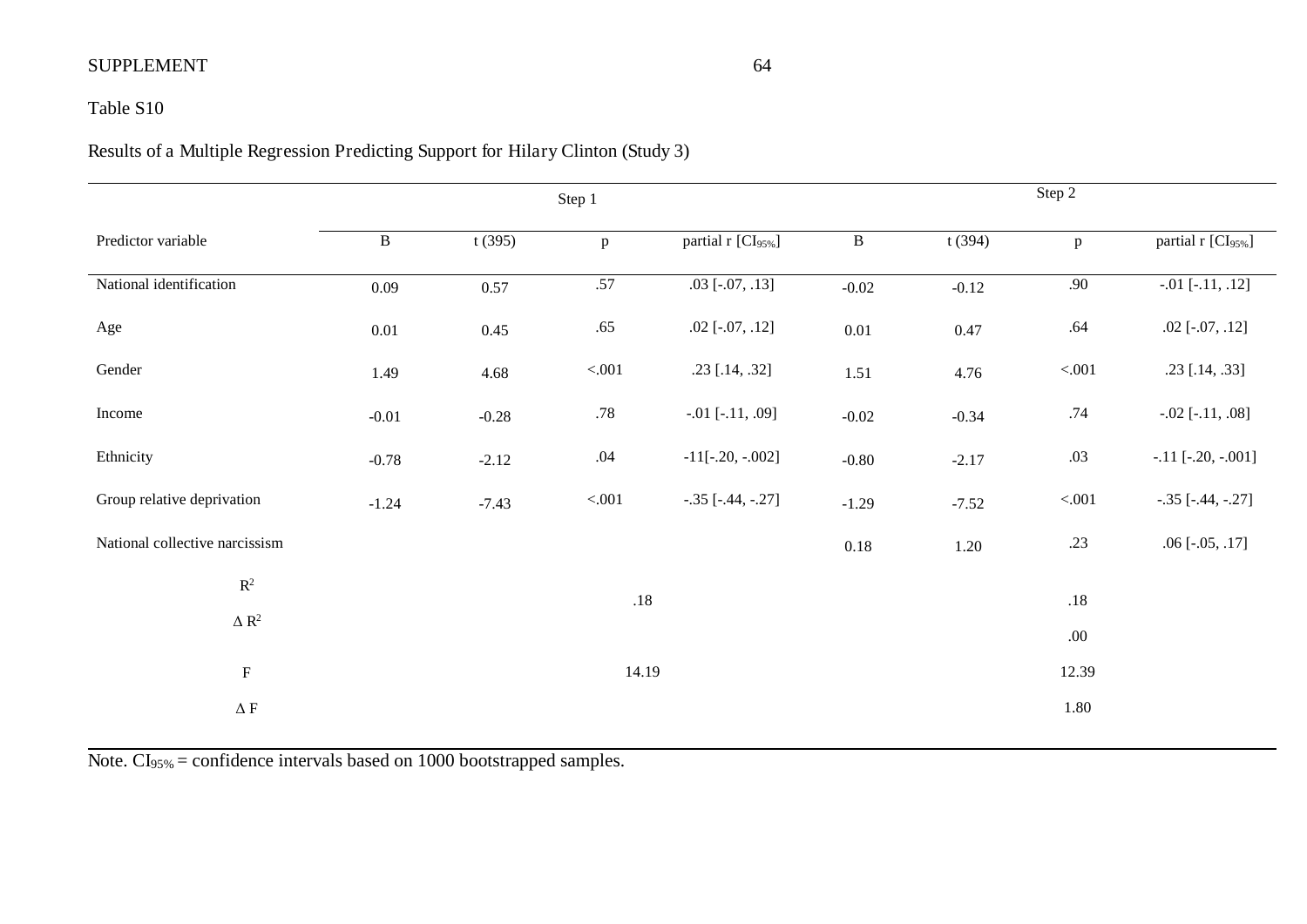Table S10

Results of a Multiple Regression Predicting Support for Hilary Clinton (Study 3)

| | Step 1 | | | | Step 2 | | | |
|---|---|---|---|---|---|---|---|---|
| Predictor variable | B | t (395) | p | partial r [$CI_{95\%}$] | B | t (394) | p | partial r [$CI_{95\%}$] |
| National identification | 0.09 | 0.57 | .57 | .03 [-.07, .13] | -0.02 | -0.12 | .90 | -.01 [-.11, .12] |
| Age | 0.01 | 0.45 | .65 | .02 [-.07, .12] | 0.01 | 0.47 | .64 | .02 [-.07, .12] |
| Gender | 1.49 | 4.68 | <.001 | .23 [.14, .32] | 1.51 | 4.76 | <.001 | .23 [.14, .33] |
| Income | -0.01 | -0.28 | .78 | -.01 [-.11, .09] | -0.02 | -0.34 | .74 | -.02 [-.11, .08] |
| Ethnicity | -0.78 | -2.12 | .04 | -11[-.20, -.002] | -0.80 | -2.17 | .03 | -.11 [-.20, -.001] |
| Group relative deprivation | -1.24 | -7.43 | <.001 | -.35 [-.44, -.27] | -1.29 | -7.52 | <.001 | -.35 [-.44, -.27] |
| National collective narcissism | | | | | 0.18 | 1.20 | .23 | .06 [-.05, .17] |
| $R^2$ | | | .18 | | | | .18 | |
| $\Delta R^2$ | | | | | | | .00 | |
| F | | | 14.19 | | | | 12.39 | |
| $\Delta F$ | | | | | | | 1.80 | |

Note. $CI_{95\%}$ = confidence intervals based on 1000 bootstrapped samples.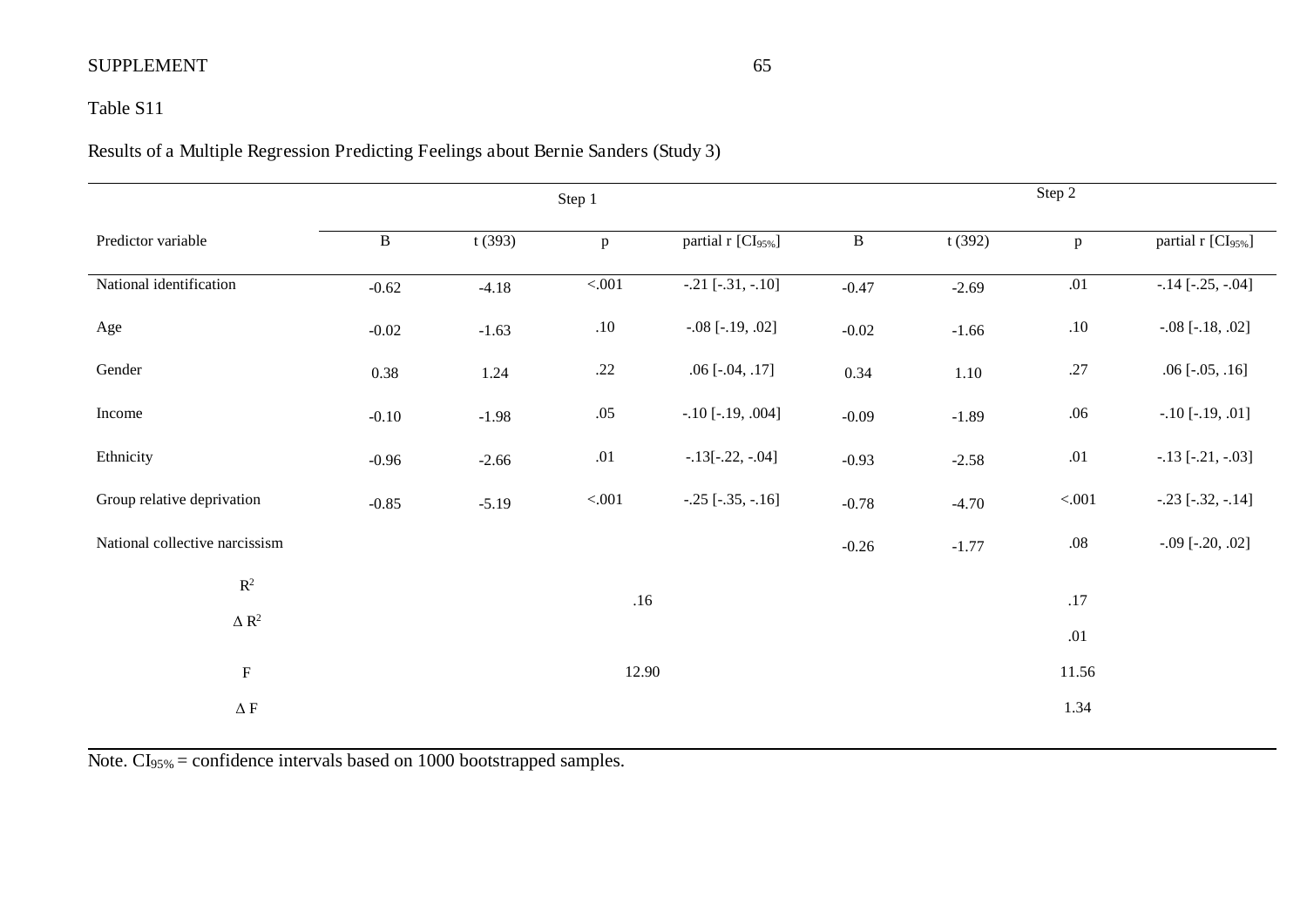Table S11

Results of a Multiple Regression Predicting Feelings about Bernie Sanders (Study 3)

| | Step 1 | | | | Step 2 | | | |
|---|---|---|---|---|---|---|---|---|
| Predictor variable | B | t (393) | p | partial r [$CI_{95\%}$] | B | t (392) | p | partial r [$CI_{95\%}$] |
| National identification | -0.62 | -4.18 | <.001 | -.21 [-.31, -.10] | -0.47 | -2.69 | .01 | -.14 [-.25, -.04] |
| Age | -0.02 | -1.63 | .10 | -.08 [-.19, .02] | -0.02 | -1.66 | .10 | -.08 [-.18, .02] |
| Gender | 0.38 | 1.24 | .22 | .06 [-.04, .17] | 0.34 | 1.10 | .27 | .06 [-.05, .16] |
| Income | -0.10 | -1.98 | .05 | -.10 [-.19, .004] | -0.09 | -1.89 | .06 | -.10 [-.19, .01] |
| Ethnicity | -0.96 | -2.66 | .01 | -.13[-.22, -.04] | -0.93 | -2.58 | .01 | -.13 [-.21, -.03] |
| Group relative deprivation | -0.85 | -5.19 | <.001 | -.25 [-.35, -.16] | -0.78 | -4.70 | <.001 | -.23 [-.32, -.14] |
| National collective narcissism | | | | | -0.26 | -1.77 | .08 | -.09 [-.20, .02] |
| $R^2$ | | | .16 | | | | .17 | |
| $\Delta R^2$ | | | | | | | .01 | |
| F | | | 12.90 | | | | 11.56 | |
| $\Delta$ F | | | | | | | 1.34 | |

Note. $CI_{95\%}$ = confidence intervals based on 1000 bootstrapped samples.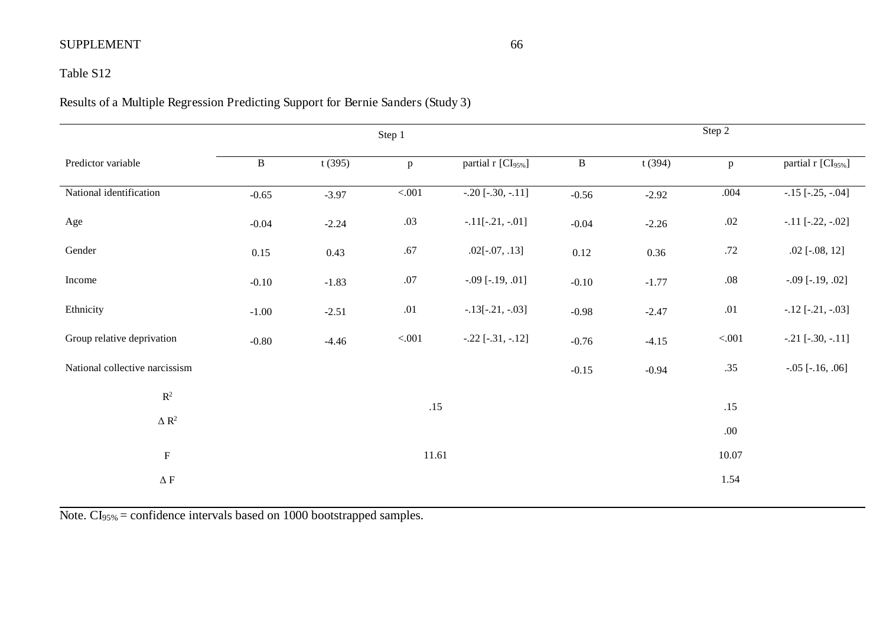Table S12

Results of a Multiple Regression Predicting Support for Bernie Sanders (Study 3)

| | Step 1 | | | | Step 2 | | | |
|---|---|---|---|---|---|---|---|---|
| Predictor variable | B | t (395) | p | partial r [$CI_{95\%}$] | B | t (394) | p | partial r [$CI_{95\%}$] |
| National identification | -0.65 | -3.97 | <.001 | -.20 [-.30, -.11] | -0.56 | -2.92 | .004 | -.15 [-.25, -.04] |
| Age | -0.04 | -2.24 | .03 | -.11[-.21, -.01] | -0.04 | -2.26 | .02 | -.11 [-.22, -.02] |
| Gender | 0.15 | 0.43 | .67 | .02[-.07, .13] | 0.12 | 0.36 | .72 | .02 [-.08, 12] |
| Income | -0.10 | -1.83 | .07 | -.09 [-.19, .01] | -0.10 | -1.77 | .08 | -.09 [-.19, .02] |
| Ethnicity | -1.00 | -2.51 | .01 | -.13[-.21, -.03] | -0.98 | -2.47 | .01 | -.12 [-.21, -.03] |
| Group relative deprivation | -0.80 | -4.46 | <.001 | -.22 [-.31, -.12] | -0.76 | -4.15 | <.001 | -.21 [-.30, -.11] |
| National collective narcissism | | | | | -0.15 | -0.94 | .35 | -.05 [-.16, .06] |
| $R^2$ | | | .15 | | | | .15 | |
| $\Delta R^2$ | | | | | | | .00 | |
| F | | | 11.61 | | | | 10.07 | |
| $\Delta$ F | | | | | | | 1.54 | |

Note. $CI_{95\%}$ = confidence intervals based on 1000 bootstrapped samples.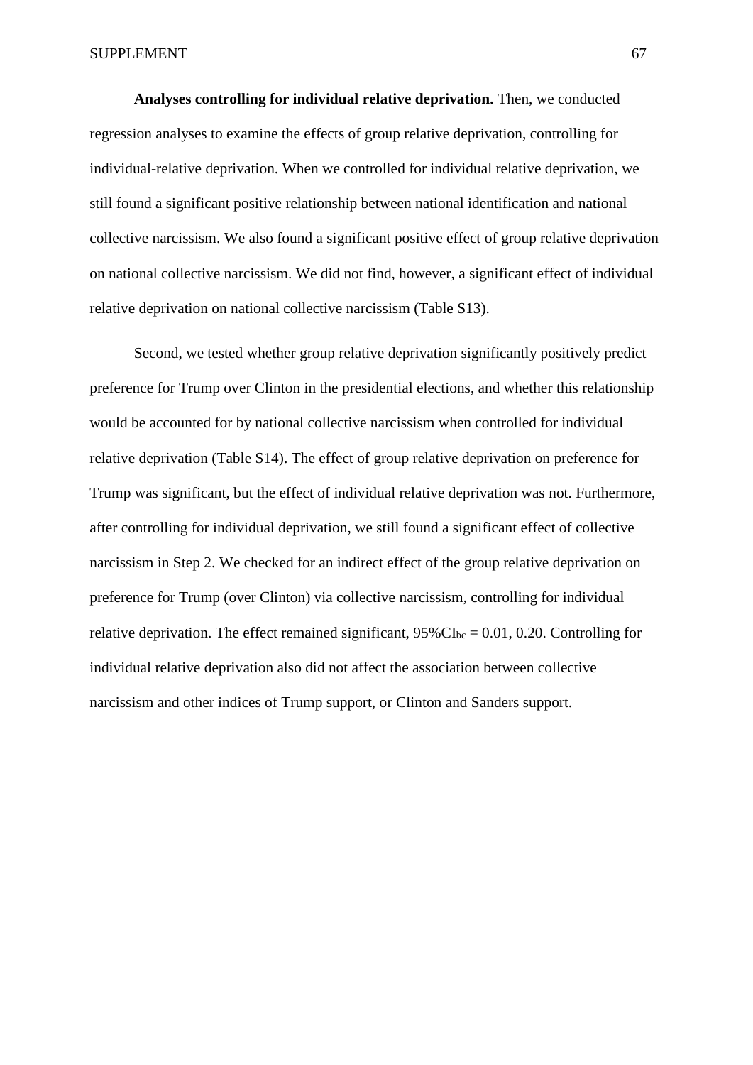**Analyses controlling for individual relative deprivation.** Then, we conducted regression analyses to examine the effects of group relative deprivation, controlling for individual-relative deprivation. When we controlled for individual relative deprivation, we still found a significant positive relationship between national identification and national collective narcissism. We also found a significant positive effect of group relative deprivation on national collective narcissism. We did not find, however, a significant effect of individual relative deprivation on national collective narcissism (Table S13).

Second, we tested whether group relative deprivation significantly positively predict preference for Trump over Clinton in the presidential elections, and whether this relationship would be accounted for by national collective narcissism when controlled for individual relative deprivation (Table S14). The effect of group relative deprivation on preference for Trump was significant, but the effect of individual relative deprivation was not. Furthermore, after controlling for individual deprivation, we still found a significant effect of collective narcissism in Step 2. We checked for an indirect effect of the group relative deprivation on preference for Trump (over Clinton) via collective narcissism, controlling for individual relative deprivation. The effect remained significant, $95\%CI_{bc} = 0.01, 0.20$. Controlling for individual relative deprivation also did not affect the association between collective narcissism and other indices of Trump support, or Clinton and Sanders support.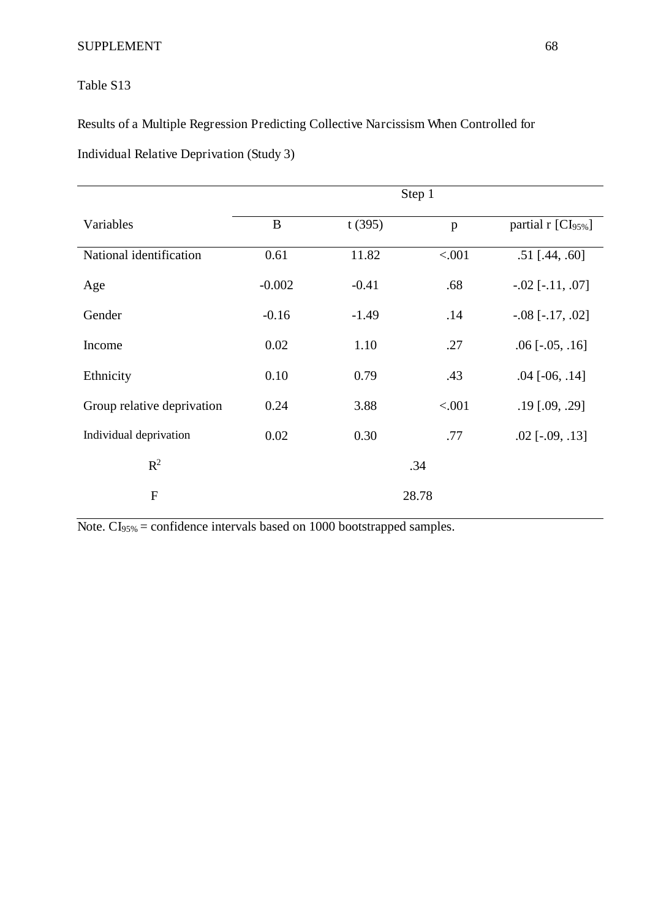Table S13

Results of a Multiple Regression Predicting Collective Narcissism When Controlled for Individual Relative Deprivation (Study 3)

| | Step 1 | | | |
|---|---|---|---|---|
| Variables | B | t (395) | p | partial r [$CI_{95\%}$] |
| National identification | 0.61 | 11.82 | <.001 | .51 [.44, .60] |
| Age | -0.002 | -0.41 | .68 | -.02 [-.11, .07] |
| Gender | -0.16 | -1.49 | .14 | -.08 [-.17, .02] |
| Income | 0.02 | 1.10 | .27 | .06 [-.05, .16] |
| Ethnicity | 0.10 | 0.79 | .43 | .04 [-06, .14] |
| Group relative deprivation | 0.24 | 3.88 | <.001 | .19 [.09, .29] |
| Individual deprivation | 0.02 | 0.30 | .77 | .02 [-.09, .13] |
| $R^2$ | | .34 | | |
| F | | 28.78 | | |

Note. $CI_{95\%}$ = confidence intervals based on 1000 bootstrapped samples.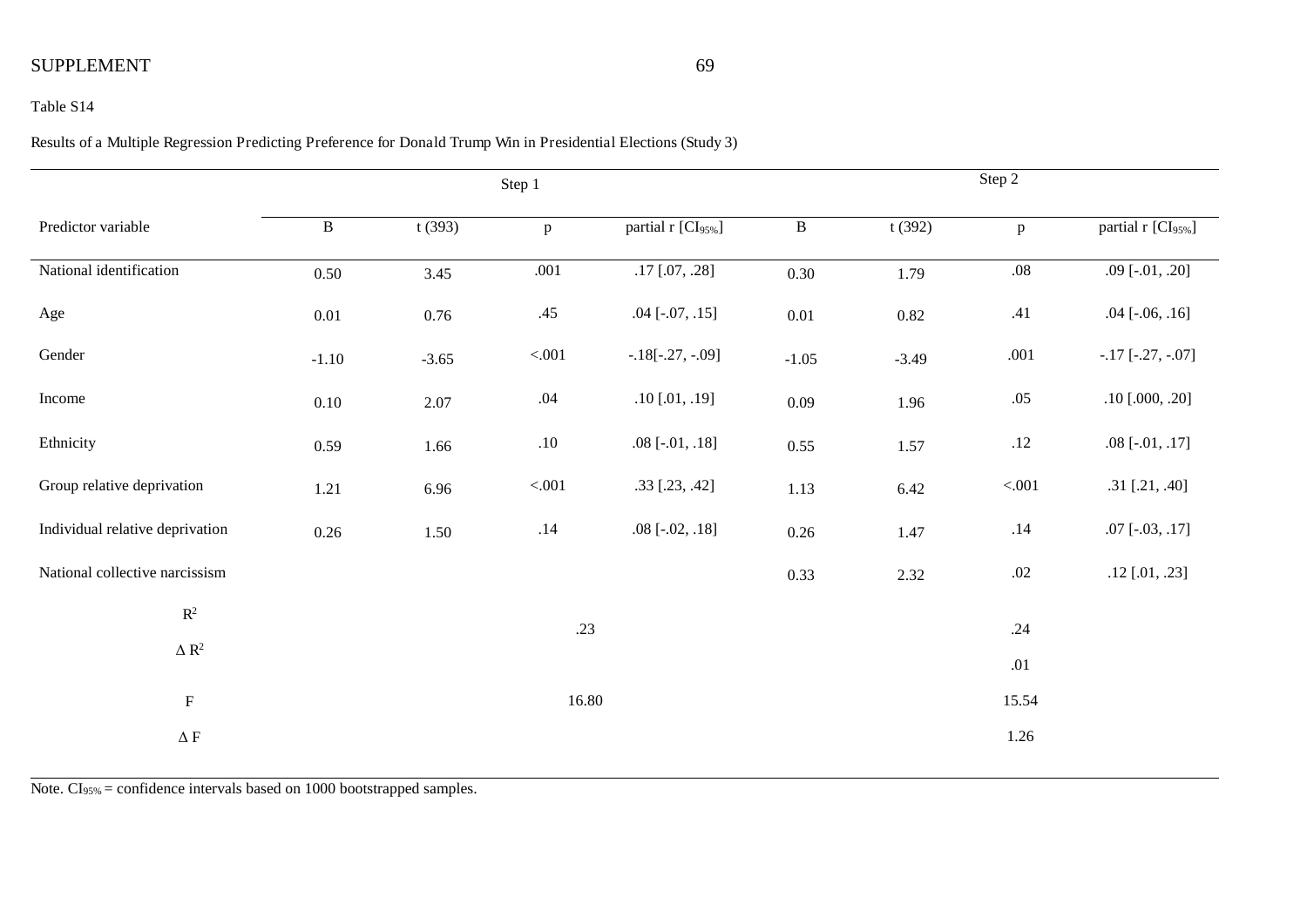Table S14

Results of a Multiple Regression Predicting Preference for Donald Trump Win in Presidential Elections (Study 3)

| | Step 1 | | | | Step 2 | | | |
|---|---|---|---|---|---|---|---|---|
| Predictor variable | B | t (393) | p | partial r [$CI_{95\%}$] | B | t (392) | p | partial r [$CI_{95\%}$] |
| National identification | 0.50 | 3.45 | .001 | .17 [.07, .28] | 0.30 | 1.79 | .08 | .09 [-.01, .20] |
| Age | 0.01 | 0.76 | .45 | .04 [-.07, .15] | 0.01 | 0.82 | .41 | .04 [-.06, .16] |
| Gender | -1.10 | -3.65 | <.001 | -.18[-.27, -.09] | -1.05 | -3.49 | .001 | -.17 [-.27, -.07] |
| Income | 0.10 | 2.07 | .04 | .10 [.01, .19] | 0.09 | 1.96 | .05 | .10 [.000, .20] |
| Ethnicity | 0.59 | 1.66 | .10 | .08 [-.01, .18] | 0.55 | 1.57 | .12 | .08 [-.01, .17] |
| Group relative deprivation | 1.21 | 6.96 | <.001 | .33 [.23, .42] | 1.13 | 6.42 | <.001 | .31 [.21, .40] |
| Individual relative deprivation | 0.26 | 1.50 | .14 | .08 [-.02, .18] | 0.26 | 1.47 | .14 | .07 [-.03, .17] |
| National collective narcissism | | | | | 0.33 | 2.32 | .02 | .12 [.01, .23] |
| $R^2$ | | | .23 | | | | .24 | |
| $\Delta R^2$ | | | | | | | .01 | |
| F | | | 16.80 | | | | 15.54 | |
| $\Delta$ F | | | | | | | 1.26 | |

Note. $CI_{95\%}$ = confidence intervals based on 1000 bootstrapped samples.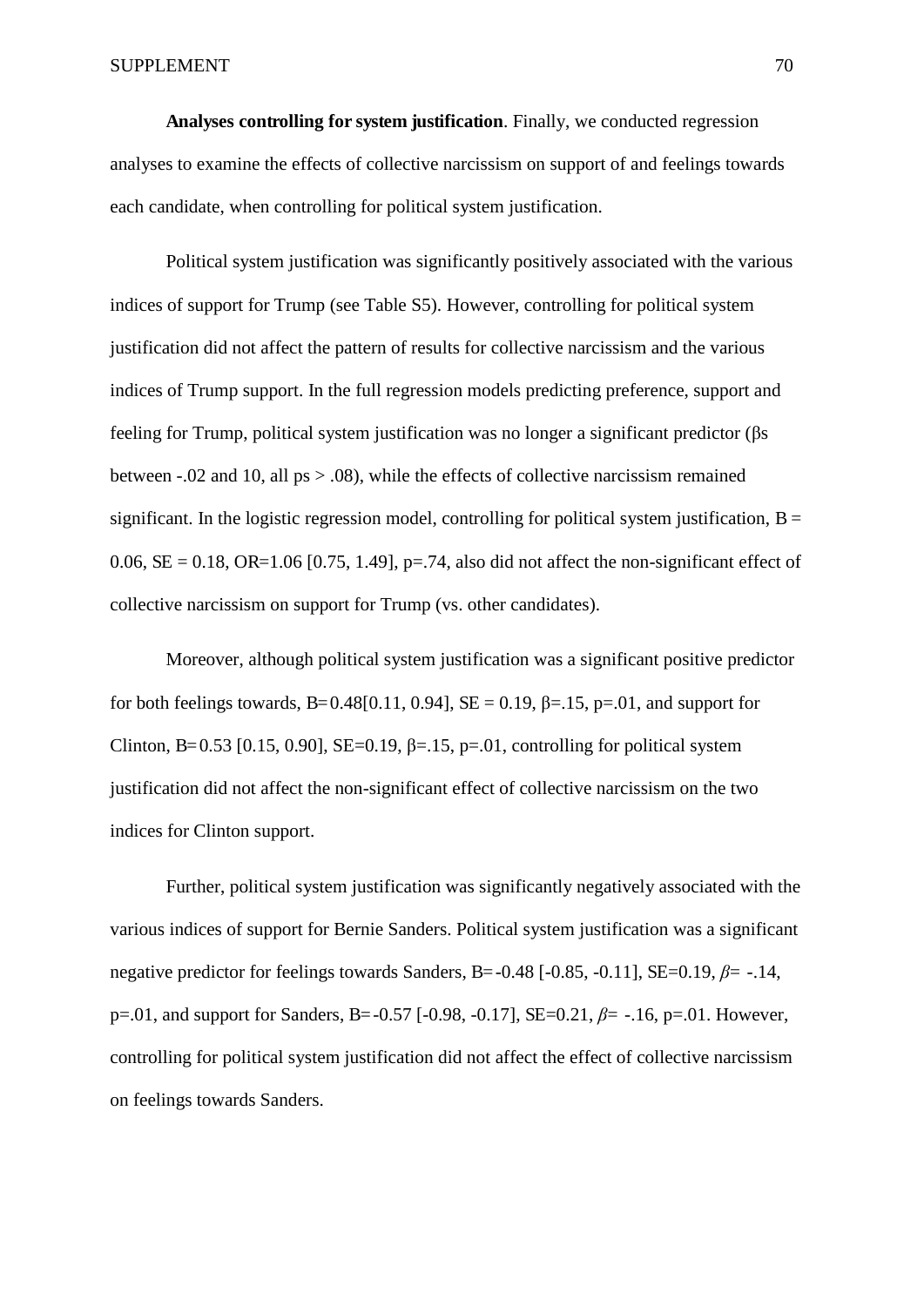**Analyses controlling for system justification**. Finally, we conducted regression analyses to examine the effects of collective narcissism on support of and feelings towards each candidate, when controlling for political system justification.

Political system justification was significantly positively associated with the various indices of support for Trump (see Table S5). However, controlling for political system justification did not affect the pattern of results for collective narcissism and the various indices of Trump support. In the full regression models predicting preference, support and feeling for Trump, political system justification was no longer a significant predictor (βs between -.02 and 10, all ps > .08), while the effects of collective narcissism remained significant. In the logistic regression model, controlling for political system justification, B = 0.06, SE = 0.18, OR=1.06 [0.75, 1.49], p=.74, also did not affect the non-significant effect of collective narcissism on support for Trump (vs. other candidates).

Moreover, although political system justification was a significant positive predictor for both feelings towards, B= 0.48[0.11, 0.94], SE = 0.19, β=.15, p=.01, and support for Clinton, B= 0.53 [0.15, 0.90], SE=0.19, β=.15, p=.01, controlling for political system justification did not affect the non-significant effect of collective narcissism on the two indices for Clinton support.

Further, political system justification was significantly negatively associated with the various indices of support for Bernie Sanders. Political system justification was a significant negative predictor for feelings towards Sanders, B= -0.48 [-0.85, -0.11], SE=0.19, *β*= -.14, p=.01, and support for Sanders, B= -0.57 [-0.98, -0.17], SE=0.21, *β*= -.16, p=.01. However, controlling for political system justification did not affect the effect of collective narcissism on feelings towards Sanders.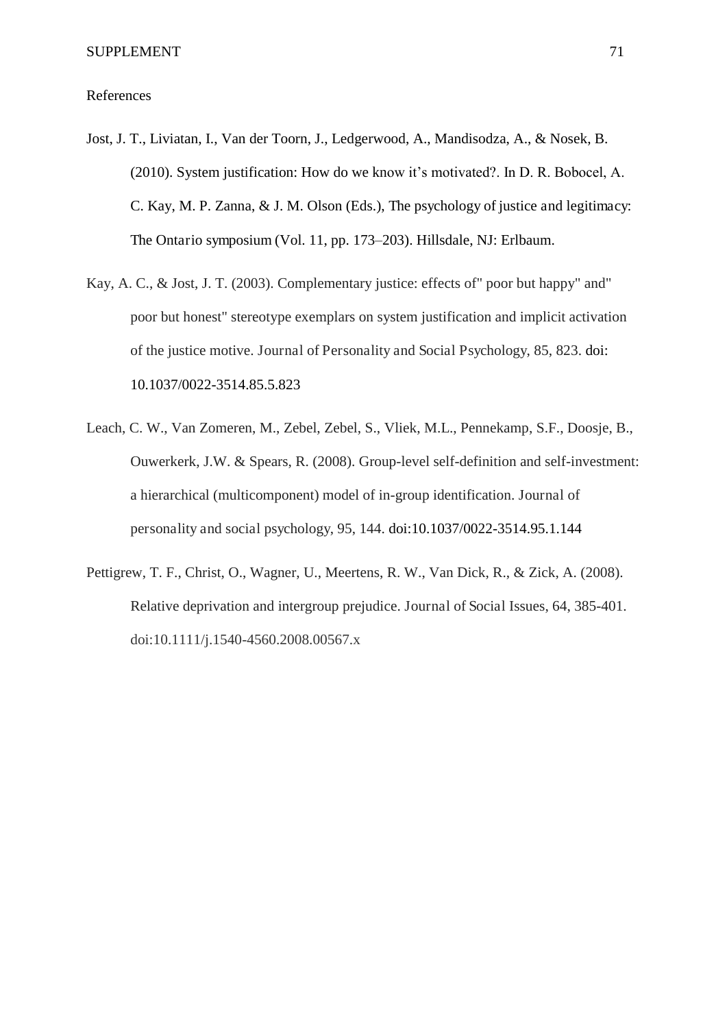References

Jost, J. T., Liviatan, I., Van der Toorn, J., Ledgerwood, A., Mandisodza, A., & Nosek, B. (2010). System justification: How do we know it's motivated?. In D. R. Bobocel, A. C. Kay, M. P. Zanna, & J. M. Olson (Eds.), The psychology of justice and legitimacy: The Ontario symposium (Vol. 11, pp. 173–203). Hillsdale, NJ: Erlbaum.

Kay, A. C., & Jost, J. T. (2003). Complementary justice: effects of" poor but happy" and" poor but honest" stereotype exemplars on system justification and implicit activation of the justice motive. Journal of Personality and Social Psychology, 85, 823. doi: 10.1037/0022-3514.85.5.823

Leach, C. W., Van Zomeren, M., Zebel, Zebel, S., Vliek, M.L., Pennekamp, S.F., Doosje, B., Ouwerkerk, J.W. & Spears, R. (2008). Group-level self-definition and self-investment: a hierarchical (multicomponent) model of in-group identification. Journal of personality and social psychology, 95, 144. doi:10.1037/0022-3514.95.1.144

Pettigrew, T. F., Christ, O., Wagner, U., Meertens, R. W., Van Dick, R., & Zick, A. (2008). Relative deprivation and intergroup prejudice. Journal of Social Issues, 64, 385-401. doi:10.1111/j.1540-4560.2008.00567.x